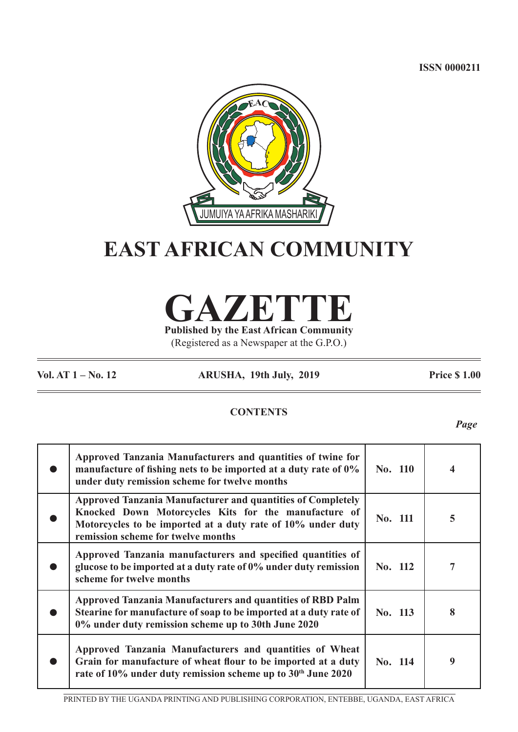ISSN 0000211

JUMUIYA YA AFRIKA MASHARIKI

# EAST AFRICAN COMMUNITY

# GAZETTE

**Published by the East African Community**

(Registered as a Newspaper at the G.P.O.)

**Vol. AT 1 – No. 12** **ARUSHA, 19th July, 2019** **Price $ 1.00**

## CONTENTS

| | | | *Page* |
|---|---|---|---|
| ● | **Approved Tanzania Manufacturers and quantities of twine for manufacture of fishing nets to be imported at a duty rate of 0% under duty remission scheme for twelve months** | **No. 110** | **4** |
| ● | **Approved Tanzania Manufacturer and quantities of Completely Knocked Down Motorcycles Kits for the manufacture of Motorcycles to be imported at a duty rate of 10% under duty remission scheme for twelve months** | **No. 111** | **5** |
| ● | **Approved Tanzania manufacturers and specified quantities of glucose to be imported at a duty rate of 0% under duty remission scheme for twelve months** | **No. 112** | **7** |
| ● | **Approved Tanzania Manufacturers and quantities of RBD Palm Stearine for manufacture of soap to be imported at a duty rate of 0% under duty remission scheme up to 30th June 2020** | **No. 113** | **8** |
| ● | **Approved Tanzania Manufacturers and quantities of Wheat Grain for manufacture of wheat flour to be imported at a duty rate of 10% under duty remission scheme up to 30th June 2020** | **No. 114** | **9** |

PRINTED BY THE UGANDA PRINTING AND PUBLISHING CORPORATION, ENTEBBE, UGANDA, EAST AFRICA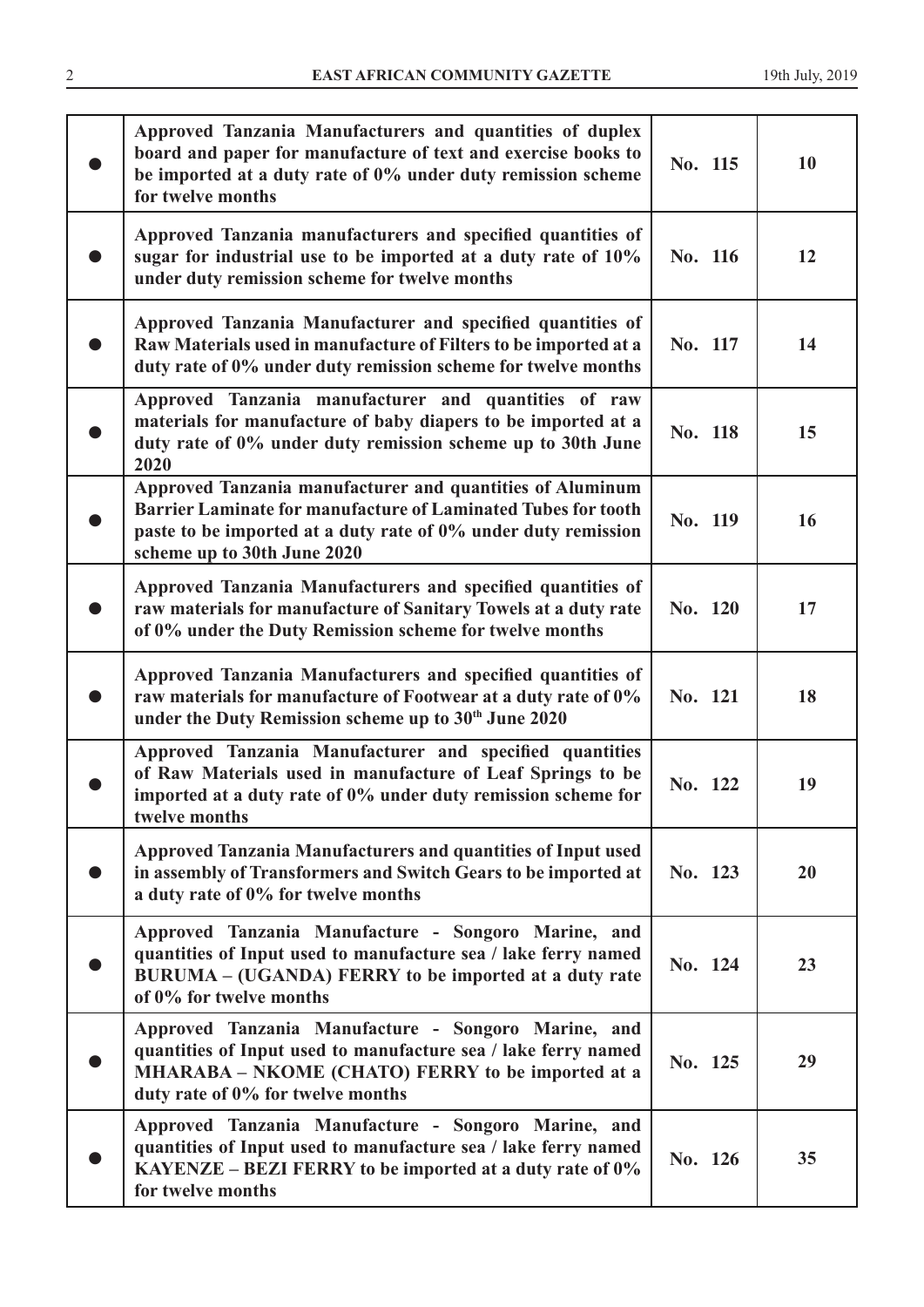| | | | |
|---|---|---|---|
| ● | **Approved Tanzania Manufacturers and quantities of duplex board and paper for manufacture of text and exercise books to be imported at a duty rate of 0% under duty remission scheme for twelve months** | **No. 115** | **10** |
| ● | **Approved Tanzania manufacturers and specified quantities of sugar for industrial use to be imported at a duty rate of 10% under duty remission scheme for twelve months** | **No. 116** | **12** |
| ● | **Approved Tanzania Manufacturer and specified quantities of Raw Materials used in manufacture of Filters to be imported at a duty rate of 0% under duty remission scheme for twelve months** | **No. 117** | **14** |
| ● | **Approved Tanzania manufacturer and quantities of raw materials for manufacture of baby diapers to be imported at a duty rate of 0% under duty remission scheme up to 30th June 2020** | **No. 118** | **15** |
| ● | **Approved Tanzania manufacturer and quantities of Aluminum Barrier Laminate for manufacture of Laminated Tubes for tooth paste to be imported at a duty rate of 0% under duty remission scheme up to 30th June 2020** | **No. 119** | **16** |
| ● | **Approved Tanzania Manufacturers and specified quantities of raw materials for manufacture of Sanitary Towels at a duty rate of 0% under the Duty Remission scheme for twelve months** | **No. 120** | **17** |
| ● | **Approved Tanzania Manufacturers and specified quantities of raw materials for manufacture of Footwear at a duty rate of 0% under the Duty Remission scheme up to 30th June 2020** | **No. 121** | **18** |
| ● | **Approved Tanzania Manufacturer and specified quantities of Raw Materials used in manufacture of Leaf Springs to be imported at a duty rate of 0% under duty remission scheme for twelve months** | **No. 122** | **19** |
| ● | **Approved Tanzania Manufacturers and quantities of Input used in assembly of Transformers and Switch Gears to be imported at a duty rate of 0% for twelve months** | **No. 123** | **20** |
| ● | **Approved Tanzania Manufacture - Songoro Marine, and quantities of Input used to manufacture sea / lake ferry named BURUMA – (UGANDA) FERRY to be imported at a duty rate of 0% for twelve months** | **No. 124** | **23** |
| ● | **Approved Tanzania Manufacture - Songoro Marine, and quantities of Input used to manufacture sea / lake ferry named MHARABA – NKOME (CHATO) FERRY to be imported at a duty rate of 0% for twelve months** | **No. 125** | **29** |
| ● | **Approved Tanzania Manufacture - Songoro Marine, and quantities of Input used to manufacture sea / lake ferry named KAYENZE – BEZI FERRY to be imported at a duty rate of 0% for twelve months** | **No. 126** | **35** |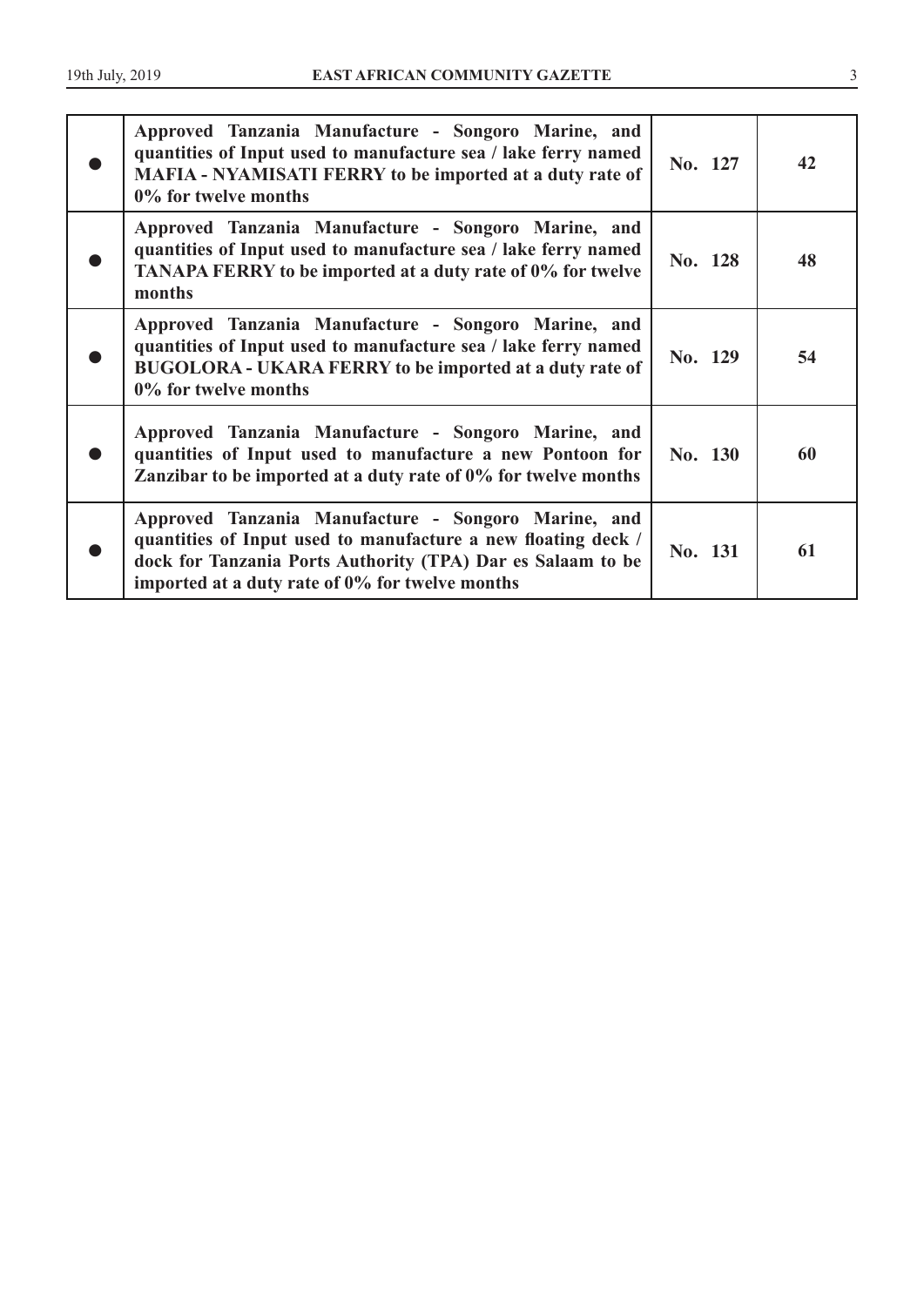| | | | |
|---|---|---|---|
| ● | **Approved Tanzania Manufacture - Songoro Marine, and quantities of Input used to manufacture sea / lake ferry named MAFIA - NYAMISATI FERRY to be imported at a duty rate of 0% for twelve months** | **No. 127** | **42** |
| ● | **Approved Tanzania Manufacture - Songoro Marine, and quantities of Input used to manufacture sea / lake ferry named TANAPA FERRY to be imported at a duty rate of 0% for twelve months** | **No. 128** | **48** |
| ● | **Approved Tanzania Manufacture - Songoro Marine, and quantities of Input used to manufacture sea / lake ferry named BUGOLORA - UKARA FERRY to be imported at a duty rate of 0% for twelve months** | **No. 129** | **54** |
| ● | **Approved Tanzania Manufacture - Songoro Marine, and quantities of Input used to manufacture a new Pontoon for Zanzibar to be imported at a duty rate of 0% for twelve months** | **No. 130** | **60** |
| ● | **Approved Tanzania Manufacture - Songoro Marine, and quantities of Input used to manufacture a new floating deck / dock for Tanzania Ports Authority (TPA) Dar es Salaam to be imported at a duty rate of 0% for twelve months** | **No. 131** | **61** |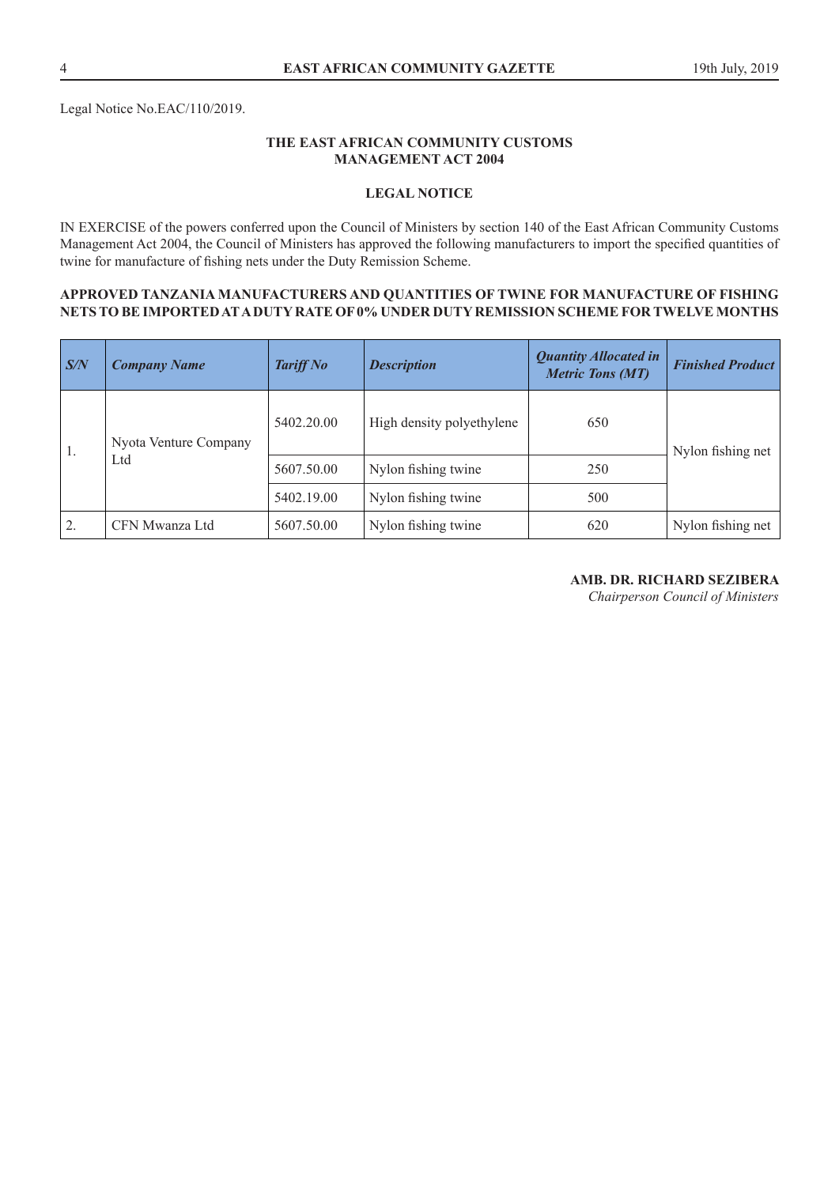Legal Notice No.EAC/110/2019.

**THE EAST AFRICAN COMMUNITY CUSTOMS MANAGEMENT ACT 2004**

**LEGAL NOTICE**

IN EXERCISE of the powers conferred upon the Council of Ministers by section 140 of the East African Community Customs Management Act 2004, the Council of Ministers has approved the following manufacturers to import the specified quantities of twine for manufacture of fishing nets under the Duty Remission Scheme.

**APPROVED TANZANIA MANUFACTURERS AND QUANTITIES OF TWINE FOR MANUFACTURE OF FISHING NETS TO BE IMPORTED AT A DUTY RATE OF 0% UNDER DUTY REMISSION SCHEME FOR TWELVE MONTHS**

| *S/N* | *Company Name* | *Tariff No* | *Description* | *Quantity Allocated in Metric Tons (MT)* | *Finished Product* |
|---|---|---|---|---|---|
| 1. | Nyota Venture Company Ltd | 5402.20.00 | High density polyethylene | 650 | Nylon fishing net |
| | | 5607.50.00 | Nylon fishing twine | 250 | |
| | | 5402.19.00 | Nylon fishing twine | 500 | |
| 2. | CFN Mwanza Ltd | 5607.50.00 | Nylon fishing twine | 620 | Nylon fishing net |

**AMB. DR. RICHARD SEZIBERA**
*Chairperson Council of Ministers*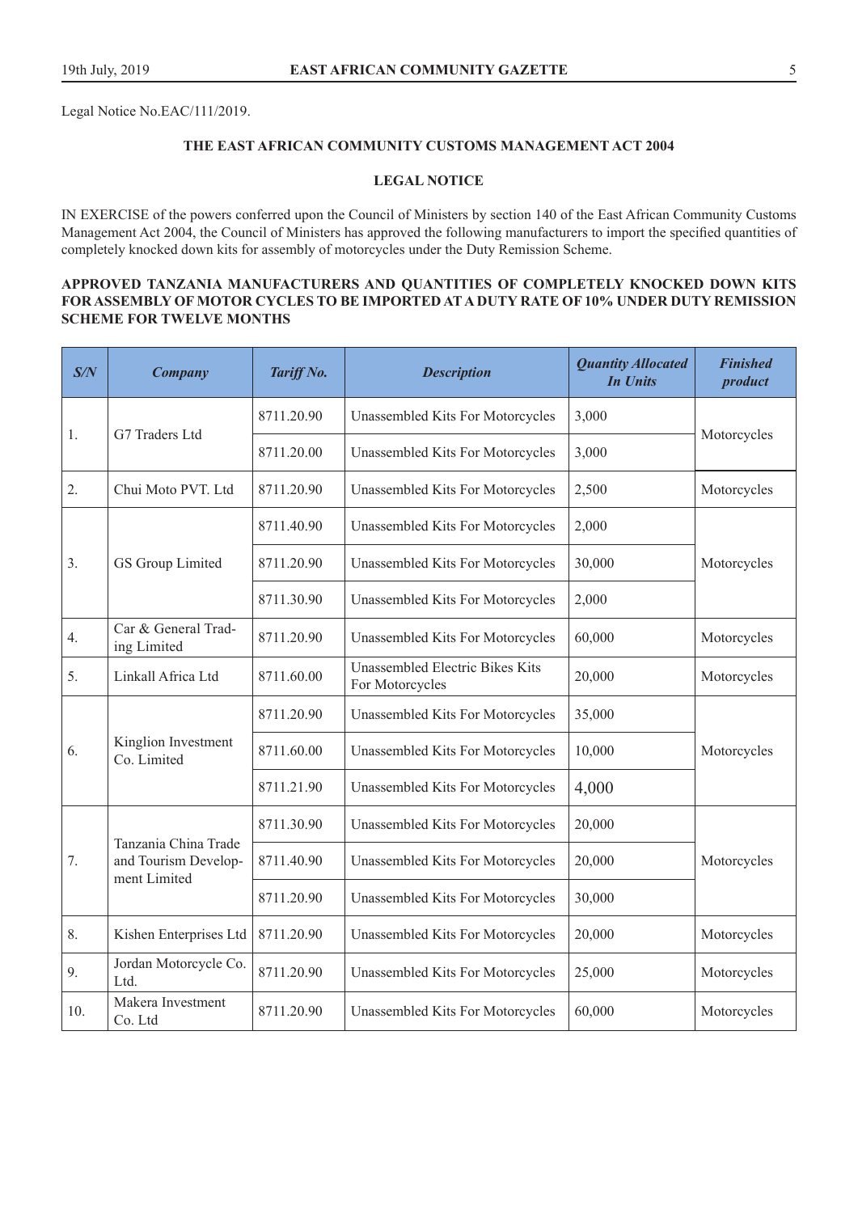Legal Notice No.EAC/111/2019.

**THE EAST AFRICAN COMMUNITY CUSTOMS MANAGEMENT ACT 2004**

**LEGAL NOTICE**

IN EXERCISE of the powers conferred upon the Council of Ministers by section 140 of the East African Community Customs Management Act 2004, the Council of Ministers has approved the following manufacturers to import the specified quantities of completely knocked down kits for assembly of motorcycles under the Duty Remission Scheme.

**APPROVED TANZANIA MANUFACTURERS AND QUANTITIES OF COMPLETELY KNOCKED DOWN KITS FOR ASSEMBLY OF MOTOR CYCLES TO BE IMPORTED AT A DUTY RATE OF 10% UNDER DUTY REMISSION SCHEME FOR TWELVE MONTHS**

| *S/N* | *Company* | *Tariff No.* | *Description* | *Quantity Allocated In Units* | *Finished product* |
|---|---|---|---|---|---|
| 1. | G7 Traders Ltd | 8711.20.90 | Unassembled Kits For Motorcycles | 3,000 | Motorcycles |
| | | 8711.20.00 | Unassembled Kits For Motorcycles | 3,000 | |
| 2. | Chui Moto PVT. Ltd | 8711.20.90 | Unassembled Kits For Motorcycles | 2,500 | Motorcycles |
| 3. | GS Group Limited | 8711.40.90 | Unassembled Kits For Motorcycles | 2,000 | Motorcycles |
| | | 8711.20.90 | Unassembled Kits For Motorcycles | 30,000 | |
| | | 8711.30.90 | Unassembled Kits For Motorcycles | 2,000 | |
| 4. | Car & General Trading Limited | 8711.20.90 | Unassembled Kits For Motorcycles | 60,000 | Motorcycles |
| 5. | Linkall Africa Ltd | 8711.60.00 | Unassembled Electric Bikes Kits For Motorcycles | 20,000 | Motorcycles |
| 6. | Kinglion Investment Co. Limited | 8711.20.90 | Unassembled Kits For Motorcycles | 35,000 | Motorcycles |
| | | 8711.60.00 | Unassembled Kits For Motorcycles | 10,000 | |
| | | 8711.21.90 | Unassembled Kits For Motorcycles | 4,000 | |
| 7. | Tanzania China Trade and Tourism Development Limited | 8711.30.90 | Unassembled Kits For Motorcycles | 20,000 | Motorcycles |
| | | 8711.40.90 | Unassembled Kits For Motorcycles | 20,000 | |
| | | 8711.20.90 | Unassembled Kits For Motorcycles | 30,000 | |
| 8. | Kishen Enterprises Ltd | 8711.20.90 | Unassembled Kits For Motorcycles | 20,000 | Motorcycles |
| 9. | Jordan Motorcycle Co. Ltd. | 8711.20.90 | Unassembled Kits For Motorcycles | 25,000 | Motorcycles |
| 10. | Makera Investment Co. Ltd | 8711.20.90 | Unassembled Kits For Motorcycles | 60,000 | Motorcycles |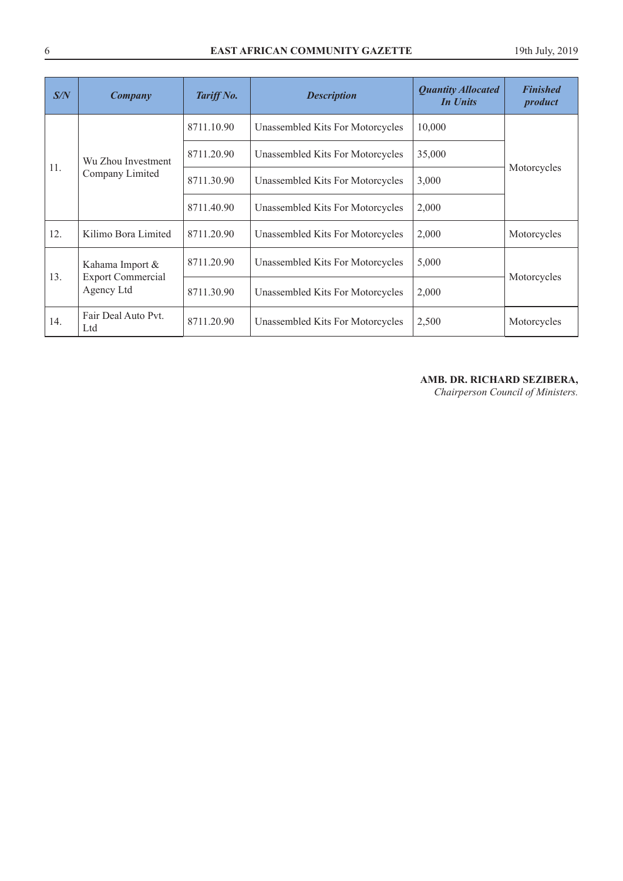| *S/N* | *Company* | *Tariff No.* | *Description* | *Quantity Allocated In Units* | *Finished product* |
|---|---|---|---|---|---|
| 11. | Wu Zhou Investment Company Limited | 8711.10.90 | Unassembled Kits For Motorcycles | 10,000 | Motorcycles |
| | | 8711.20.90 | Unassembled Kits For Motorcycles | 35,000 | |
| | | 8711.30.90 | Unassembled Kits For Motorcycles | 3,000 | |
| | | 8711.40.90 | Unassembled Kits For Motorcycles | 2,000 | |
| 12. | Kilimo Bora Limited | 8711.20.90 | Unassembled Kits For Motorcycles | 2,000 | Motorcycles |
| 13. | Kahama Import & Export Commercial Agency Ltd | 8711.20.90 | Unassembled Kits For Motorcycles | 5,000 | Motorcycles |
| | | 8711.30.90 | Unassembled Kits For Motorcycles | 2,000 | |
| 14. | Fair Deal Auto Pvt. Ltd | 8711.20.90 | Unassembled Kits For Motorcycles | 2,500 | Motorcycles |

**AMB. DR. RICHARD SEZIBERA,**
*Chairperson Council of Ministers.*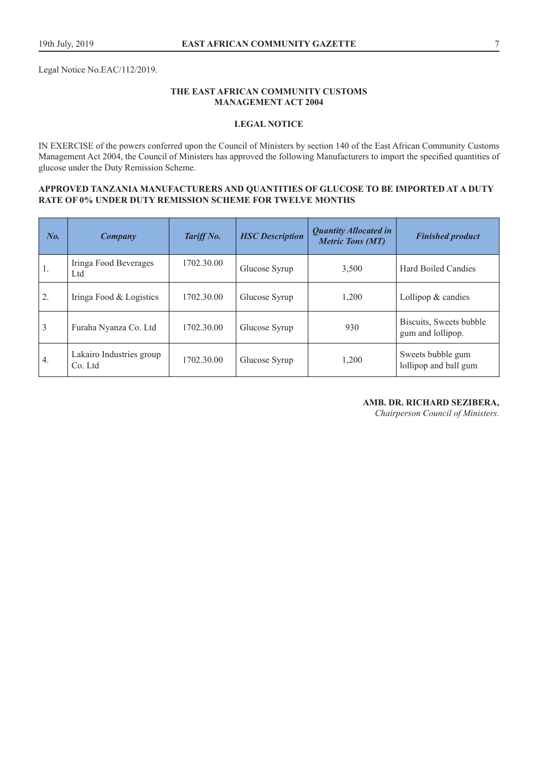Legal Notice No.EAC/112/2019.

**THE EAST AFRICAN COMMUNITY CUSTOMS MANAGEMENT ACT 2004**

**LEGAL NOTICE**

IN EXERCISE of the powers conferred upon the Council of Ministers by section 140 of the East African Community Customs Management Act 2004, the Council of Ministers has approved the following Manufacturers to import the specified quantities of glucose under the Duty Remission Scheme.

**APPROVED TANZANIA MANUFACTURERS AND QUANTITIES OF GLUCOSE TO BE IMPORTED AT A DUTY RATE OF 0% UNDER DUTY REMISSION SCHEME FOR TWELVE MONTHS**

| *No.* | *Company* | *Tariff No.* | *HSC Description* | *Quantity Allocated in Metric Tons (MT)* | *Finished product* |
|---|---|---|---|---|---|
| 1. | Iringa Food Beverages Ltd | 1702.30.00 | Glucose Syrup | 3,500 | Hard Boiled Candies |
| 2. | Iringa Food & Logistics | 1702.30.00 | Glucose Syrup | 1,200 | Lollipop & candies |
| 3 | Furaha Nyanza Co. Ltd | 1702.30.00 | Glucose Syrup | 930 | Biscuits, Sweets bubble gum and lollipop. |
| 4. | Lakairo Industries group Co. Ltd | 1702.30.00 | Glucose Syrup | 1,200 | Sweets bubble gum lollipop and ball gum |

**AMB. DR. RICHARD SEZIBERA,**
*Chairperson Council of Ministers.*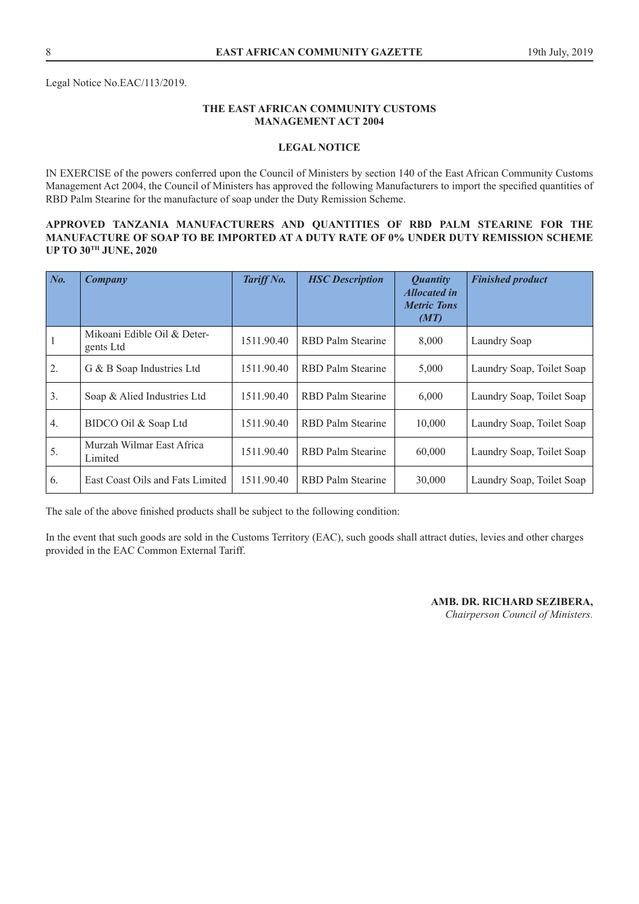Legal Notice No.EAC/113/2019.

**THE EAST AFRICAN COMMUNITY CUSTOMS MANAGEMENT ACT 2004**

**LEGAL NOTICE**

IN EXERCISE of the powers conferred upon the Council of Ministers by section 140 of the East African Community Customs Management Act 2004, the Council of Ministers has approved the following Manufacturers to import the specified quantities of RBD Palm Stearine for the manufacture of soap under the Duty Remission Scheme.

**APPROVED TANZANIA MANUFACTURERS AND QUANTITIES OF RBD PALM STEARINE FOR THE MANUFACTURE OF SOAP TO BE IMPORTED AT A DUTY RATE OF 0% UNDER DUTY REMISSION SCHEME UP TO 30TH JUNE, 2020**

| *No.* | *Company* | *Tariff No.* | *HSC Description* | *Quantity Allocated in Metric Tons (MT)* | *Finished product* |
|---|---|---|---|---|---|
| 1 | Mikoani Edible Oil & Detergents Ltd | 1511.90.40 | RBD Palm Stearine | 8,000 | Laundry Soap |
| 2. | G & B Soap Industries Ltd | 1511.90.40 | RBD Palm Stearine | 5,000 | Laundry Soap, Toilet Soap |
| 3. | Soap & Alied Industries Ltd | 1511.90.40 | RBD Palm Stearine | 6,000 | Laundry Soap, Toilet Soap |
| 4. | BIDCO Oil & Soap Ltd | 1511.90.40 | RBD Palm Stearine | 10,000 | Laundry Soap, Toilet Soap |
| 5. | Murzah Wilmar East Africa Limited | 1511.90.40 | RBD Palm Stearine | 60,000 | Laundry Soap, Toilet Soap |
| 6. | East Coast Oils and Fats Limited | 1511.90.40 | RBD Palm Stearine | 30,000 | Laundry Soap, Toilet Soap |

The sale of the above finished products shall be subject to the following condition:

In the event that such goods are sold in the Customs Territory (EAC), such goods shall attract duties, levies and other charges provided in the EAC Common External Tariff.

**AMB. DR. RICHARD SEZIBERA,**
*Chairperson Council of Ministers.*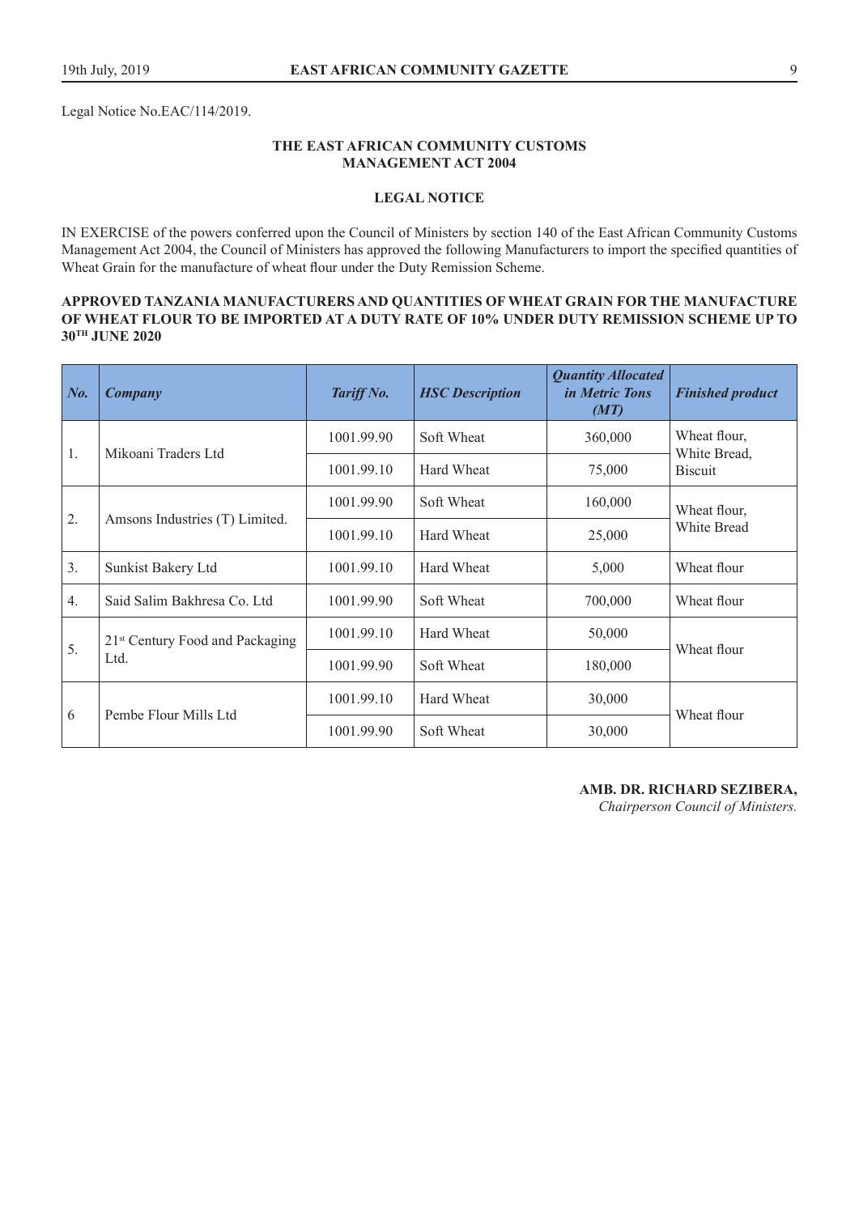Legal Notice No.EAC/114/2019.

**THE EAST AFRICAN COMMUNITY CUSTOMS MANAGEMENT ACT 2004**

**LEGAL NOTICE**

IN EXERCISE of the powers conferred upon the Council of Ministers by section 140 of the East African Community Customs Management Act 2004, the Council of Ministers has approved the following Manufacturers to import the specified quantities of Wheat Grain for the manufacture of wheat flour under the Duty Remission Scheme.

**APPROVED TANZANIA MANUFACTURERS AND QUANTITIES OF WHEAT GRAIN FOR THE MANUFACTURE OF WHEAT FLOUR TO BE IMPORTED AT A DUTY RATE OF 10% UNDER DUTY REMISSION SCHEME UP TO 30TH JUNE 2020**

| *No.* | *Company* | *Tariff No.* | *HSC Description* | *Quantity Allocated in Metric Tons (MT)* | *Finished product* |
|---|---|---|---|---|---|
| 1. | Mikoani Traders Ltd | 1001.99.90 | Soft Wheat | 360,000 | Wheat flour, White Bread, Biscuit |
| | | 1001.99.10 | Hard Wheat | 75,000 | |
| 2. | Amsons Industries (T) Limited. | 1001.99.90 | Soft Wheat | 160,000 | Wheat flour, White Bread |
| | | 1001.99.10 | Hard Wheat | 25,000 | |
| 3. | Sunkist Bakery Ltd | 1001.99.10 | Hard Wheat | 5,000 | Wheat flour |
| 4. | Said Salim Bakhresa Co. Ltd | 1001.99.90 | Soft Wheat | 700,000 | Wheat flour |
| 5. | 21st Century Food and Packaging Ltd. | 1001.99.10 | Hard Wheat | 50,000 | Wheat flour |
| | | 1001.99.90 | Soft Wheat | 180,000 | |
| 6 | Pembe Flour Mills Ltd | 1001.99.10 | Hard Wheat | 30,000 | Wheat flour |
| | | 1001.99.90 | Soft Wheat | 30,000 | |

**AMB. DR. RICHARD SEZIBERA,**
*Chairperson Council of Ministers.*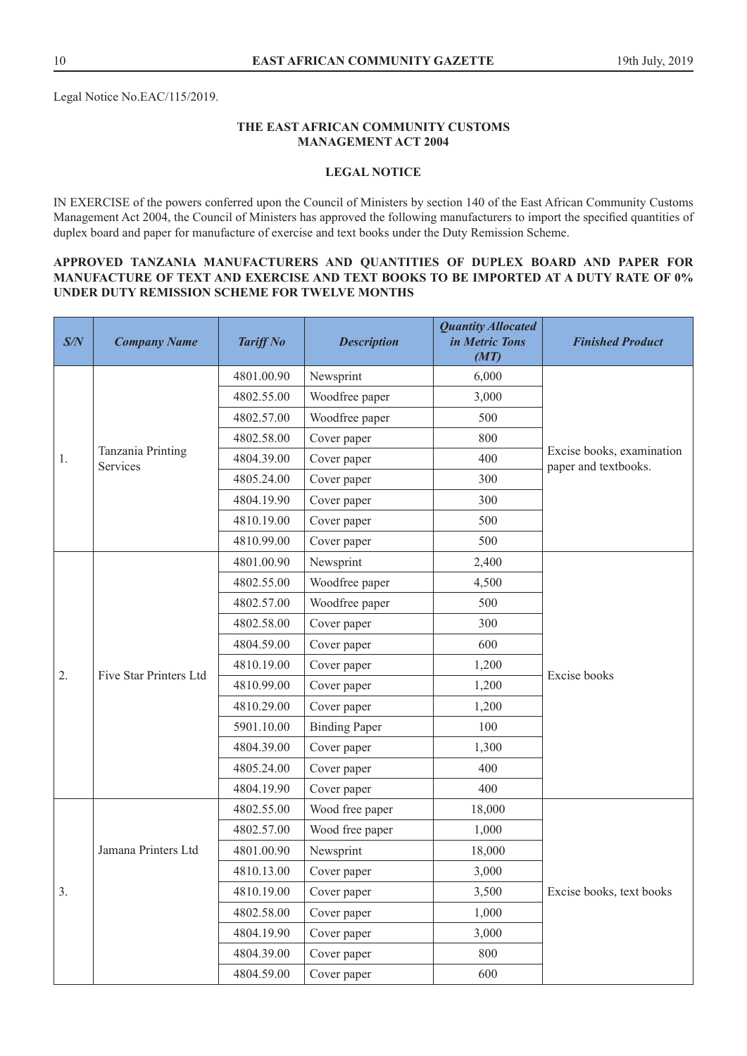Legal Notice No.EAC/115/2019.

**THE EAST AFRICAN COMMUNITY CUSTOMS MANAGEMENT ACT 2004**

**LEGAL NOTICE**

IN EXERCISE of the powers conferred upon the Council of Ministers by section 140 of the East African Community Customs Management Act 2004, the Council of Ministers has approved the following manufacturers to import the specified quantities of duplex board and paper for manufacture of exercise and text books under the Duty Remission Scheme.

**APPROVED TANZANIA MANUFACTURERS AND QUANTITIES OF DUPLEX BOARD AND PAPER FOR MANUFACTURE OF TEXT AND EXERCISE AND TEXT BOOKS TO BE IMPORTED AT A DUTY RATE OF 0% UNDER DUTY REMISSION SCHEME FOR TWELVE MONTHS**

| *S/N* | *Company Name* | *Tariff No* | *Description* | *Quantity Allocated in Metric Tons (MT)* | *Finished Product* |
|---|---|---|---|---|---|
| 1. | Tanzania Printing Services | 4801.00.90 | Newsprint | 6,000 | Excise books, examination paper and textbooks. |
| | | 4802.55.00 | Woodfree paper | 3,000 | |
| | | 4802.57.00 | Woodfree paper | 500 | |
| | | 4802.58.00 | Cover paper | 800 | |
| | | 4804.39.00 | Cover paper | 400 | |
| | | 4805.24.00 | Cover paper | 300 | |
| | | 4804.19.90 | Cover paper | 300 | |
| | | 4810.19.00 | Cover paper | 500 | |
| | | 4810.99.00 | Cover paper | 500 | |
| 2. | Five Star Printers Ltd | 4801.00.90 | Newsprint | 2,400 | Excise books |
| | | 4802.55.00 | Woodfree paper | 4,500 | |
| | | 4802.57.00 | Woodfree paper | 500 | |
| | | 4802.58.00 | Cover paper | 300 | |
| | | 4804.59.00 | Cover paper | 600 | |
| | | 4810.19.00 | Cover paper | 1,200 | |
| | | 4810.99.00 | Cover paper | 1,200 | |
| | | 4810.29.00 | Cover paper | 1,200 | |
| | | 5901.10.00 | Binding Paper | 100 | |
| | | 4804.39.00 | Cover paper | 1,300 | |
| | | 4805.24.00 | Cover paper | 400 | |
| | | 4804.19.90 | Cover paper | 400 | |
| 3. | Jamana Printers Ltd | 4802.55.00 | Wood free paper | 18,000 | Excise books, text books |
| | | 4802.57.00 | Wood free paper | 1,000 | |
| | | 4801.00.90 | Newsprint | 18,000 | |
| | | 4810.13.00 | Cover paper | 3,000 | |
| | | 4810.19.00 | Cover paper | 3,500 | |
| | | 4802.58.00 | Cover paper | 1,000 | |
| | | 4804.19.90 | Cover paper | 3,000 | |
| | | 4804.39.00 | Cover paper | 800 | |
| | | 4804.59.00 | Cover paper | 600 | |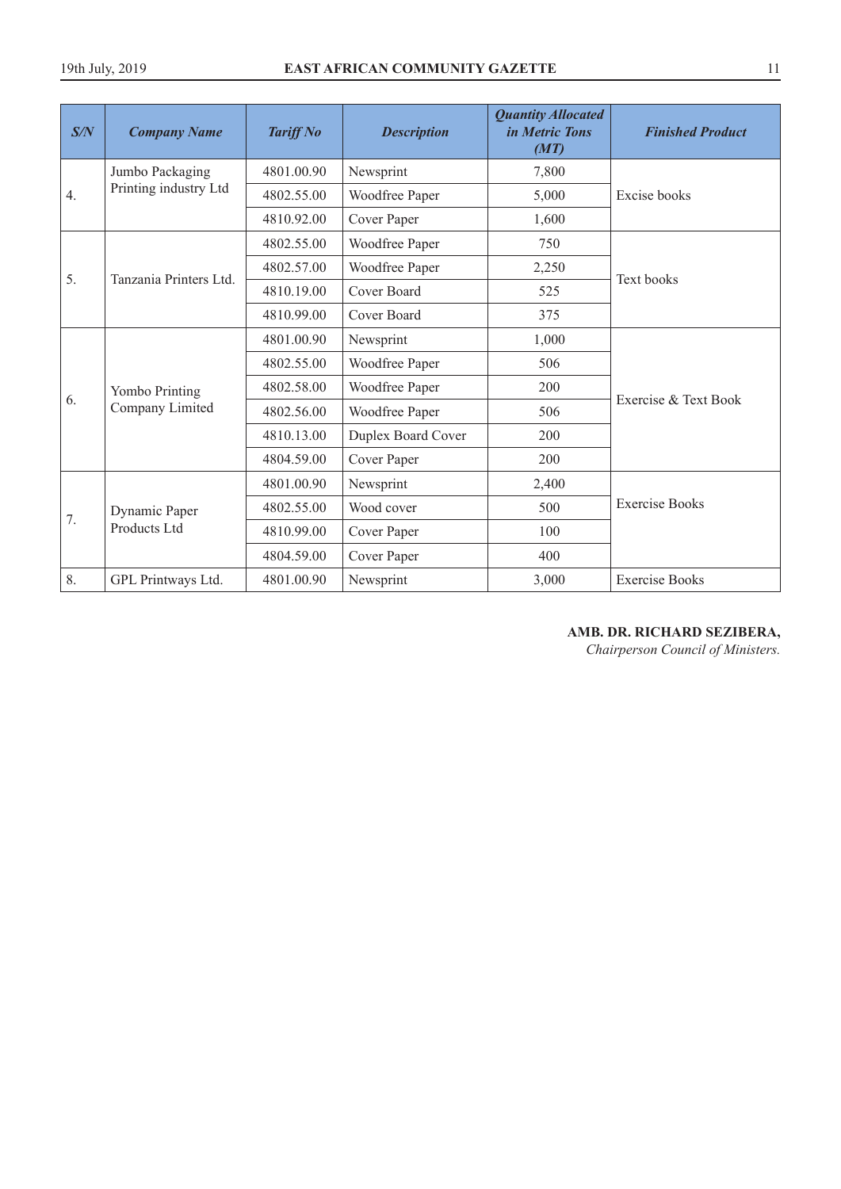| *S/N* | *Company Name* | *Tariff No* | *Description* | *Quantity Allocated in Metric Tons (MT)* | *Finished Product* |
|---|---|---|---|---|---|
| 4. | Jumbo Packaging Printing industry Ltd | 4801.00.90 | Newsprint | 7,800 | Excise books |
| | | 4802.55.00 | Woodfree Paper | 5,000 | |
| | | 4810.92.00 | Cover Paper | 1,600 | |
| 5. | Tanzania Printers Ltd. | 4802.55.00 | Woodfree Paper | 750 | Text books |
| | | 4802.57.00 | Woodfree Paper | 2,250 | |
| | | 4810.19.00 | Cover Board | 525 | |
| | | 4810.99.00 | Cover Board | 375 | |
| 6. | Yombo Printing Company Limited | 4801.00.90 | Newsprint | 1,000 | Exercise & Text Book |
| | | 4802.55.00 | Woodfree Paper | 506 | |
| | | 4802.58.00 | Woodfree Paper | 200 | |
| | | 4802.56.00 | Woodfree Paper | 506 | |
| | | 4810.13.00 | Duplex Board Cover | 200 | |
| | | 4804.59.00 | Cover Paper | 200 | |
| 7. | Dynamic Paper Products Ltd | 4801.00.90 | Newsprint | 2,400 | Exercise Books |
| | | 4802.55.00 | Wood cover | 500 | |
| | | 4810.99.00 | Cover Paper | 100 | |
| | | 4804.59.00 | Cover Paper | 400 | |
| 8. | GPL Printways Ltd. | 4801.00.90 | Newsprint | 3,000 | Exercise Books |

**AMB. DR. RICHARD SEZIBERA,**
*Chairperson Council of Ministers.*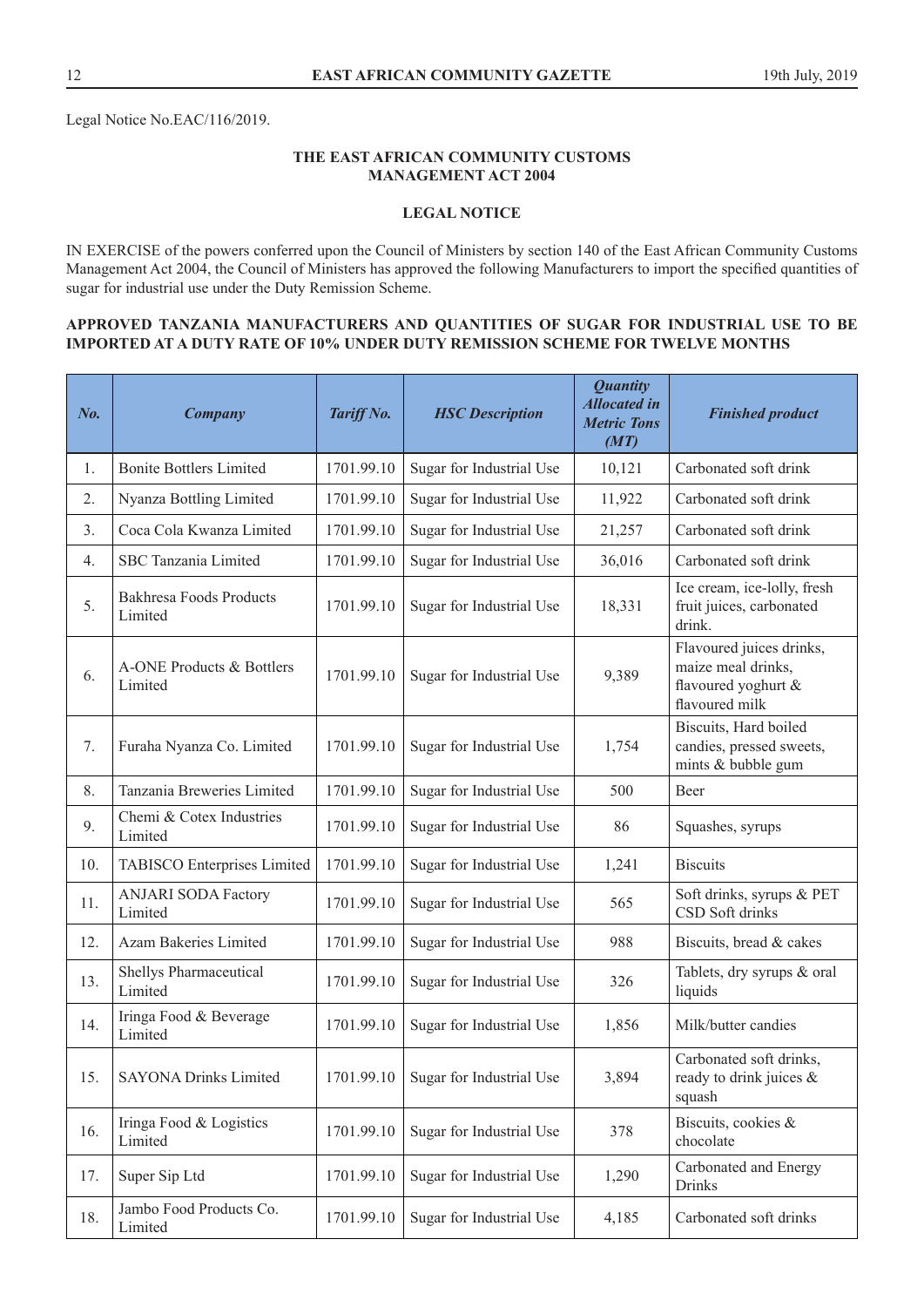Legal Notice No.EAC/116/2019.

**THE EAST AFRICAN COMMUNITY CUSTOMS MANAGEMENT ACT 2004**

**LEGAL NOTICE**

IN EXERCISE of the powers conferred upon the Council of Ministers by section 140 of the East African Community Customs Management Act 2004, the Council of Ministers has approved the following Manufacturers to import the specified quantities of sugar for industrial use under the Duty Remission Scheme.

**APPROVED TANZANIA MANUFACTURERS AND QUANTITIES OF SUGAR FOR INDUSTRIAL USE TO BE IMPORTED AT A DUTY RATE OF 10% UNDER DUTY REMISSION SCHEME FOR TWELVE MONTHS**

| *No.* | *Company* | *Tariff No.* | *HSC Description* | *Quantity Allocated in Metric Tons (MT)* | *Finished product* |
|---|---|---|---|---|---|
| 1. | Bonite Bottlers Limited | 1701.99.10 | Sugar for Industrial Use | 10,121 | Carbonated soft drink |
| 2. | Nyanza Bottling Limited | 1701.99.10 | Sugar for Industrial Use | 11,922 | Carbonated soft drink |
| 3. | Coca Cola Kwanza Limited | 1701.99.10 | Sugar for Industrial Use | 21,257 | Carbonated soft drink |
| 4. | SBC Tanzania Limited | 1701.99.10 | Sugar for Industrial Use | 36,016 | Carbonated soft drink |
| 5. | Bakhresa Foods Products Limited | 1701.99.10 | Sugar for Industrial Use | 18,331 | Ice cream, ice-lolly, fresh fruit juices, carbonated drink. |
| 6. | A-ONE Products & Bottlers Limited | 1701.99.10 | Sugar for Industrial Use | 9,389 | Flavoured juices drinks, maize meal drinks, flavoured yoghurt & flavoured milk |
| 7. | Furaha Nyanza Co. Limited | 1701.99.10 | Sugar for Industrial Use | 1,754 | Biscuits, Hard boiled candies, pressed sweets, mints & bubble gum |
| 8. | Tanzania Breweries Limited | 1701.99.10 | Sugar for Industrial Use | 500 | Beer |
| 9. | Chemi & Cotex Industries Limited | 1701.99.10 | Sugar for Industrial Use | 86 | Squashes, syrups |
| 10. | TABISCO Enterprises Limited | 1701.99.10 | Sugar for Industrial Use | 1,241 | Biscuits |
| 11. | ANJARI SODA Factory Limited | 1701.99.10 | Sugar for Industrial Use | 565 | Soft drinks, syrups & PET CSD Soft drinks |
| 12. | Azam Bakeries Limited | 1701.99.10 | Sugar for Industrial Use | 988 | Biscuits, bread & cakes |
| 13. | Shellys Pharmaceutical Limited | 1701.99.10 | Sugar for Industrial Use | 326 | Tablets, dry syrups & oral liquids |
| 14. | Iringa Food & Beverage Limited | 1701.99.10 | Sugar for Industrial Use | 1,856 | Milk/butter candies |
| 15. | SAYONA Drinks Limited | 1701.99.10 | Sugar for Industrial Use | 3,894 | Carbonated soft drinks, ready to drink juices & squash |
| 16. | Iringa Food & Logistics Limited | 1701.99.10 | Sugar for Industrial Use | 378 | Biscuits, cookies & chocolate |
| 17. | Super Sip Ltd | 1701.99.10 | Sugar for Industrial Use | 1,290 | Carbonated and Energy Drinks |
| 18. | Jambo Food Products Co. Limited | 1701.99.10 | Sugar for Industrial Use | 4,185 | Carbonated soft drinks |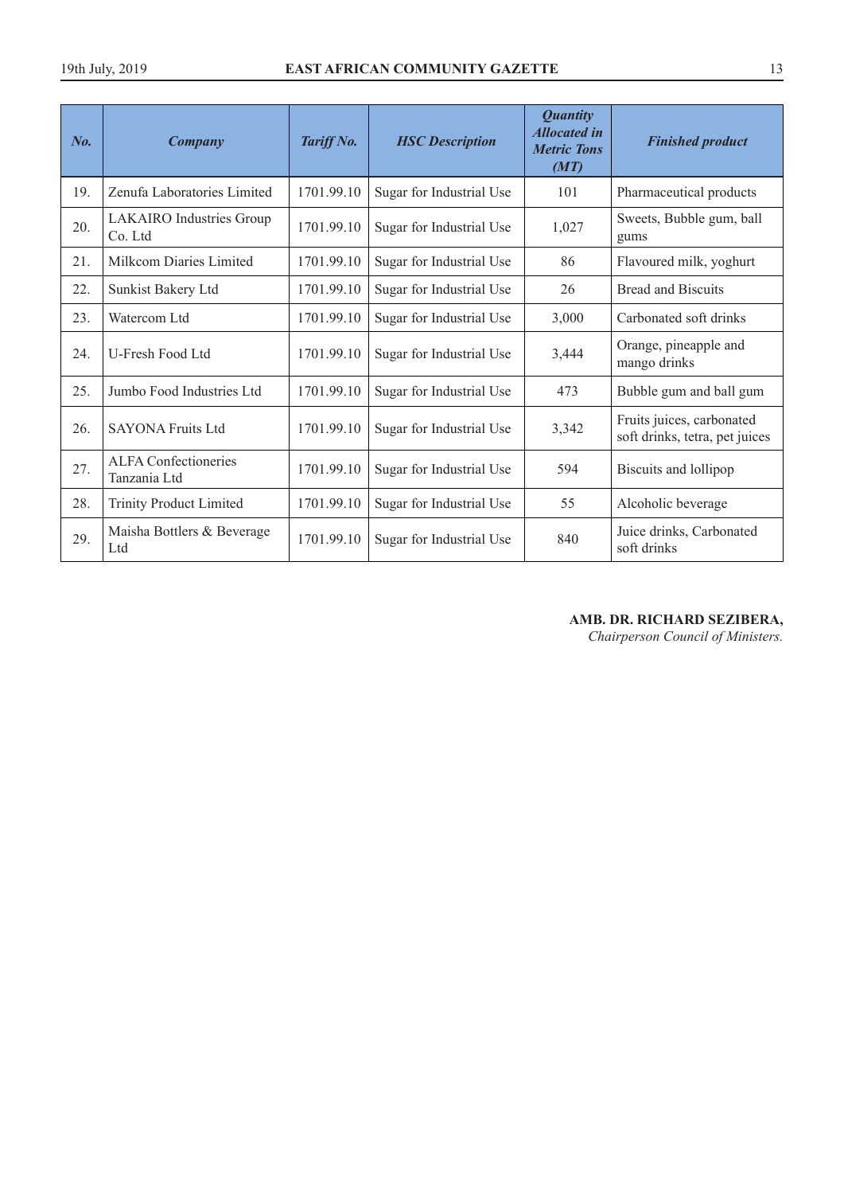| No. | Company | Tariff No. | HSC Description | Quantity Allocated in Metric Tons (MT) | Finished product |
|---|---|---|---|---|---|
| 19. | Zenufa Laboratories Limited | 1701.99.10 | Sugar for Industrial Use | 101 | Pharmaceutical products |
| 20. | LAKAIRO Industries Group Co. Ltd | 1701.99.10 | Sugar for Industrial Use | 1,027 | Sweets, Bubble gum, ball gums |
| 21. | Milkcom Diaries Limited | 1701.99.10 | Sugar for Industrial Use | 86 | Flavoured milk, yoghurt |
| 22. | Sunkist Bakery Ltd | 1701.99.10 | Sugar for Industrial Use | 26 | Bread and Biscuits |
| 23. | Watercom Ltd | 1701.99.10 | Sugar for Industrial Use | 3,000 | Carbonated soft drinks |
| 24. | U-Fresh Food Ltd | 1701.99.10 | Sugar for Industrial Use | 3,444 | Orange, pineapple and mango drinks |
| 25. | Jumbo Food Industries Ltd | 1701.99.10 | Sugar for Industrial Use | 473 | Bubble gum and ball gum |
| 26. | SAYONA Fruits Ltd | 1701.99.10 | Sugar for Industrial Use | 3,342 | Fruits juices, carbonated soft drinks, tetra, pet juices |
| 27. | ALFA Confectioneries Tanzania Ltd | 1701.99.10 | Sugar for Industrial Use | 594 | Biscuits and lollipop |
| 28. | Trinity Product Limited | 1701.99.10 | Sugar for Industrial Use | 55 | Alcoholic beverage |
| 29. | Maisha Bottlers & Beverage Ltd | 1701.99.10 | Sugar for Industrial Use | 840 | Juice drinks, Carbonated soft drinks |

**AMB. DR. RICHARD SEZIBERA,**
*Chairperson Council of Ministers.*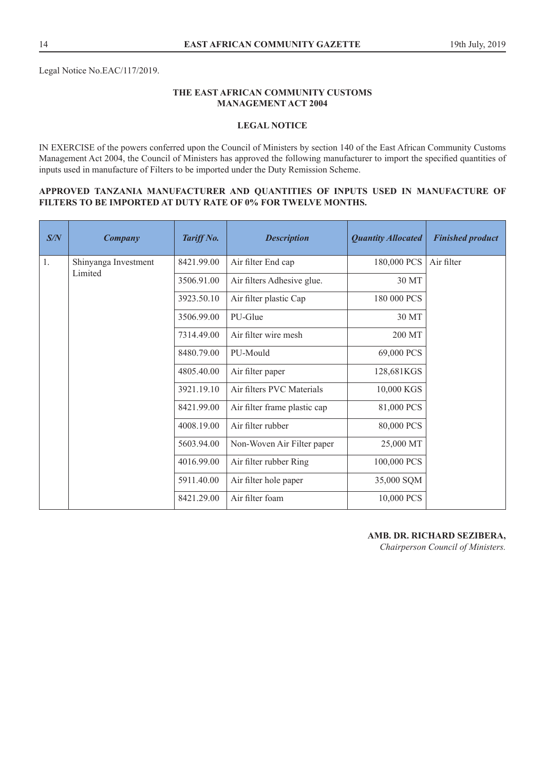Legal Notice No.EAC/117/2019.

**THE EAST AFRICAN COMMUNITY CUSTOMS MANAGEMENT ACT 2004**

**LEGAL NOTICE**

IN EXERCISE of the powers conferred upon the Council of Ministers by section 140 of the East African Community Customs Management Act 2004, the Council of Ministers has approved the following manufacturer to import the specified quantities of inputs used in manufacture of Filters to be imported under the Duty Remission Scheme.

**APPROVED TANZANIA MANUFACTURER AND QUANTITIES OF INPUTS USED IN MANUFACTURE OF FILTERS TO BE IMPORTED AT DUTY RATE OF 0% FOR TWELVE MONTHS.**

| *S/N* | *Company* | *Tariff No.* | *Description* | *Quantity Allocated* | *Finished product* |
|---|---|---|---|---|---|
| 1. | Shinyanga Investment Limited | 8421.99.00 | Air filter End cap | 180,000 PCS | Air filter |
| | | 3506.91.00 | Air filters Adhesive glue. | 30 MT | |
| | | 3923.50.10 | Air filter plastic Cap | 180 000 PCS | |
| | | 3506.99.00 | PU-Glue | 30 MT | |
| | | 7314.49.00 | Air filter wire mesh | 200 MT | |
| | | 8480.79.00 | PU-Mould | 69,000 PCS | |
| | | 4805.40.00 | Air filter paper | 128,681KGS | |
| | | 3921.19.10 | Air filters PVC Materials | 10,000 KGS | |
| | | 8421.99.00 | Air filter frame plastic cap | 81,000 PCS | |
| | | 4008.19.00 | Air filter rubber | 80,000 PCS | |
| | | 5603.94.00 | Non-Woven Air Filter paper | 25,000 MT | |
| | | 4016.99.00 | Air filter rubber Ring | 100,000 PCS | |
| | | 5911.40.00 | Air filter hole paper | 35,000 SQM | |
| | | 8421.29.00 | Air filter foam | 10,000 PCS | |

**AMB. DR. RICHARD SEZIBERA,**
*Chairperson Council of Ministers.*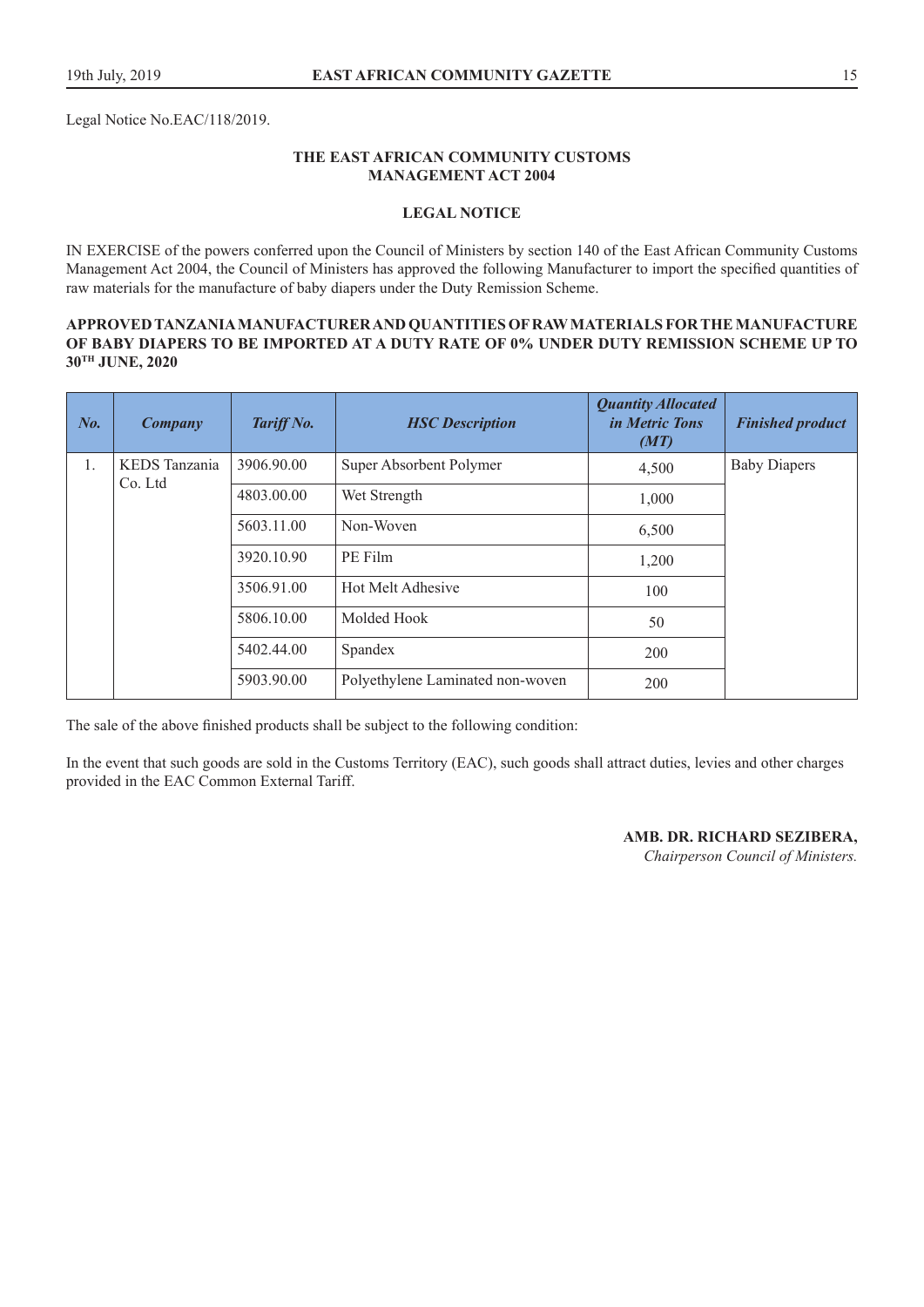Legal Notice No.EAC/118/2019.

**THE EAST AFRICAN COMMUNITY CUSTOMS MANAGEMENT ACT 2004**

**LEGAL NOTICE**

IN EXERCISE of the powers conferred upon the Council of Ministers by section 140 of the East African Community Customs Management Act 2004, the Council of Ministers has approved the following Manufacturer to import the specified quantities of raw materials for the manufacture of baby diapers under the Duty Remission Scheme.

**APPROVED TANZANIA MANUFACTURER AND QUANTITIES OF RAW MATERIALS FOR THE MANUFACTURE OF BABY DIAPERS TO BE IMPORTED AT A DUTY RATE OF 0% UNDER DUTY REMISSION SCHEME UP TO 30TH JUNE, 2020**

| *No.* | *Company* | *Tariff No.* | *HSC Description* | *Quantity Allocated in Metric Tons (MT)* | *Finished product* |
|---|---|---|---|---|---|
| 1. | KEDS Tanzania Co. Ltd | 3906.90.00 | Super Absorbent Polymer | 4,500 | Baby Diapers |
| | | 4803.00.00 | Wet Strength | 1,000 | |
| | | 5603.11.00 | Non-Woven | 6,500 | |
| | | 3920.10.90 | PE Film | 1,200 | |
| | | 3506.91.00 | Hot Melt Adhesive | 100 | |
| | | 5806.10.00 | Molded Hook | 50 | |
| | | 5402.44.00 | Spandex | 200 | |
| | | 5903.90.00 | Polyethylene Laminated non-woven | 200 | |

The sale of the above finished products shall be subject to the following condition:

In the event that such goods are sold in the Customs Territory (EAC), such goods shall attract duties, levies and other charges provided in the EAC Common External Tariff.

**AMB. DR. RICHARD SEZIBERA,**
*Chairperson Council of Ministers.*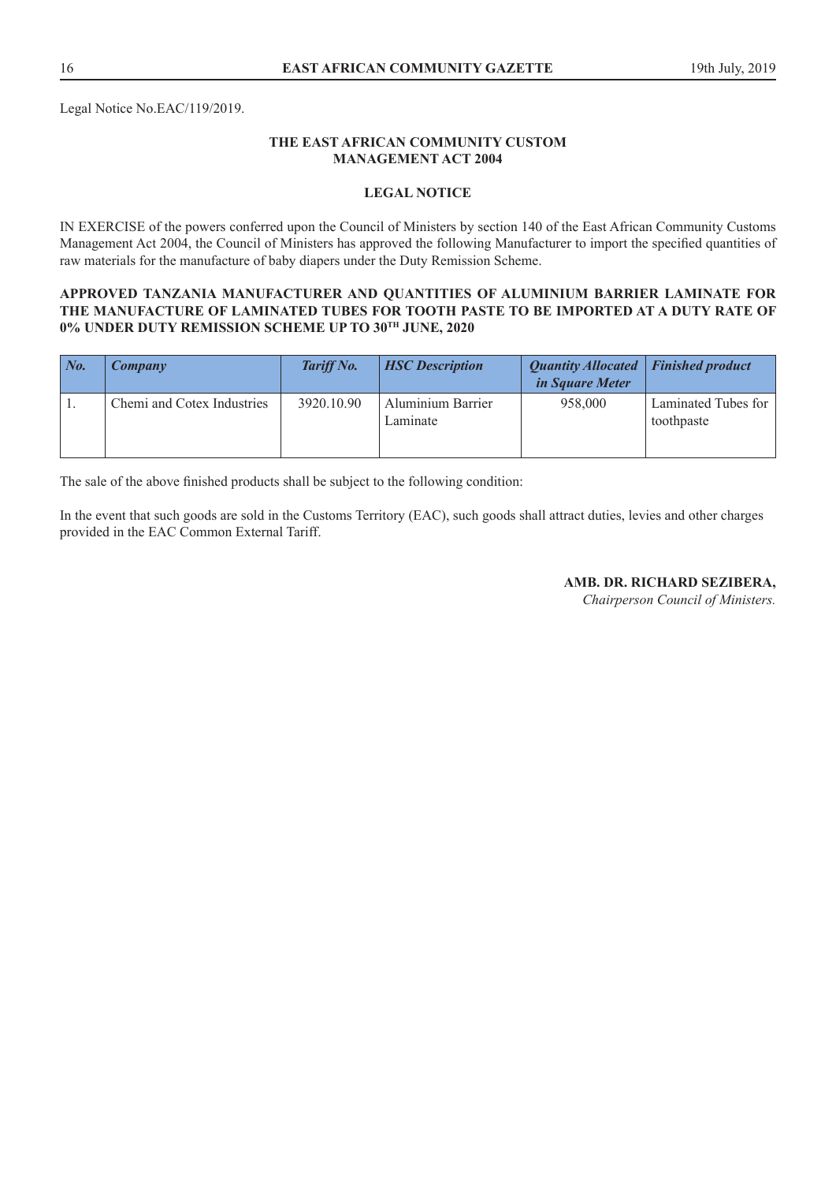Legal Notice No.EAC/119/2019.

**THE EAST AFRICAN COMMUNITY CUSTOM MANAGEMENT ACT 2004**

**LEGAL NOTICE**

IN EXERCISE of the powers conferred upon the Council of Ministers by section 140 of the East African Community Customs Management Act 2004, the Council of Ministers has approved the following Manufacturer to import the specified quantities of raw materials for the manufacture of baby diapers under the Duty Remission Scheme.

**APPROVED TANZANIA MANUFACTURER AND QUANTITIES OF ALUMINIUM BARRIER LAMINATE FOR THE MANUFACTURE OF LAMINATED TUBES FOR TOOTH PASTE TO BE IMPORTED AT A DUTY RATE OF 0% UNDER DUTY REMISSION SCHEME UP TO 30TH JUNE, 2020**

| *No.* | *Company* | *Tariff No.* | *HSC Description* | *Quantity Allocated in Square Meter* | *Finished product* |
|---|---|---|---|---|---|
| 1. | Chemi and Cotex Industries | 3920.10.90 | Aluminium Barrier Laminate | 958,000 | Laminated Tubes for toothpaste |

The sale of the above finished products shall be subject to the following condition:

In the event that such goods are sold in the Customs Territory (EAC), such goods shall attract duties, levies and other charges provided in the EAC Common External Tariff.

**AMB. DR. RICHARD SEZIBERA,**
*Chairperson Council of Ministers.*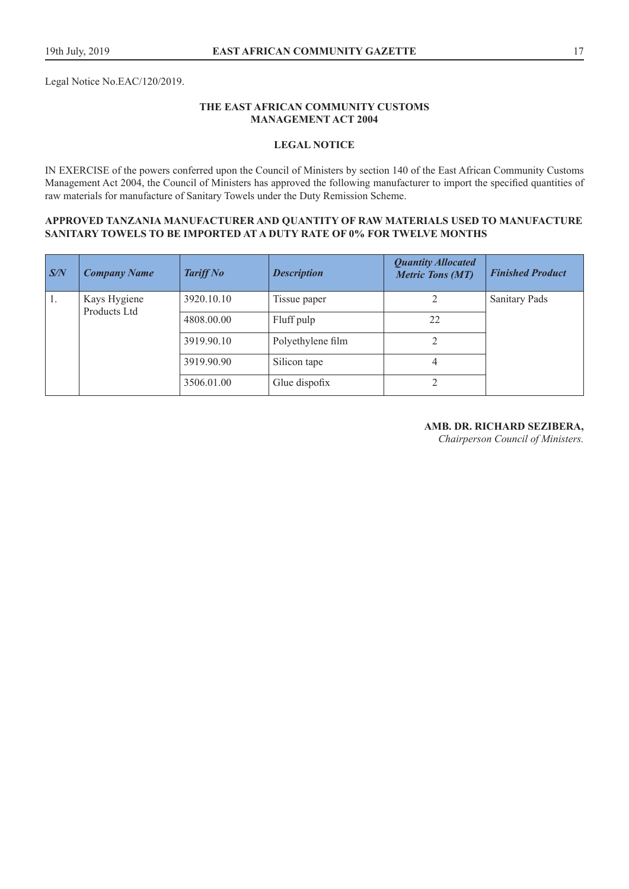Legal Notice No.EAC/120/2019.

**THE EAST AFRICAN COMMUNITY CUSTOMS MANAGEMENT ACT 2004**

**LEGAL NOTICE**

IN EXERCISE of the powers conferred upon the Council of Ministers by section 140 of the East African Community Customs Management Act 2004, the Council of Ministers has approved the following manufacturer to import the specified quantities of raw materials for manufacture of Sanitary Towels under the Duty Remission Scheme.

**APPROVED TANZANIA MANUFACTURER AND QUANTITY OF RAW MATERIALS USED TO MANUFACTURE SANITARY TOWELS TO BE IMPORTED AT A DUTY RATE OF 0% FOR TWELVE MONTHS**

| ***S/N*** | ***Company Name*** | ***Tariff No*** | ***Description*** | ***Quantity Allocated Metric Tons (MT)*** | ***Finished Product*** |
|---|---|---|---|---|---|
| 1. | Kays Hygiene Products Ltd | 3920.10.10 | Tissue paper | 2 | Sanitary Pads |
| | | 4808.00.00 | Fluff pulp | 22 | |
| | | 3919.90.10 | Polyethylene film | 2 | |
| | | 3919.90.90 | Silicon tape | 4 | |
| | | 3506.01.00 | Glue dispofix | 2 | |

**AMB. DR. RICHARD SEZIBERA,**
*Chairperson Council of Ministers.*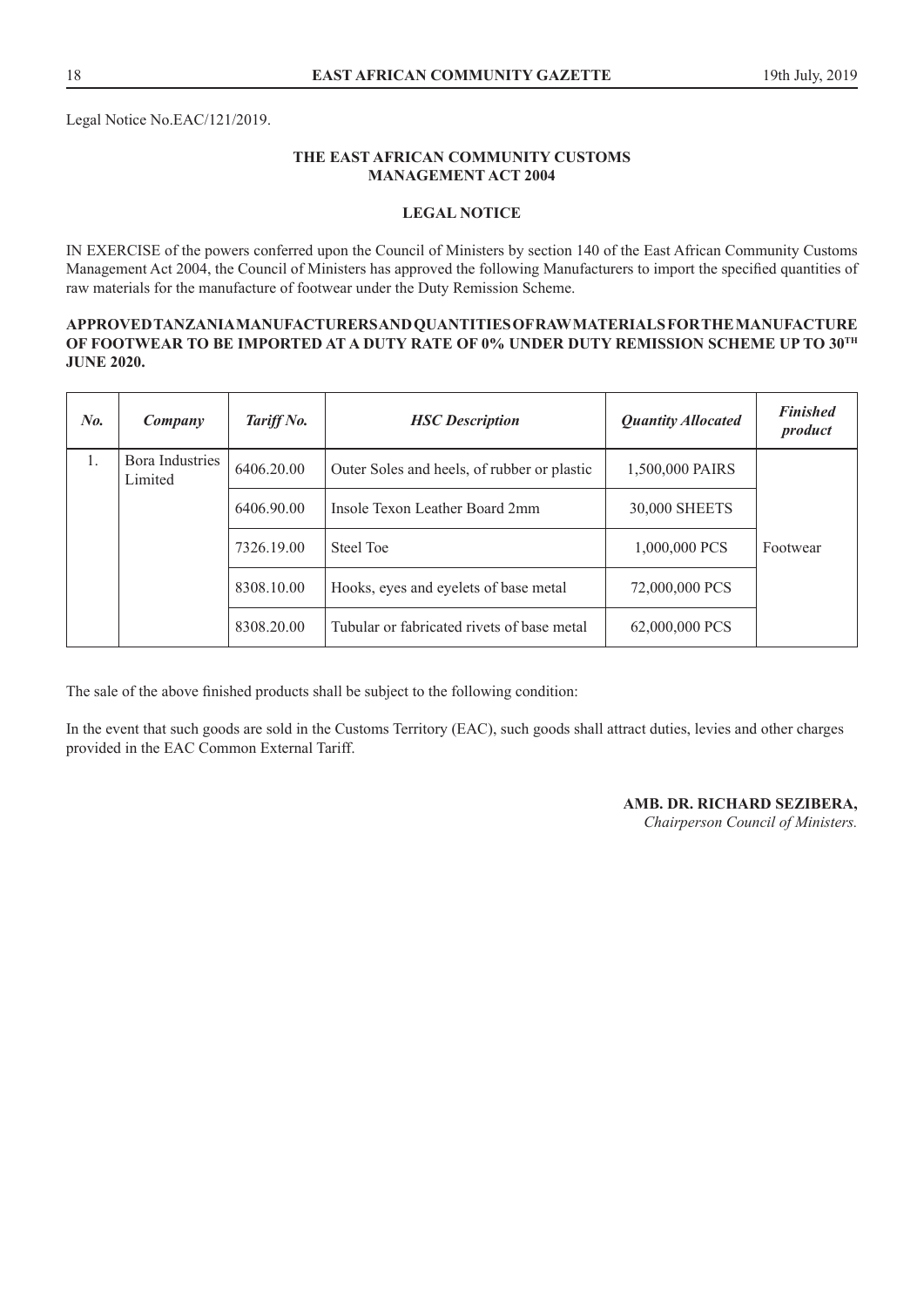Legal Notice No.EAC/121/2019.

**THE EAST AFRICAN COMMUNITY CUSTOMS MANAGEMENT ACT 2004**

**LEGAL NOTICE**

IN EXERCISE of the powers conferred upon the Council of Ministers by section 140 of the East African Community Customs Management Act 2004, the Council of Ministers has approved the following Manufacturers to import the specified quantities of raw materials for the manufacture of footwear under the Duty Remission Scheme.

**APPROVED TANZANIA MANUFACTURERS AND QUANTITIES OF RAW MATERIALS FOR THE MANUFACTURE OF FOOTWEAR TO BE IMPORTED AT A DUTY RATE OF 0% UNDER DUTY REMISSION SCHEME UP TO 30TH JUNE 2020.**

| *No.* | *Company* | *Tariff No.* | *HSC Description* | *Quantity Allocated* | *Finished product* |
|---|---|---|---|---|---|
| 1. | Bora Industries Limited | 6406.20.00 | Outer Soles and heels, of rubber or plastic | 1,500,000 PAIRS | Footwear |
| | | 6406.90.00 | Insole Texon Leather Board 2mm | 30,000 SHEETS | |
| | | 7326.19.00 | Steel Toe | 1,000,000 PCS | |
| | | 8308.10.00 | Hooks, eyes and eyelets of base metal | 72,000,000 PCS | |
| | | 8308.20.00 | Tubular or fabricated rivets of base metal | 62,000,000 PCS | |

The sale of the above finished products shall be subject to the following condition:

In the event that such goods are sold in the Customs Territory (EAC), such goods shall attract duties, levies and other charges provided in the EAC Common External Tariff.

**AMB. DR. RICHARD SEZIBERA,**
*Chairperson Council of Ministers.*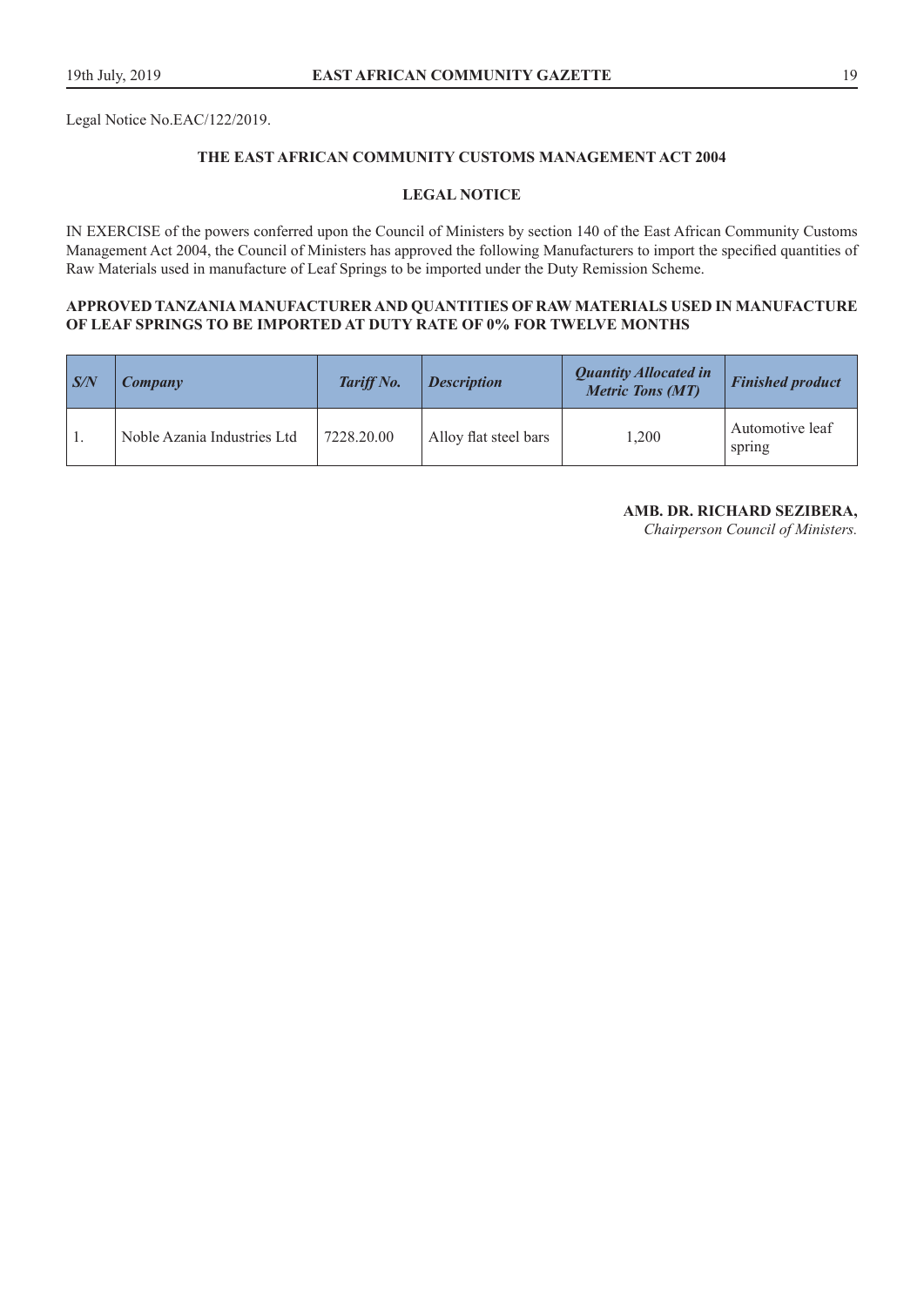Legal Notice No.EAC/122/2019.

## THE EAST AFRICAN COMMUNITY CUSTOMS MANAGEMENT ACT 2004

## LEGAL NOTICE

IN EXERCISE of the powers conferred upon the Council of Ministers by section 140 of the East African Community Customs Management Act 2004, the Council of Ministers has approved the following Manufacturers to import the specified quantities of Raw Materials used in manufacture of Leaf Springs to be imported under the Duty Remission Scheme.

**APPROVED TANZANIA MANUFACTURER AND QUANTITIES OF RAW MATERIALS USED IN MANUFACTURE OF LEAF SPRINGS TO BE IMPORTED AT DUTY RATE OF 0% FOR TWELVE MONTHS**

| *S/N* | *Company* | *Tariff No.* | *Description* | *Quantity Allocated in Metric Tons (MT)* | *Finished product* |
|---|---|---|---|---|---|
| 1. | Noble Azania Industries Ltd | 7228.20.00 | Alloy flat steel bars | 1,200 | Automotive leaf spring |

**AMB. DR. RICHARD SEZIBERA,**
*Chairperson Council of Ministers.*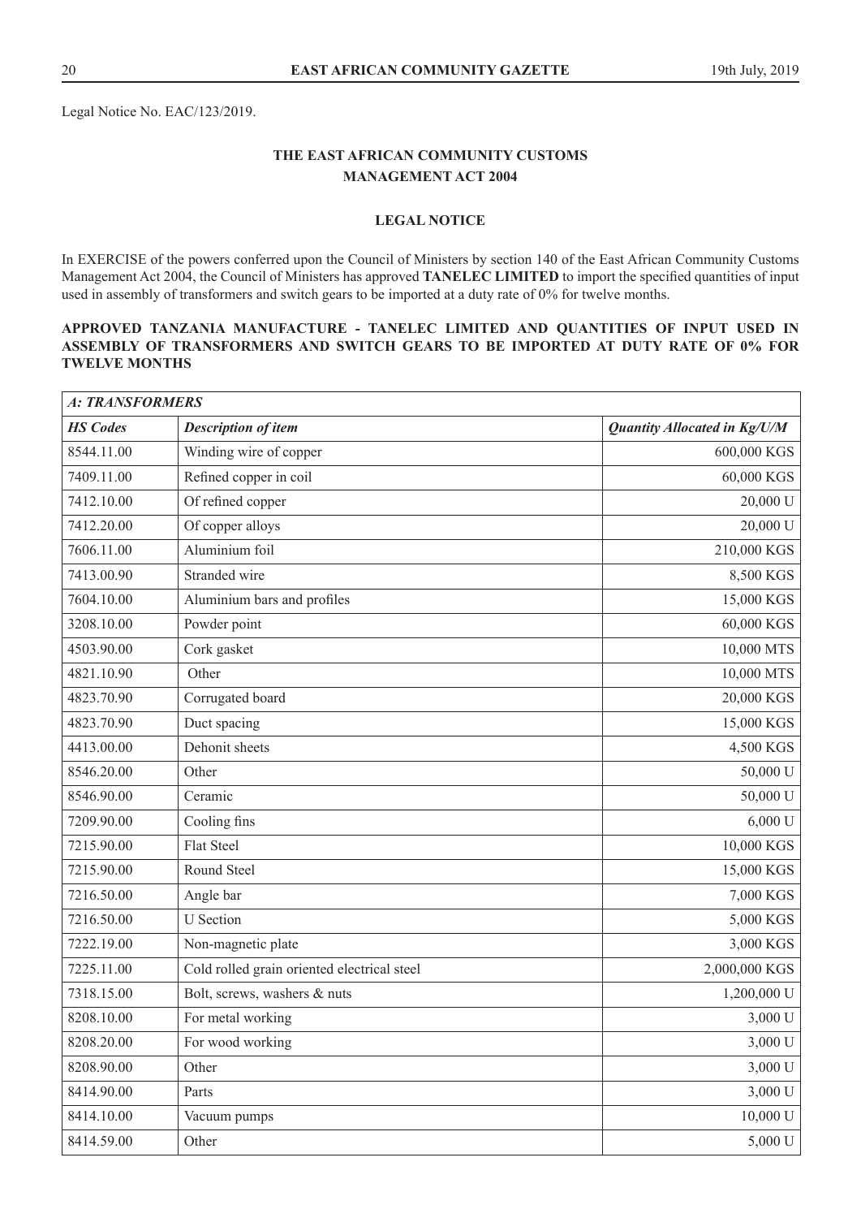Legal Notice No. EAC/123/2019.

## THE EAST AFRICAN COMMUNITY CUSTOMS MANAGEMENT ACT 2004

### LEGAL NOTICE

In EXERCISE of the powers conferred upon the Council of Ministers by section 140 of the East African Community Customs Management Act 2004, the Council of Ministers has approved **TANELEC LIMITED** to import the specified quantities of input used in assembly of transformers and switch gears to be imported at a duty rate of 0% for twelve months.

**APPROVED TANZANIA MANUFACTURE - TANELEC LIMITED AND QUANTITIES OF INPUT USED IN ASSEMBLY OF TRANSFORMERS AND SWITCH GEARS TO BE IMPORTED AT DUTY RATE OF 0% FOR TWELVE MONTHS**

| *A: TRANSFORMERS* | | |
|---|---|---|
| ***HS Codes*** | ***Description of item*** | ***Quantity Allocated in Kg/U/M*** |
| 8544.11.00 | Winding wire of copper | 600,000 KGS |
| 7409.11.00 | Refined copper in coil | 60,000 KGS |
| 7412.10.00 | Of refined copper | 20,000 U |
| 7412.20.00 | Of copper alloys | 20,000 U |
| 7606.11.00 | Aluminium foil | 210,000 KGS |
| 7413.00.90 | Stranded wire | 8,500 KGS |
| 7604.10.00 | Aluminium bars and profiles | 15,000 KGS |
| 3208.10.00 | Powder point | 60,000 KGS |
| 4503.90.00 | Cork gasket | 10,000 MTS |
| 4821.10.90 | Other | 10,000 MTS |
| 4823.70.90 | Corrugated board | 20,000 KGS |
| 4823.70.90 | Duct spacing | 15,000 KGS |
| 4413.00.00 | Dehonit sheets | 4,500 KGS |
| 8546.20.00 | Other | 50,000 U |
| 8546.90.00 | Ceramic | 50,000 U |
| 7209.90.00 | Cooling fins | 6,000 U |
| 7215.90.00 | Flat Steel | 10,000 KGS |
| 7215.90.00 | Round Steel | 15,000 KGS |
| 7216.50.00 | Angle bar | 7,000 KGS |
| 7216.50.00 | U Section | 5,000 KGS |
| 7222.19.00 | Non-magnetic plate | 3,000 KGS |
| 7225.11.00 | Cold rolled grain oriented electrical steel | 2,000,000 KGS |
| 7318.15.00 | Bolt, screws, washers & nuts | 1,200,000 U |
| 8208.10.00 | For metal working | 3,000 U |
| 8208.20.00 | For wood working | 3,000 U |
| 8208.90.00 | Other | 3,000 U |
| 8414.90.00 | Parts | 3,000 U |
| 8414.10.00 | Vacuum pumps | 10,000 U |
| 8414.59.00 | Other | 5,000 U |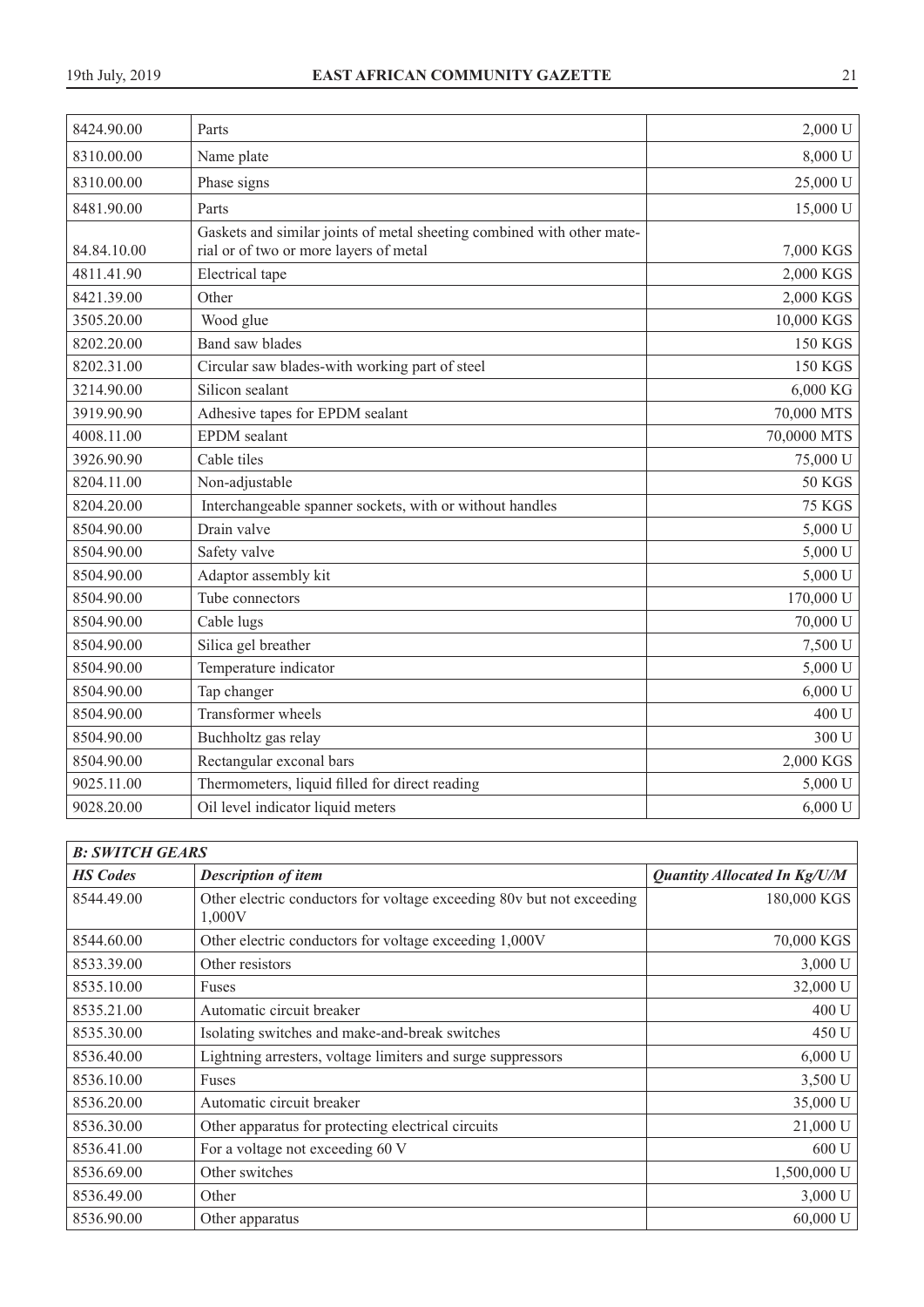| | | |
|---|---|---|
| 8424.90.00 | Parts | 2,000 U |
| 8310.00.00 | Name plate | 8,000 U |
| 8310.00.00 | Phase signs | 25,000 U |
| 8481.90.00 | Parts | 15,000 U |
| 84.84.10.00 | Gaskets and similar joints of metal sheeting combined with other material or of two or more layers of metal | 7,000 KGS |
| 4811.41.90 | Electrical tape | 2,000 KGS |
| 8421.39.00 | Other | 2,000 KGS |
| 3505.20.00 | Wood glue | 10,000 KGS |
| 8202.20.00 | Band saw blades | 150 KGS |
| 8202.31.00 | Circular saw blades-with working part of steel | 150 KGS |
| 3214.90.00 | Silicon sealant | 6,000 KG |
| 3919.90.90 | Adhesive tapes for EPDM sealant | 70,000 MTS |
| 4008.11.00 | EPDM sealant | 70,0000 MTS |
| 3926.90.90 | Cable tiles | 75,000 U |
| 8204.11.00 | Non-adjustable | 50 KGS |
| 8204.20.00 | Interchangeable spanner sockets, with or without handles | 75 KGS |
| 8504.90.00 | Drain valve | 5,000 U |
| 8504.90.00 | Safety valve | 5,000 U |
| 8504.90.00 | Adaptor assembly kit | 5,000 U |
| 8504.90.00 | Tube connectors | 170,000 U |
| 8504.90.00 | Cable lugs | 70,000 U |
| 8504.90.00 | Silica gel breather | 7,500 U |
| 8504.90.00 | Temperature indicator | 5,000 U |
| 8504.90.00 | Tap changer | 6,000 U |
| 8504.90.00 | Transformer wheels | 400 U |
| 8504.90.00 | Buchholtz gas relay | 300 U |
| 8504.90.00 | Rectangular exconal bars | 2,000 KGS |
| 9025.11.00 | Thermometers, liquid filled for direct reading | 5,000 U |
| 9028.20.00 | Oil level indicator liquid meters | 6,000 U |

| ***B: SWITCH GEARS*** | | |
|---|---|---|
| ***HS Codes*** | ***Description of item*** | ***Quantity Allocated In Kg/U/M*** |
| 8544.49.00 | Other electric conductors for voltage exceeding 80v but not exceeding 1,000V | 180,000 KGS |
| 8544.60.00 | Other electric conductors for voltage exceeding 1,000V | 70,000 KGS |
| 8533.39.00 | Other resistors | 3,000 U |
| 8535.10.00 | Fuses | 32,000 U |
| 8535.21.00 | Automatic circuit breaker | 400 U |
| 8535.30.00 | Isolating switches and make-and-break switches | 450 U |
| 8536.40.00 | Lightning arresters, voltage limiters and surge suppressors | 6,000 U |
| 8536.10.00 | Fuses | 3,500 U |
| 8536.20.00 | Automatic circuit breaker | 35,000 U |
| 8536.30.00 | Other apparatus for protecting electrical circuits | 21,000 U |
| 8536.41.00 | For a voltage not exceeding 60 V | 600 U |
| 8536.69.00 | Other switches | 1,500,000 U |
| 8536.49.00 | Other | 3,000 U |
| 8536.90.00 | Other apparatus | 60,000 U |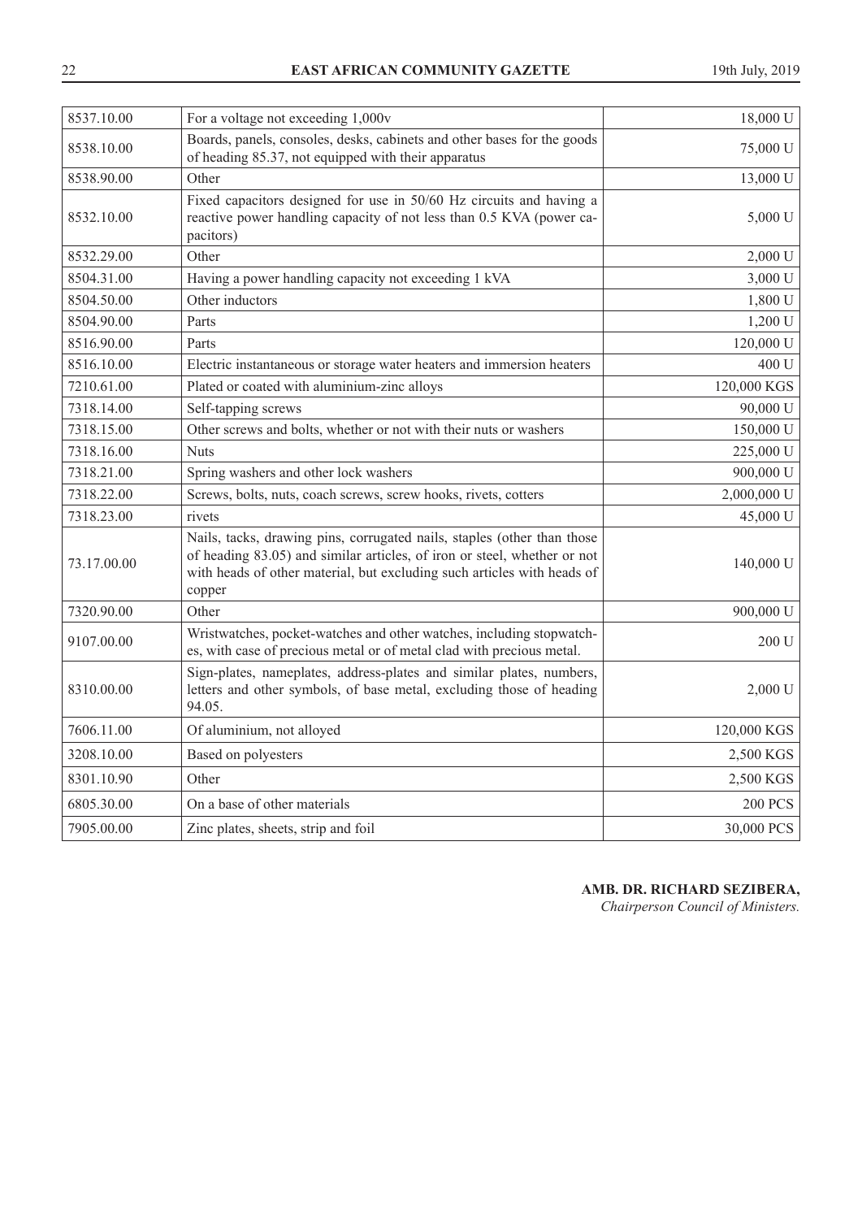| | | |
|---|---|---|
| 8537.10.00 | For a voltage not exceeding 1,000v | 18,000 U |
| 8538.10.00 | Boards, panels, consoles, desks, cabinets and other bases for the goods of heading 85.37, not equipped with their apparatus | 75,000 U |
| 8538.90.00 | Other | 13,000 U |
| 8532.10.00 | Fixed capacitors designed for use in 50/60 Hz circuits and having a reactive power handling capacity of not less than 0.5 KVA (power capacitors) | 5,000 U |
| 8532.29.00 | Other | 2,000 U |
| 8504.31.00 | Having a power handling capacity not exceeding 1 kVA | 3,000 U |
| 8504.50.00 | Other inductors | 1,800 U |
| 8504.90.00 | Parts | 1,200 U |
| 8516.90.00 | Parts | 120,000 U |
| 8516.10.00 | Electric instantaneous or storage water heaters and immersion heaters | 400 U |
| 7210.61.00 | Plated or coated with aluminium-zinc alloys | 120,000 KGS |
| 7318.14.00 | Self-tapping screws | 90,000 U |
| 7318.15.00 | Other screws and bolts, whether or not with their nuts or washers | 150,000 U |
| 7318.16.00 | Nuts | 225,000 U |
| 7318.21.00 | Spring washers and other lock washers | 900,000 U |
| 7318.22.00 | Screws, bolts, nuts, coach screws, screw hooks, rivets, cotters | 2,000,000 U |
| 7318.23.00 | rivets | 45,000 U |
| 73.17.00.00 | Nails, tacks, drawing pins, corrugated nails, staples (other than those of heading 83.05) and similar articles, of iron or steel, whether or not with heads of other material, but excluding such articles with heads of copper | 140,000 U |
| 7320.90.00 | Other | 900,000 U |
| 9107.00.00 | Wristwatches, pocket-watches and other watches, including stopwatches, with case of precious metal or of metal clad with precious metal. | 200 U |
| 8310.00.00 | Sign-plates, nameplates, address-plates and similar plates, numbers, letters and other symbols, of base metal, excluding those of heading 94.05. | 2,000 U |
| 7606.11.00 | Of aluminium, not alloyed | 120,000 KGS |
| 3208.10.00 | Based on polyesters | 2,500 KGS |
| 8301.10.90 | Other | 2,500 KGS |
| 6805.30.00 | On a base of other materials | 200 PCS |
| 7905.00.00 | Zinc plates, sheets, strip and foil | 30,000 PCS |

**AMB. DR. RICHARD SEZIBERA,**
*Chairperson Council of Ministers.*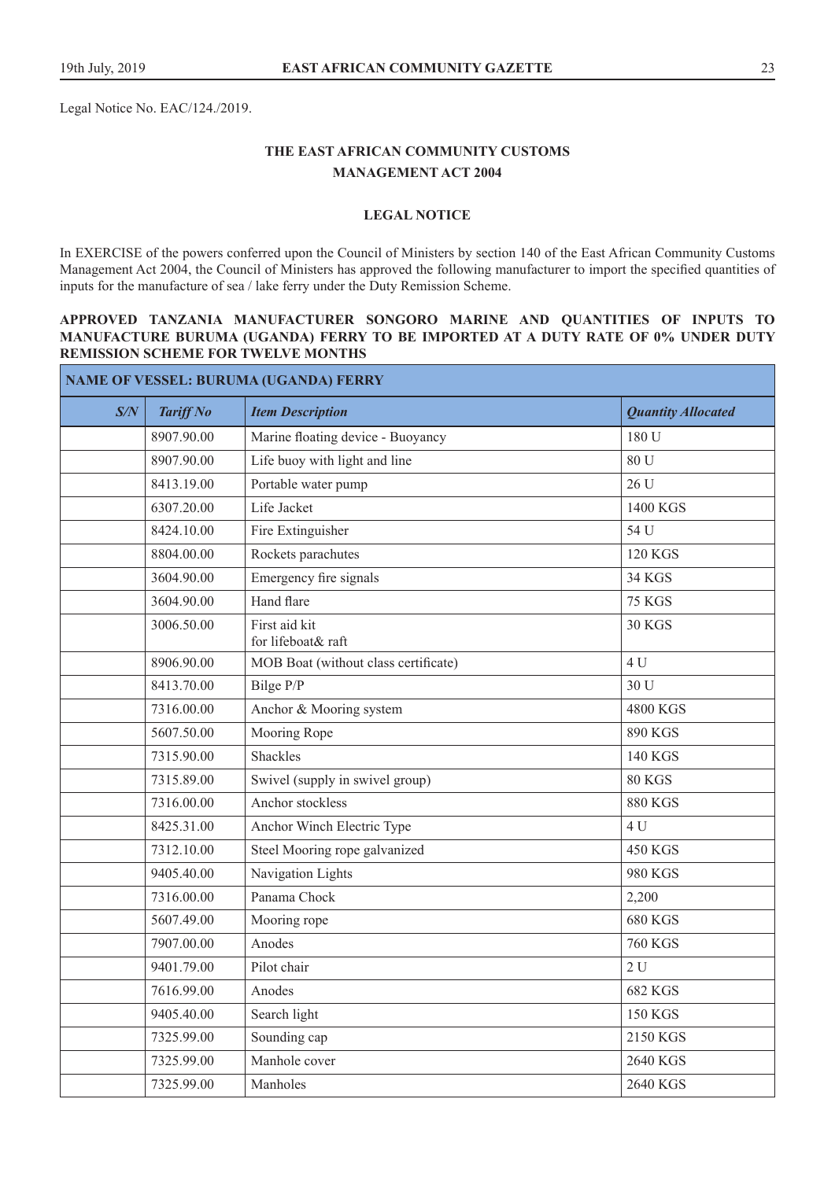Legal Notice No. EAC/124./2019.

## THE EAST AFRICAN COMMUNITY CUSTOMS MANAGEMENT ACT 2004

### LEGAL NOTICE

In EXERCISE of the powers conferred upon the Council of Ministers by section 140 of the East African Community Customs Management Act 2004, the Council of Ministers has approved the following manufacturer to import the specified quantities of inputs for the manufacture of sea / lake ferry under the Duty Remission Scheme.

**APPROVED TANZANIA MANUFACTURER SONGORO MARINE AND QUANTITIES OF INPUTS TO MANUFACTURE BURUMA (UGANDA) FERRY TO BE IMPORTED AT A DUTY RATE OF 0% UNDER DUTY REMISSION SCHEME FOR TWELVE MONTHS**

| **NAME OF VESSEL: BURUMA (UGANDA) FERRY** | | | |
|---|---|---|---|
| ***S/N*** | ***Tariff No*** | ***Item Description*** | ***Quantity Allocated*** |
| | 8907.90.00 | Marine floating device - Buoyancy | 180 U |
| | 8907.90.00 | Life buoy with light and line | 80 U |
| | 8413.19.00 | Portable water pump | 26 U |
| | 6307.20.00 | Life Jacket | 1400 KGS |
| | 8424.10.00 | Fire Extinguisher | 54 U |
| | 8804.00.00 | Rockets parachutes | 120 KGS |
| | 3604.90.00 | Emergency fire signals | 34 KGS |
| | 3604.90.00 | Hand flare | 75 KGS |
| | 3006.50.00 | First aid kit for lifeboat& raft | 30 KGS |
| | 8906.90.00 | MOB Boat (without class certificate) | 4 U |
| | 8413.70.00 | Bilge P/P | 30 U |
| | 7316.00.00 | Anchor & Mooring system | 4800 KGS |
| | 5607.50.00 | Mooring Rope | 890 KGS |
| | 7315.90.00 | Shackles | 140 KGS |
| | 7315.89.00 | Swivel (supply in swivel group) | 80 KGS |
| | 7316.00.00 | Anchor stockless | 880 KGS |
| | 8425.31.00 | Anchor Winch Electric Type | 4 U |
| | 7312.10.00 | Steel Mooring rope galvanized | 450 KGS |
| | 9405.40.00 | Navigation Lights | 980 KGS |
| | 7316.00.00 | Panama Chock | 2,200 |
| | 5607.49.00 | Mooring rope | 680 KGS |
| | 7907.00.00 | Anodes | 760 KGS |
| | 9401.79.00 | Pilot chair | 2 U |
| | 7616.99.00 | Anodes | 682 KGS |
| | 9405.40.00 | Search light | 150 KGS |
| | 7325.99.00 | Sounding cap | 2150 KGS |
| | 7325.99.00 | Manhole cover | 2640 KGS |
| | 7325.99.00 | Manholes | 2640 KGS |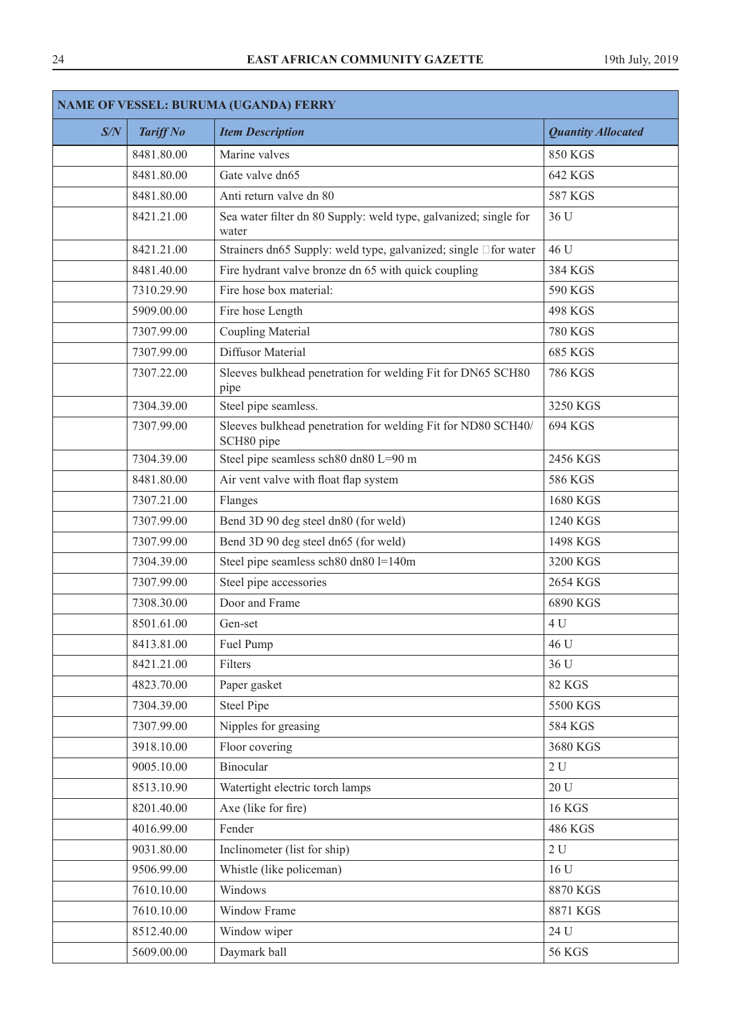| NAME OF VESSEL: BURUMA (UGANDA) FERRY | | | |
|---|---|---|---|
| ***S/N*** | ***Tariff No*** | ***Item Description*** | ***Quantity Allocated*** |
| | 8481.80.00 | Marine valves | 850 KGS |
| | 8481.80.00 | Gate valve dn65 | 642 KGS |
| | 8481.80.00 | Anti return valve dn 80 | 587 KGS |
| | 8421.21.00 | Sea water filter dn 80 Supply: weld type, galvanized; single for water | 36 U |
| | 8421.21.00 | Strainers dn65 Supply: weld type, galvanized; single for water | 46 U |
| | 8481.40.00 | Fire hydrant valve bronze dn 65 with quick coupling | 384 KGS |
| | 7310.29.90 | Fire hose box material: | 590 KGS |
| | 5909.00.00 | Fire hose Length | 498 KGS |
| | 7307.99.00 | Coupling Material | 780 KGS |
| | 7307.99.00 | Diffusor Material | 685 KGS |
| | 7307.22.00 | Sleeves bulkhead penetration for welding Fit for DN65 SCH80 pipe | 786 KGS |
| | 7304.39.00 | Steel pipe seamless. | 3250 KGS |
| | 7307.99.00 | Sleeves bulkhead penetration for welding Fit for ND80 SCH40/ SCH80 pipe | 694 KGS |
| | 7304.39.00 | Steel pipe seamless sch80 dn80 L=90 m | 2456 KGS |
| | 8481.80.00 | Air vent valve with float flap system | 586 KGS |
| | 7307.21.00 | Flanges | 1680 KGS |
| | 7307.99.00 | Bend 3D 90 deg steel dn80 (for weld) | 1240 KGS |
| | 7307.99.00 | Bend 3D 90 deg steel dn65 (for weld) | 1498 KGS |
| | 7304.39.00 | Steel pipe seamless sch80 dn80 l=140m | 3200 KGS |
| | 7307.99.00 | Steel pipe accessories | 2654 KGS |
| | 7308.30.00 | Door and Frame | 6890 KGS |
| | 8501.61.00 | Gen-set | 4 U |
| | 8413.81.00 | Fuel Pump | 46 U |
| | 8421.21.00 | Filters | 36 U |
| | 4823.70.00 | Paper gasket | 82 KGS |
| | 7304.39.00 | Steel Pipe | 5500 KGS |
| | 7307.99.00 | Nipples for greasing | 584 KGS |
| | 3918.10.00 | Floor covering | 3680 KGS |
| | 9005.10.00 | Binocular | 2 U |
| | 8513.10.90 | Watertight electric torch lamps | 20 U |
| | 8201.40.00 | Axe (like for fire) | 16 KGS |
| | 4016.99.00 | Fender | 486 KGS |
| | 9031.80.00 | Inclinometer (list for ship) | 2 U |
| | 9506.99.00 | Whistle (like policeman) | 16 U |
| | 7610.10.00 | Windows | 8870 KGS |
| | 7610.10.00 | Window Frame | 8871 KGS |
| | 8512.40.00 | Window wiper | 24 U |
| | 5609.00.00 | Daymark ball | 56 KGS |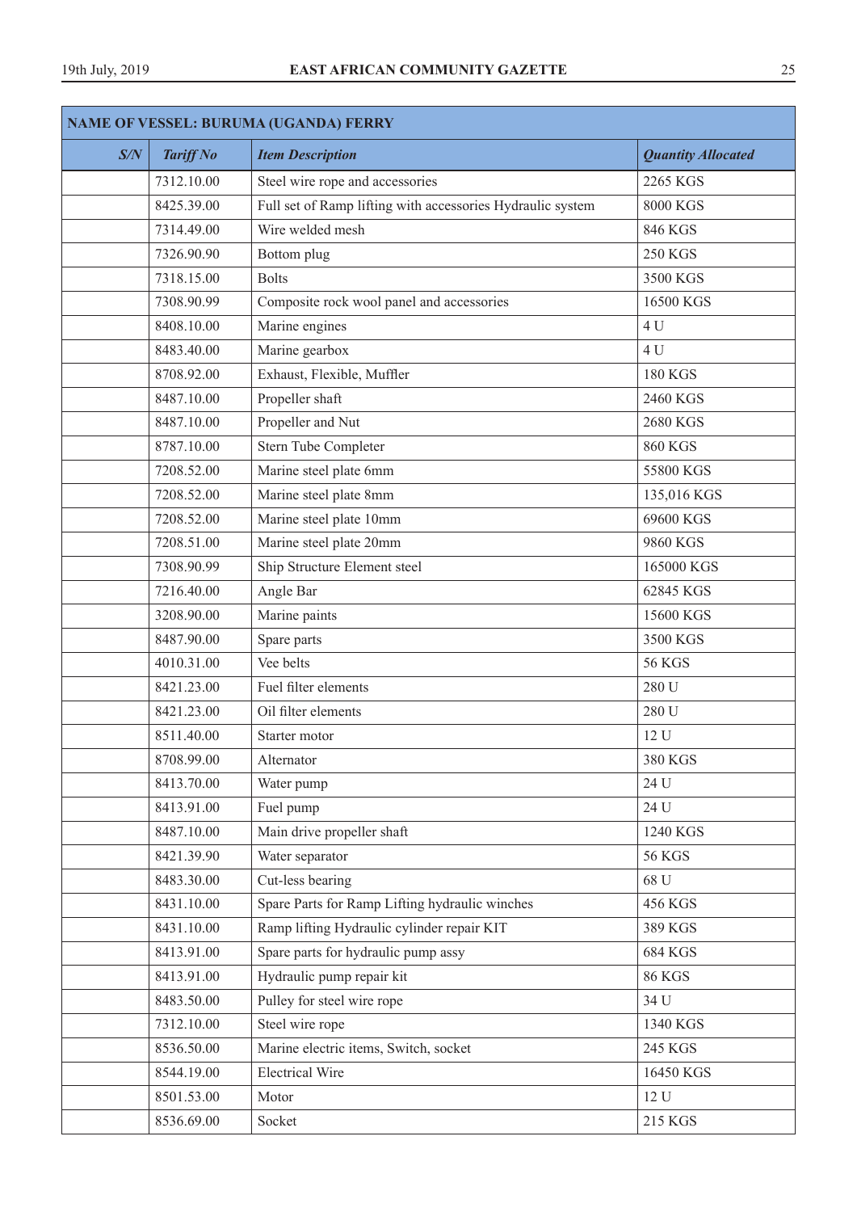| NAME OF VESSEL: BURUMA (UGANDA) FERRY | | | |
|---|---|---|---|
| ***S/N*** | ***Tariff No*** | ***Item Description*** | ***Quantity Allocated*** |
| | 7312.10.00 | Steel wire rope and accessories | 2265 KGS |
| | 8425.39.00 | Full set of Ramp lifting with accessories Hydraulic system | 8000 KGS |
| | 7314.49.00 | Wire welded mesh | 846 KGS |
| | 7326.90.90 | Bottom plug | 250 KGS |
| | 7318.15.00 | Bolts | 3500 KGS |
| | 7308.90.99 | Composite rock wool panel and accessories | 16500 KGS |
| | 8408.10.00 | Marine engines | 4 U |
| | 8483.40.00 | Marine gearbox | 4 U |
| | 8708.92.00 | Exhaust, Flexible, Muffler | 180 KGS |
| | 8487.10.00 | Propeller shaft | 2460 KGS |
| | 8487.10.00 | Propeller and Nut | 2680 KGS |
| | 8787.10.00 | Stern Tube Completer | 860 KGS |
| | 7208.52.00 | Marine steel plate 6mm | 55800 KGS |
| | 7208.52.00 | Marine steel plate 8mm | 135,016 KGS |
| | 7208.52.00 | Marine steel plate 10mm | 69600 KGS |
| | 7208.51.00 | Marine steel plate 20mm | 9860 KGS |
| | 7308.90.99 | Ship Structure Element steel | 165000 KGS |
| | 7216.40.00 | Angle Bar | 62845 KGS |
| | 3208.90.00 | Marine paints | 15600 KGS |
| | 8487.90.00 | Spare parts | 3500 KGS |
| | 4010.31.00 | Vee belts | 56 KGS |
| | 8421.23.00 | Fuel filter elements | 280 U |
| | 8421.23.00 | Oil filter elements | 280 U |
| | 8511.40.00 | Starter motor | 12 U |
| | 8708.99.00 | Alternator | 380 KGS |
| | 8413.70.00 | Water pump | 24 U |
| | 8413.91.00 | Fuel pump | 24 U |
| | 8487.10.00 | Main drive propeller shaft | 1240 KGS |
| | 8421.39.90 | Water separator | 56 KGS |
| | 8483.30.00 | Cut-less bearing | 68 U |
| | 8431.10.00 | Spare Parts for Ramp Lifting hydraulic winches | 456 KGS |
| | 8431.10.00 | Ramp lifting Hydraulic cylinder repair KIT | 389 KGS |
| | 8413.91.00 | Spare parts for hydraulic pump assy | 684 KGS |
| | 8413.91.00 | Hydraulic pump repair kit | 86 KGS |
| | 8483.50.00 | Pulley for steel wire rope | 34 U |
| | 7312.10.00 | Steel wire rope | 1340 KGS |
| | 8536.50.00 | Marine electric items, Switch, socket | 245 KGS |
| | 8544.19.00 | Electrical Wire | 16450 KGS |
| | 8501.53.00 | Motor | 12 U |
| | 8536.69.00 | Socket | 215 KGS |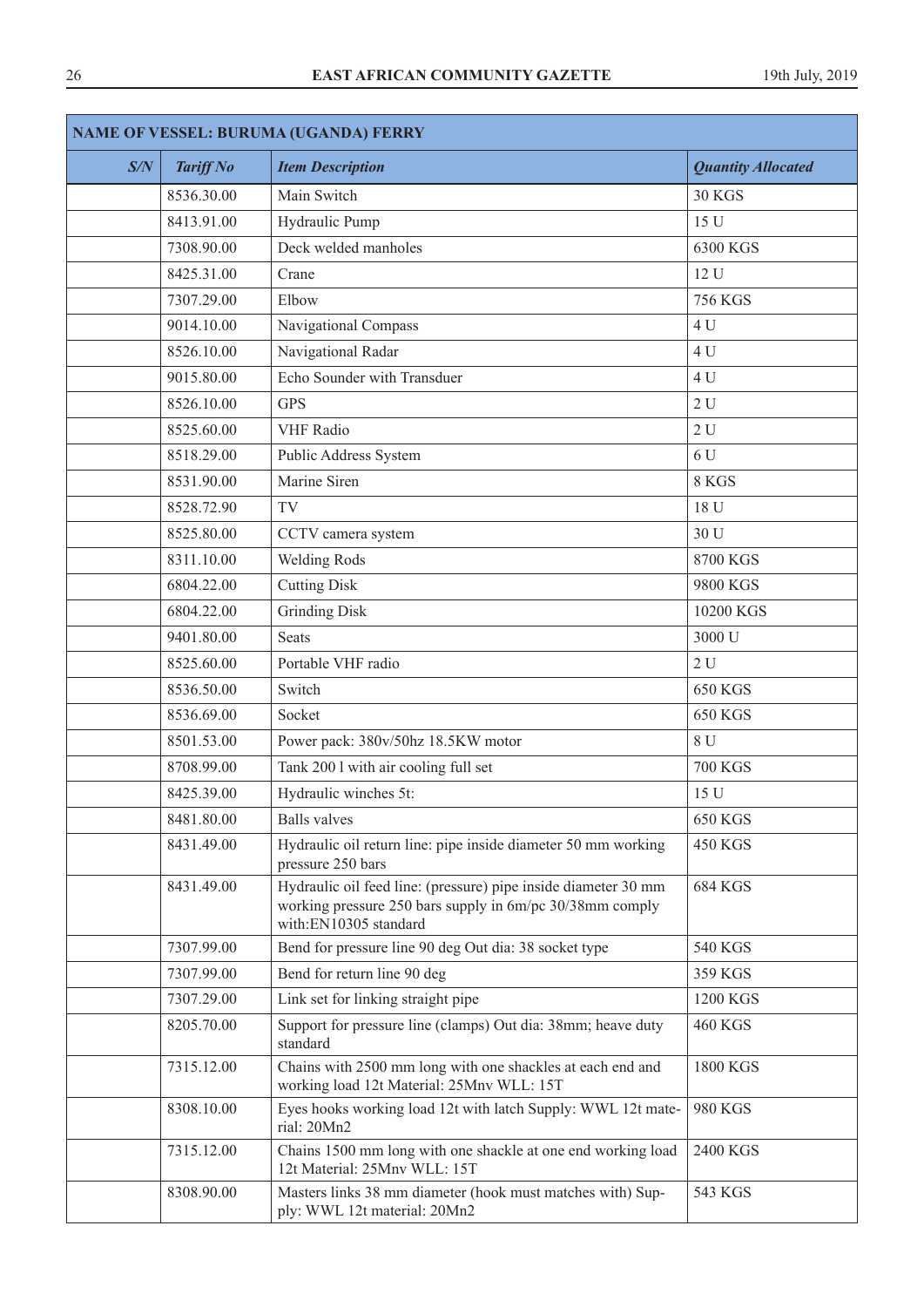| NAME OF VESSEL: BURUMA (UGANDA) FERRY | | | |
|---|---|---|---|
| ***S/N*** | ***Tariff No*** | ***Item Description*** | ***Quantity Allocated*** |
| | 8536.30.00 | Main Switch | 30 KGS |
| | 8413.91.00 | Hydraulic Pump | 15 U |
| | 7308.90.00 | Deck welded manholes | 6300 KGS |
| | 8425.31.00 | Crane | 12 U |
| | 7307.29.00 | Elbow | 756 KGS |
| | 9014.10.00 | Navigational Compass | 4 U |
| | 8526.10.00 | Navigational Radar | 4 U |
| | 9015.80.00 | Echo Sounder with Transduer | 4 U |
| | 8526.10.00 | GPS | 2 U |
| | 8525.60.00 | VHF Radio | 2 U |
| | 8518.29.00 | Public Address System | 6 U |
| | 8531.90.00 | Marine Siren | 8 KGS |
| | 8528.72.90 | TV | 18 U |
| | 8525.80.00 | CCTV camera system | 30 U |
| | 8311.10.00 | Welding Rods | 8700 KGS |
| | 6804.22.00 | Cutting Disk | 9800 KGS |
| | 6804.22.00 | Grinding Disk | 10200 KGS |
| | 9401.80.00 | Seats | 3000 U |
| | 8525.60.00 | Portable VHF radio | 2 U |
| | 8536.50.00 | Switch | 650 KGS |
| | 8536.69.00 | Socket | 650 KGS |
| | 8501.53.00 | Power pack: 380v/50hz 18.5KW motor | 8 U |
| | 8708.99.00 | Tank 200 l with air cooling full set | 700 KGS |
| | 8425.39.00 | Hydraulic winches 5t: | 15 U |
| | 8481.80.00 | Balls valves | 650 KGS |
| | 8431.49.00 | Hydraulic oil return line: pipe inside diameter 50 mm working pressure 250 bars | 450 KGS |
| | 8431.49.00 | Hydraulic oil feed line: (pressure) pipe inside diameter 30 mm working pressure 250 bars supply in 6m/pc 30/38mm comply with:EN10305 standard | 684 KGS |
| | 7307.99.00 | Bend for pressure line 90 deg Out dia: 38 socket type | 540 KGS |
| | 7307.99.00 | Bend for return line 90 deg | 359 KGS |
| | 7307.29.00 | Link set for linking straight pipe | 1200 KGS |
| | 8205.70.00 | Support for pressure line (clamps) Out dia: 38mm; heave duty standard | 460 KGS |
| | 7315.12.00 | Chains with 2500 mm long with one shackles at each end and working load 12t Material: 25Mnv WLL: 15T | 1800 KGS |
| | 8308.10.00 | Eyes hooks working load 12t with latch Supply: WWL 12t material: 20Mn2 | 980 KGS |
| | 7315.12.00 | Chains 1500 mm long with one shackle at one end working load 12t Material: 25Mnv WLL: 15T | 2400 KGS |
| | 8308.90.00 | Masters links 38 mm diameter (hook must matches with) Supply: WWL 12t material: 20Mn2 | 543 KGS |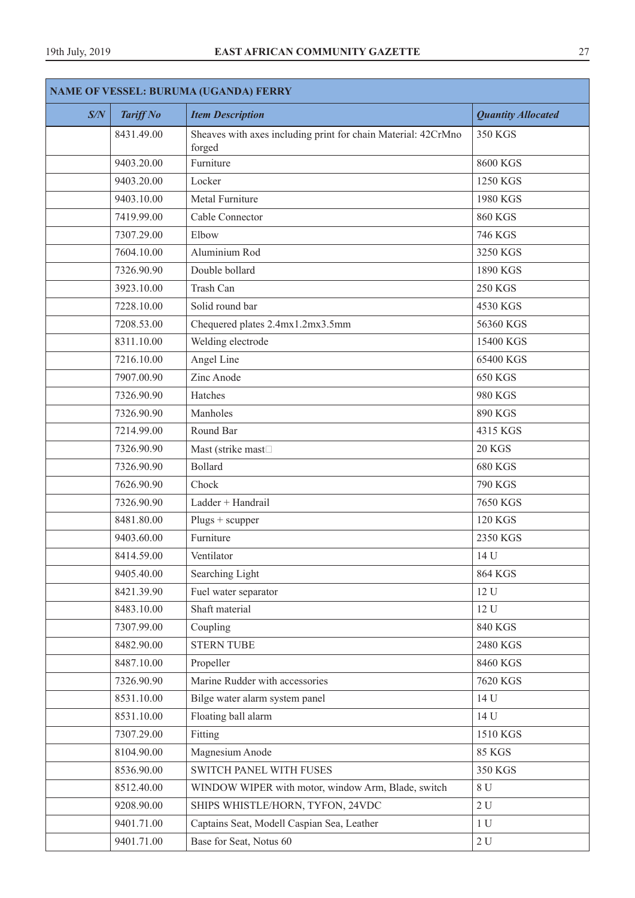| NAME OF VESSEL: BURUMA (UGANDA) FERRY | | | |
|---|---|---|---|
| *S/N* | *Tariff No* | *Item Description* | *Quantity Allocated* |
| | 8431.49.00 | Sheaves with axes including print for chain Material: 42CrMno forged | 350 KGS |
| | 9403.20.00 | Furniture | 8600 KGS |
| | 9403.20.00 | Locker | 1250 KGS |
| | 9403.10.00 | Metal Furniture | 1980 KGS |
| | 7419.99.00 | Cable Connector | 860 KGS |
| | 7307.29.00 | Elbow | 746 KGS |
| | 7604.10.00 | Aluminium Rod | 3250 KGS |
| | 7326.90.90 | Double bollard | 1890 KGS |
| | 3923.10.00 | Trash Can | 250 KGS |
| | 7228.10.00 | Solid round bar | 4530 KGS |
| | 7208.53.00 | Chequered plates 2.4mx1.2mx3.5mm | 56360 KGS |
| | 8311.10.00 | Welding electrode | 15400 KGS |
| | 7216.10.00 | Angel Line | 65400 KGS |
| | 7907.00.90 | Zinc Anode | 650 KGS |
| | 7326.90.90 | Hatches | 980 KGS |
| | 7326.90.90 | Manholes | 890 KGS |
| | 7214.99.00 | Round Bar | 4315 KGS |
| | 7326.90.90 | Mast (strike mast | 20 KGS |
| | 7326.90.90 | Bollard | 680 KGS |
| | 7626.90.90 | Chock | 790 KGS |
| | 7326.90.90 | Ladder + Handrail | 7650 KGS |
| | 8481.80.00 | Plugs + scupper | 120 KGS |
| | 9403.60.00 | Furniture | 2350 KGS |
| | 8414.59.00 | Ventilator | 14 U |
| | 9405.40.00 | Searching Light | 864 KGS |
| | 8421.39.90 | Fuel water separator | 12 U |
| | 8483.10.00 | Shaft material | 12 U |
| | 7307.99.00 | Coupling | 840 KGS |
| | 8482.90.00 | STERN TUBE | 2480 KGS |
| | 8487.10.00 | Propeller | 8460 KGS |
| | 7326.90.90 | Marine Rudder with accessories | 7620 KGS |
| | 8531.10.00 | Bilge water alarm system panel | 14 U |
| | 8531.10.00 | Floating ball alarm | 14 U |
| | 7307.29.00 | Fitting | 1510 KGS |
| | 8104.90.00 | Magnesium Anode | 85 KGS |
| | 8536.90.00 | SWITCH PANEL WITH FUSES | 350 KGS |
| | 8512.40.00 | WINDOW WIPER with motor, window Arm, Blade, switch | 8 U |
| | 9208.90.00 | SHIPS WHISTLE/HORN, TYFON, 24VDC | 2 U |
| | 9401.71.00 | Captains Seat, Modell Caspian Sea, Leather | 1 U |
| | 9401.71.00 | Base for Seat, Notus 60 | 2 U |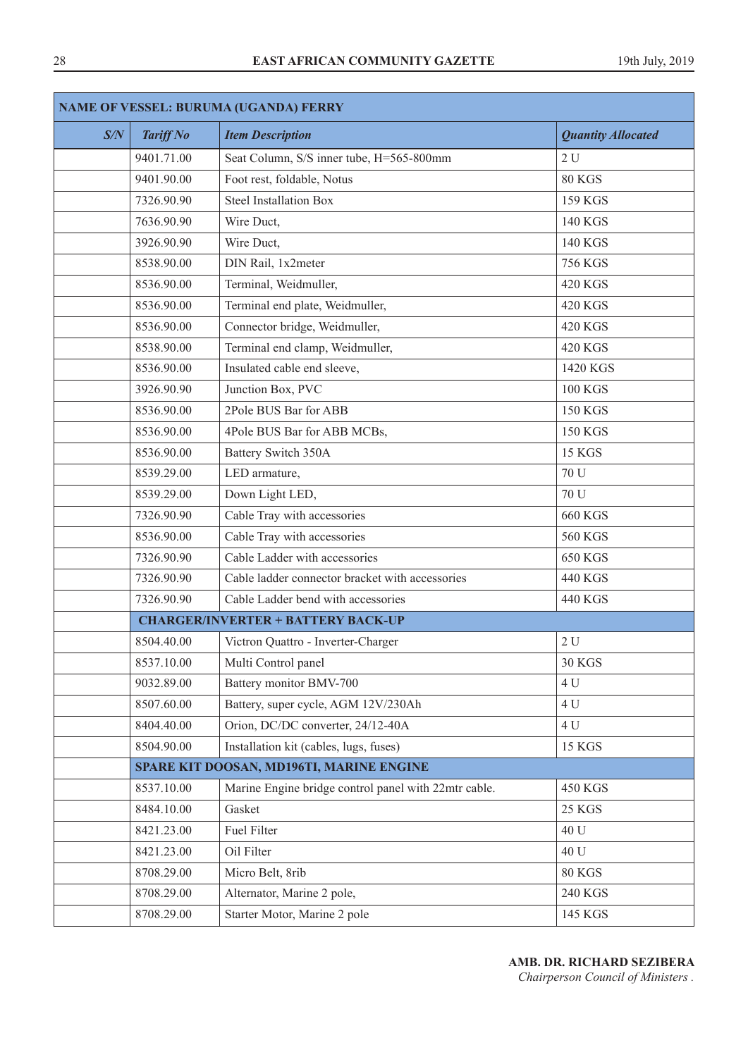| NAME OF VESSEL: BURUMA (UGANDA) FERRY | | | |
|---|---|---|---|
| ***S/N*** | ***Tariff No*** | ***Item Description*** | ***Quantity Allocated*** |
| | 9401.71.00 | Seat Column, S/S inner tube, H=565-800mm | 2 U |
| | 9401.90.00 | Foot rest, foldable, Notus | 80 KGS |
| | 7326.90.90 | Steel Installation Box | 159 KGS |
| | 7636.90.90 | Wire Duct, | 140 KGS |
| | 3926.90.90 | Wire Duct, | 140 KGS |
| | 8538.90.00 | DIN Rail, 1x2meter | 756 KGS |
| | 8536.90.00 | Terminal, Weidmuller, | 420 KGS |
| | 8536.90.00 | Terminal end plate, Weidmuller, | 420 KGS |
| | 8536.90.00 | Connector bridge, Weidmuller, | 420 KGS |
| | 8538.90.00 | Terminal end clamp, Weidmuller, | 420 KGS |
| | 8536.90.00 | Insulated cable end sleeve, | 1420 KGS |
| | 3926.90.90 | Junction Box, PVC | 100 KGS |
| | 8536.90.00 | 2Pole BUS Bar for ABB | 150 KGS |
| | 8536.90.00 | 4Pole BUS Bar for ABB MCBs, | 150 KGS |
| | 8536.90.00 | Battery Switch 350A | 15 KGS |
| | 8539.29.00 | LED armature, | 70 U |
| | 8539.29.00 | Down Light LED, | 70 U |
| | 7326.90.90 | Cable Tray with accessories | 660 KGS |
| | 8536.90.00 | Cable Tray with accessories | 560 KGS |
| | 7326.90.90 | Cable Ladder with accessories | 650 KGS |
| | 7326.90.90 | Cable ladder connector bracket with accessories | 440 KGS |
| | 7326.90.90 | Cable Ladder bend with accessories | 440 KGS |
| | **CHARGER/INVERTER + BATTERY BACK-UP** | | |
| | 8504.40.00 | Victron Quattro - Inverter-Charger | 2 U |
| | 8537.10.00 | Multi Control panel | 30 KGS |
| | 9032.89.00 | Battery monitor BMV-700 | 4 U |
| | 8507.60.00 | Battery, super cycle, AGM 12V/230Ah | 4 U |
| | 8404.40.00 | Orion, DC/DC converter, 24/12-40A | 4 U |
| | 8504.90.00 | Installation kit (cables, lugs, fuses) | 15 KGS |
| | **SPARE KIT DOOSAN, MD196TI, MARINE ENGINE** | | |
| | 8537.10.00 | Marine Engine bridge control panel with 22mtr cable. | 450 KGS |
| | 8484.10.00 | Gasket | 25 KGS |
| | 8421.23.00 | Fuel Filter | 40 U |
| | 8421.23.00 | Oil Filter | 40 U |
| | 8708.29.00 | Micro Belt, 8rib | 80 KGS |
| | 8708.29.00 | Alternator, Marine 2 pole, | 240 KGS |
| | 8708.29.00 | Starter Motor, Marine 2 pole | 145 KGS |

**AMB. DR. RICHARD SEZIBERA**
*Chairperson Council of Ministers .*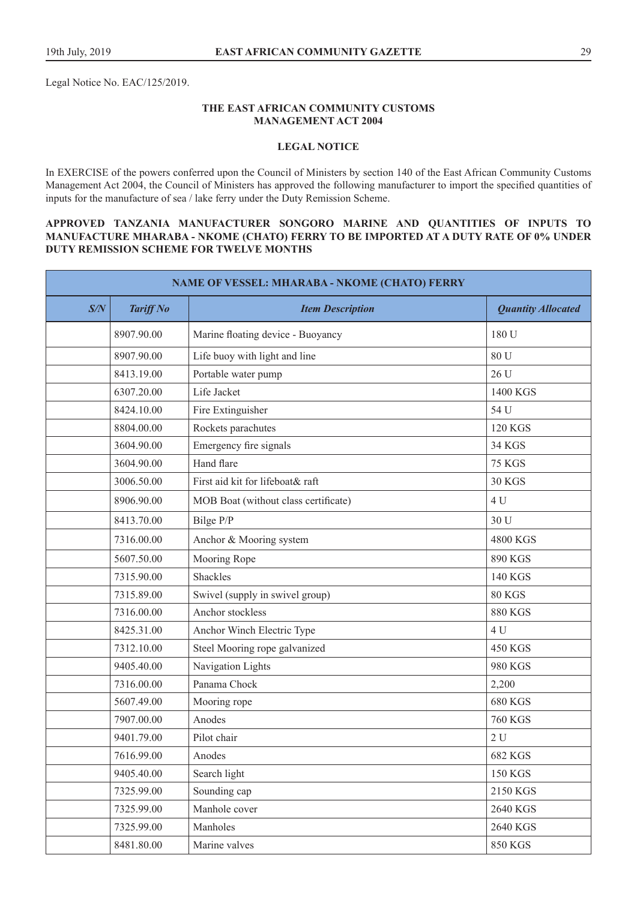Legal Notice No. EAC/125/2019.

**THE EAST AFRICAN COMMUNITY CUSTOMS MANAGEMENT ACT 2004**

**LEGAL NOTICE**

In EXERCISE of the powers conferred upon the Council of Ministers by section 140 of the East African Community Customs Management Act 2004, the Council of Ministers has approved the following manufacturer to import the specified quantities of inputs for the manufacture of sea / lake ferry under the Duty Remission Scheme.

**APPROVED TANZANIA MANUFACTURER SONGORO MARINE AND QUANTITIES OF INPUTS TO MANUFACTURE MHARABA - NKOME (CHATO) FERRY TO BE IMPORTED AT A DUTY RATE OF 0% UNDER DUTY REMISSION SCHEME FOR TWELVE MONTHS**

| NAME OF VESSEL: MHARABA - NKOME (CHATO) FERRY | | | |
|---|---|---|---|
| ***S/N*** | ***Tariff No*** | ***Item Description*** | ***Quantity Allocated*** |
| | 8907.90.00 | Marine floating device - Buoyancy | 180 U |
| | 8907.90.00 | Life buoy with light and line | 80 U |
| | 8413.19.00 | Portable water pump | 26 U |
| | 6307.20.00 | Life Jacket | 1400 KGS |
| | 8424.10.00 | Fire Extinguisher | 54 U |
| | 8804.00.00 | Rockets parachutes | 120 KGS |
| | 3604.90.00 | Emergency fire signals | 34 KGS |
| | 3604.90.00 | Hand flare | 75 KGS |
| | 3006.50.00 | First aid kit for lifeboat& raft | 30 KGS |
| | 8906.90.00 | MOB Boat (without class certificate) | 4 U |
| | 8413.70.00 | Bilge P/P | 30 U |
| | 7316.00.00 | Anchor & Mooring system | 4800 KGS |
| | 5607.50.00 | Mooring Rope | 890 KGS |
| | 7315.90.00 | Shackles | 140 KGS |
| | 7315.89.00 | Swivel (supply in swivel group) | 80 KGS |
| | 7316.00.00 | Anchor stockless | 880 KGS |
| | 8425.31.00 | Anchor Winch Electric Type | 4 U |
| | 7312.10.00 | Steel Mooring rope galvanized | 450 KGS |
| | 9405.40.00 | Navigation Lights | 980 KGS |
| | 7316.00.00 | Panama Chock | 2,200 |
| | 5607.49.00 | Mooring rope | 680 KGS |
| | 7907.00.00 | Anodes | 760 KGS |
| | 9401.79.00 | Pilot chair | 2 U |
| | 7616.99.00 | Anodes | 682 KGS |
| | 9405.40.00 | Search light | 150 KGS |
| | 7325.99.00 | Sounding cap | 2150 KGS |
| | 7325.99.00 | Manhole cover | 2640 KGS |
| | 7325.99.00 | Manholes | 2640 KGS |
| | 8481.80.00 | Marine valves | 850 KGS |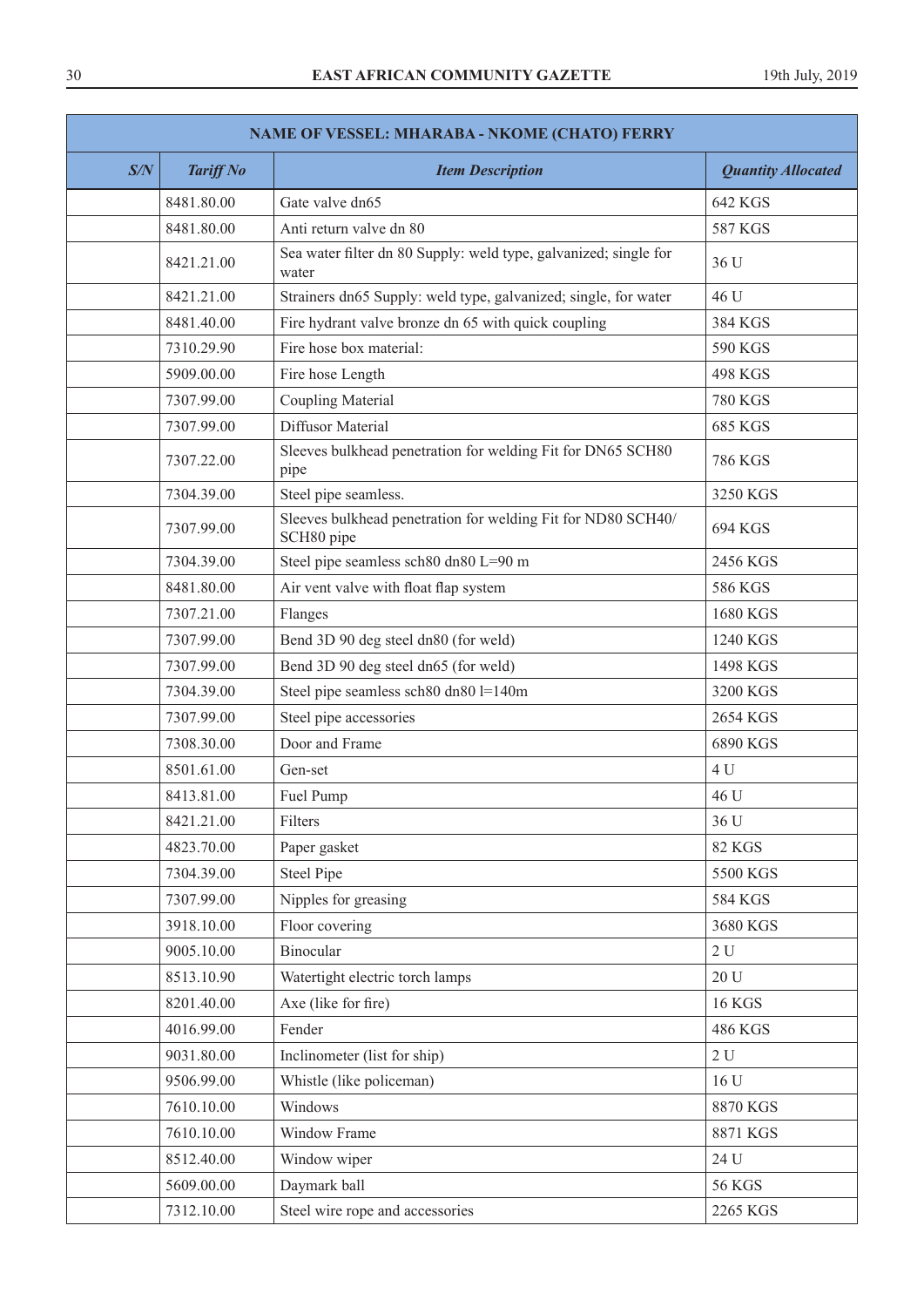| NAME OF VESSEL: MHARABA - NKOME (CHATO) FERRY | | | |
|---|---|---|---|
| ***S/N*** | ***Tariff No*** | ***Item Description*** | ***Quantity Allocated*** |
| | 8481.80.00 | Gate valve dn65 | 642 KGS |
| | 8481.80.00 | Anti return valve dn 80 | 587 KGS |
| | 8421.21.00 | Sea water filter dn 80 Supply: weld type, galvanized; single for water | 36 U |
| | 8421.21.00 | Strainers dn65 Supply: weld type, galvanized; single, for water | 46 U |
| | 8481.40.00 | Fire hydrant valve bronze dn 65 with quick coupling | 384 KGS |
| | 7310.29.90 | Fire hose box material: | 590 KGS |
| | 5909.00.00 | Fire hose Length | 498 KGS |
| | 7307.99.00 | Coupling Material | 780 KGS |
| | 7307.99.00 | Diffusor Material | 685 KGS |
| | 7307.22.00 | Sleeves bulkhead penetration for welding Fit for DN65 SCH80 pipe | 786 KGS |
| | 7304.39.00 | Steel pipe seamless. | 3250 KGS |
| | 7307.99.00 | Sleeves bulkhead penetration for welding Fit for ND80 SCH40/ SCH80 pipe | 694 KGS |
| | 7304.39.00 | Steel pipe seamless sch80 dn80 L=90 m | 2456 KGS |
| | 8481.80.00 | Air vent valve with float flap system | 586 KGS |
| | 7307.21.00 | Flanges | 1680 KGS |
| | 7307.99.00 | Bend 3D 90 deg steel dn80 (for weld) | 1240 KGS |
| | 7307.99.00 | Bend 3D 90 deg steel dn65 (for weld) | 1498 KGS |
| | 7304.39.00 | Steel pipe seamless sch80 dn80 l=140m | 3200 KGS |
| | 7307.99.00 | Steel pipe accessories | 2654 KGS |
| | 7308.30.00 | Door and Frame | 6890 KGS |
| | 8501.61.00 | Gen-set | 4 U |
| | 8413.81.00 | Fuel Pump | 46 U |
| | 8421.21.00 | Filters | 36 U |
| | 4823.70.00 | Paper gasket | 82 KGS |
| | 7304.39.00 | Steel Pipe | 5500 KGS |
| | 7307.99.00 | Nipples for greasing | 584 KGS |
| | 3918.10.00 | Floor covering | 3680 KGS |
| | 9005.10.00 | Binocular | 2 U |
| | 8513.10.90 | Watertight electric torch lamps | 20 U |
| | 8201.40.00 | Axe (like for fire) | 16 KGS |
| | 4016.99.00 | Fender | 486 KGS |
| | 9031.80.00 | Inclinometer (list for ship) | 2 U |
| | 9506.99.00 | Whistle (like policeman) | 16 U |
| | 7610.10.00 | Windows | 8870 KGS |
| | 7610.10.00 | Window Frame | 8871 KGS |
| | 8512.40.00 | Window wiper | 24 U |
| | 5609.00.00 | Daymark ball | 56 KGS |
| | 7312.10.00 | Steel wire rope and accessories | 2265 KGS |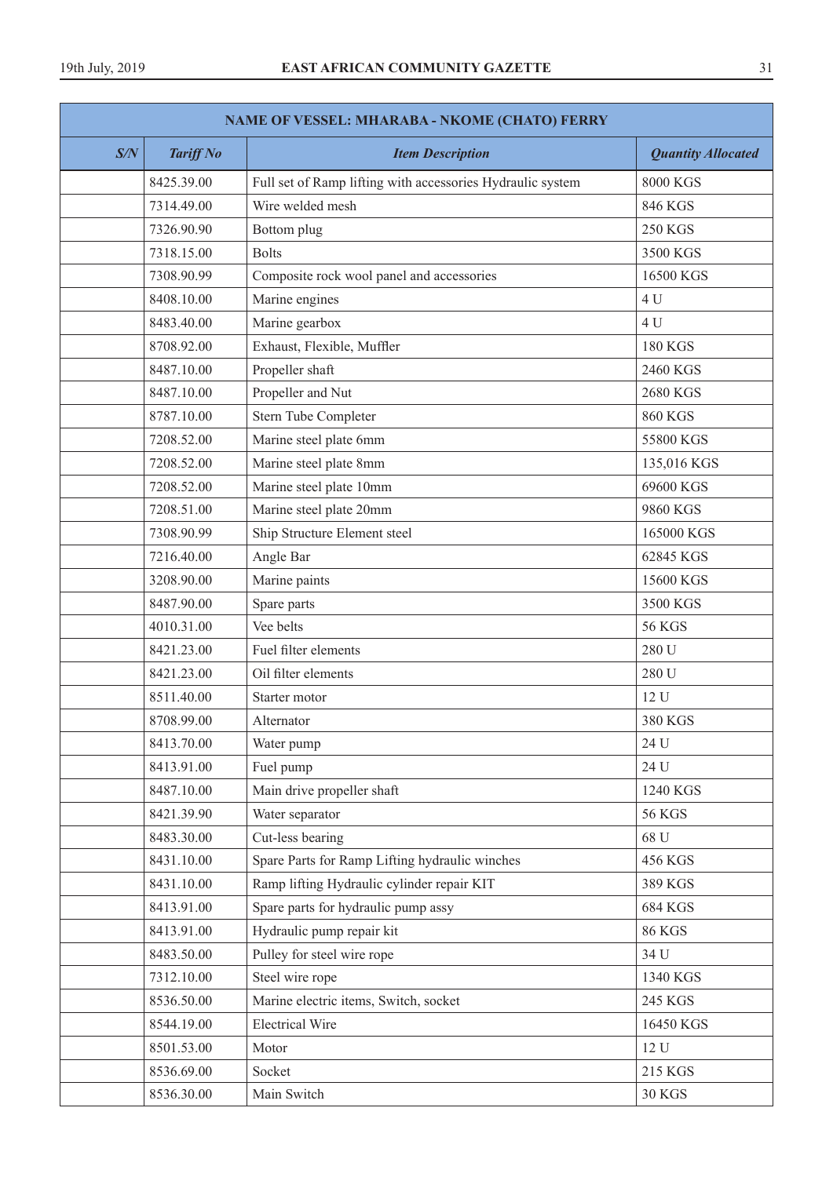| NAME OF VESSEL: MHARABA - NKOME (CHATO) FERRY | | | |
|---|---|---|---|
| ***S/N*** | ***Tariff No*** | ***Item Description*** | ***Quantity Allocated*** |
| | 8425.39.00 | Full set of Ramp lifting with accessories Hydraulic system | 8000 KGS |
| | 7314.49.00 | Wire welded mesh | 846 KGS |
| | 7326.90.90 | Bottom plug | 250 KGS |
| | 7318.15.00 | Bolts | 3500 KGS |
| | 7308.90.99 | Composite rock wool panel and accessories | 16500 KGS |
| | 8408.10.00 | Marine engines | 4 U |
| | 8483.40.00 | Marine gearbox | 4 U |
| | 8708.92.00 | Exhaust, Flexible, Muffler | 180 KGS |
| | 8487.10.00 | Propeller shaft | 2460 KGS |
| | 8487.10.00 | Propeller and Nut | 2680 KGS |
| | 8787.10.00 | Stern Tube Completer | 860 KGS |
| | 7208.52.00 | Marine steel plate 6mm | 55800 KGS |
| | 7208.52.00 | Marine steel plate 8mm | 135,016 KGS |
| | 7208.52.00 | Marine steel plate 10mm | 69600 KGS |
| | 7208.51.00 | Marine steel plate 20mm | 9860 KGS |
| | 7308.90.99 | Ship Structure Element steel | 165000 KGS |
| | 7216.40.00 | Angle Bar | 62845 KGS |
| | 3208.90.00 | Marine paints | 15600 KGS |
| | 8487.90.00 | Spare parts | 3500 KGS |
| | 4010.31.00 | Vee belts | 56 KGS |
| | 8421.23.00 | Fuel filter elements | 280 U |
| | 8421.23.00 | Oil filter elements | 280 U |
| | 8511.40.00 | Starter motor | 12 U |
| | 8708.99.00 | Alternator | 380 KGS |
| | 8413.70.00 | Water pump | 24 U |
| | 8413.91.00 | Fuel pump | 24 U |
| | 8487.10.00 | Main drive propeller shaft | 1240 KGS |
| | 8421.39.90 | Water separator | 56 KGS |
| | 8483.30.00 | Cut-less bearing | 68 U |
| | 8431.10.00 | Spare Parts for Ramp Lifting hydraulic winches | 456 KGS |
| | 8431.10.00 | Ramp lifting Hydraulic cylinder repair KIT | 389 KGS |
| | 8413.91.00 | Spare parts for hydraulic pump assy | 684 KGS |
| | 8413.91.00 | Hydraulic pump repair kit | 86 KGS |
| | 8483.50.00 | Pulley for steel wire rope | 34 U |
| | 7312.10.00 | Steel wire rope | 1340 KGS |
| | 8536.50.00 | Marine electric items, Switch, socket | 245 KGS |
| | 8544.19.00 | Electrical Wire | 16450 KGS |
| | 8501.53.00 | Motor | 12 U |
| | 8536.69.00 | Socket | 215 KGS |
| | 8536.30.00 | Main Switch | 30 KGS |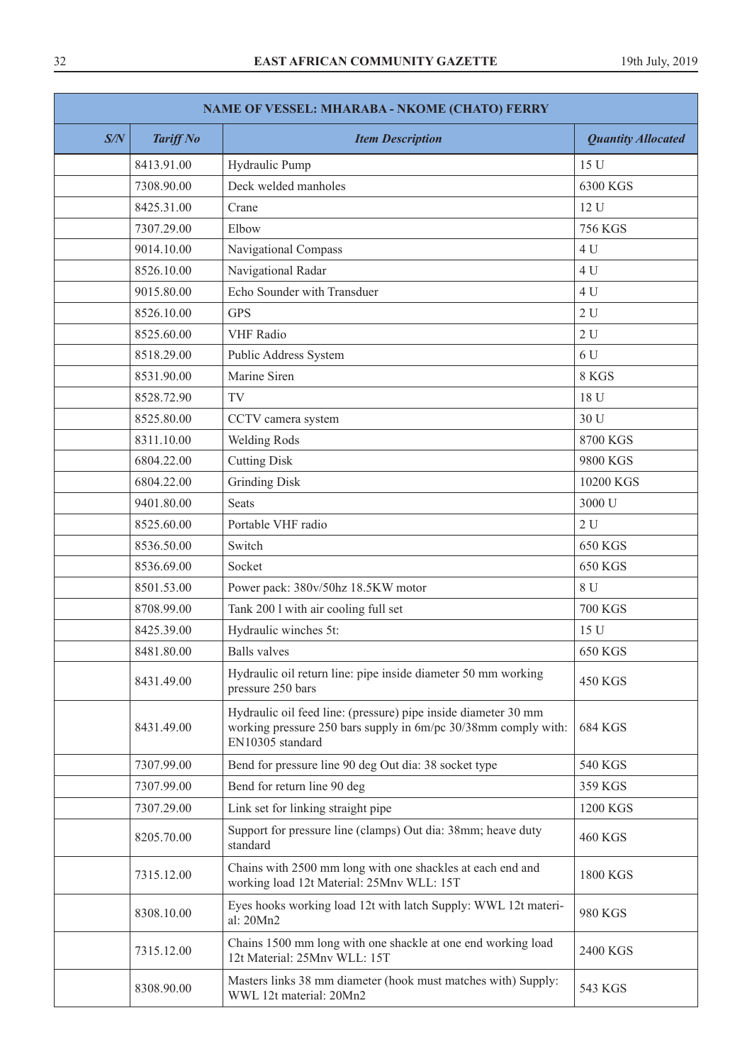| NAME OF VESSEL: MHARABA - NKOME (CHATO) FERRY | | | |
|---|---|---|---|
| ***S/N*** | ***Tariff No*** | ***Item Description*** | ***Quantity Allocated*** |
| | 8413.91.00 | Hydraulic Pump | 15 U |
| | 7308.90.00 | Deck welded manholes | 6300 KGS |
| | 8425.31.00 | Crane | 12 U |
| | 7307.29.00 | Elbow | 756 KGS |
| | 9014.10.00 | Navigational Compass | 4 U |
| | 8526.10.00 | Navigational Radar | 4 U |
| | 9015.80.00 | Echo Sounder with Transduer | 4 U |
| | 8526.10.00 | GPS | 2 U |
| | 8525.60.00 | VHF Radio | 2 U |
| | 8518.29.00 | Public Address System | 6 U |
| | 8531.90.00 | Marine Siren | 8 KGS |
| | 8528.72.90 | TV | 18 U |
| | 8525.80.00 | CCTV camera system | 30 U |
| | 8311.10.00 | Welding Rods | 8700 KGS |
| | 6804.22.00 | Cutting Disk | 9800 KGS |
| | 6804.22.00 | Grinding Disk | 10200 KGS |
| | 9401.80.00 | Seats | 3000 U |
| | 8525.60.00 | Portable VHF radio | 2 U |
| | 8536.50.00 | Switch | 650 KGS |
| | 8536.69.00 | Socket | 650 KGS |
| | 8501.53.00 | Power pack: 380v/50hz 18.5KW motor | 8 U |
| | 8708.99.00 | Tank 200 l with air cooling full set | 700 KGS |
| | 8425.39.00 | Hydraulic winches 5t: | 15 U |
| | 8481.80.00 | Balls valves | 650 KGS |
| | 8431.49.00 | Hydraulic oil return line: pipe inside diameter 50 mm working pressure 250 bars | 450 KGS |
| | 8431.49.00 | Hydraulic oil feed line: (pressure) pipe inside diameter 30 mm working pressure 250 bars supply in 6m/pc 30/38mm comply with: EN10305 standard | 684 KGS |
| | 7307.99.00 | Bend for pressure line 90 deg Out dia: 38 socket type | 540 KGS |
| | 7307.99.00 | Bend for return line 90 deg | 359 KGS |
| | 7307.29.00 | Link set for linking straight pipe | 1200 KGS |
| | 8205.70.00 | Support for pressure line (clamps) Out dia: 38mm; heave duty standard | 460 KGS |
| | 7315.12.00 | Chains with 2500 mm long with one shackles at each end and working load 12t Material: 25Mnv WLL: 15T | 1800 KGS |
| | 8308.10.00 | Eyes hooks working load 12t with latch Supply: WWL 12t material: 20Mn2 | 980 KGS |
| | 7315.12.00 | Chains 1500 mm long with one shackle at one end working load 12t Material: 25Mnv WLL: 15T | 2400 KGS |
| | 8308.90.00 | Masters links 38 mm diameter (hook must matches with) Supply: WWL 12t material: 20Mn2 | 543 KGS |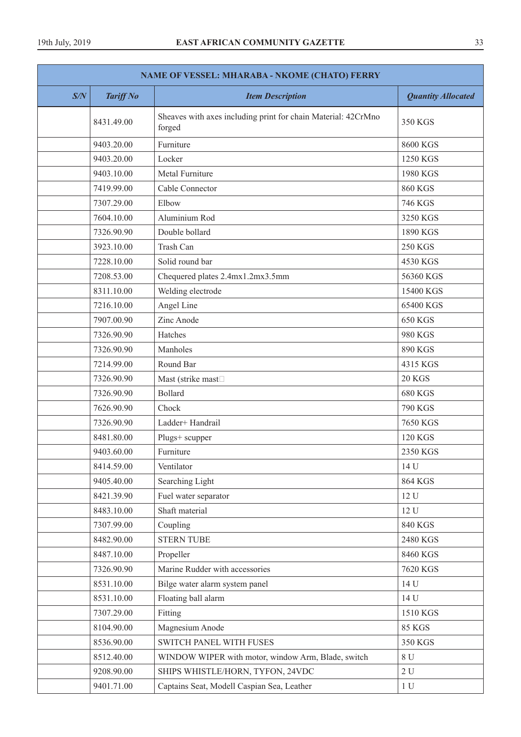| NAME OF VESSEL: MHARABA - NKOME (CHATO) FERRY | | | |
|---|---|---|---|
| ***S/N*** | ***Tariff No*** | ***Item Description*** | ***Quantity Allocated*** |
| | 8431.49.00 | Sheaves with axes including print for chain Material: 42CrMno forged | 350 KGS |
| | 9403.20.00 | Furniture | 8600 KGS |
| | 9403.20.00 | Locker | 1250 KGS |
| | 9403.10.00 | Metal Furniture | 1980 KGS |
| | 7419.99.00 | Cable Connector | 860 KGS |
| | 7307.29.00 | Elbow | 746 KGS |
| | 7604.10.00 | Aluminium Rod | 3250 KGS |
| | 7326.90.90 | Double bollard | 1890 KGS |
| | 3923.10.00 | Trash Can | 250 KGS |
| | 7228.10.00 | Solid round bar | 4530 KGS |
| | 7208.53.00 | Chequered plates 2.4mx1.2mx3.5mm | 56360 KGS |
| | 8311.10.00 | Welding electrode | 15400 KGS |
| | 7216.10.00 | Angel Line | 65400 KGS |
| | 7907.00.90 | Zinc Anode | 650 KGS |
| | 7326.90.90 | Hatches | 980 KGS |
| | 7326.90.90 | Manholes | 890 KGS |
| | 7214.99.00 | Round Bar | 4315 KGS |
| | 7326.90.90 | Mast (strike mast | 20 KGS |
| | 7326.90.90 | Bollard | 680 KGS |
| | 7626.90.90 | Chock | 790 KGS |
| | 7326.90.90 | Ladder+ Handrail | 7650 KGS |
| | 8481.80.00 | Plugs+ scupper | 120 KGS |
| | 9403.60.00 | Furniture | 2350 KGS |
| | 8414.59.00 | Ventilator | 14 U |
| | 9405.40.00 | Searching Light | 864 KGS |
| | 8421.39.90 | Fuel water separator | 12 U |
| | 8483.10.00 | Shaft material | 12 U |
| | 7307.99.00 | Coupling | 840 KGS |
| | 8482.90.00 | STERN TUBE | 2480 KGS |
| | 8487.10.00 | Propeller | 8460 KGS |
| | 7326.90.90 | Marine Rudder with accessories | 7620 KGS |
| | 8531.10.00 | Bilge water alarm system panel | 14 U |
| | 8531.10.00 | Floating ball alarm | 14 U |
| | 7307.29.00 | Fitting | 1510 KGS |
| | 8104.90.00 | Magnesium Anode | 85 KGS |
| | 8536.90.00 | SWITCH PANEL WITH FUSES | 350 KGS |
| | 8512.40.00 | WINDOW WIPER with motor, window Arm, Blade, switch | 8 U |
| | 9208.90.00 | SHIPS WHISTLE/HORN, TYFON, 24VDC | 2 U |
| | 9401.71.00 | Captains Seat, Modell Caspian Sea, Leather | 1 U |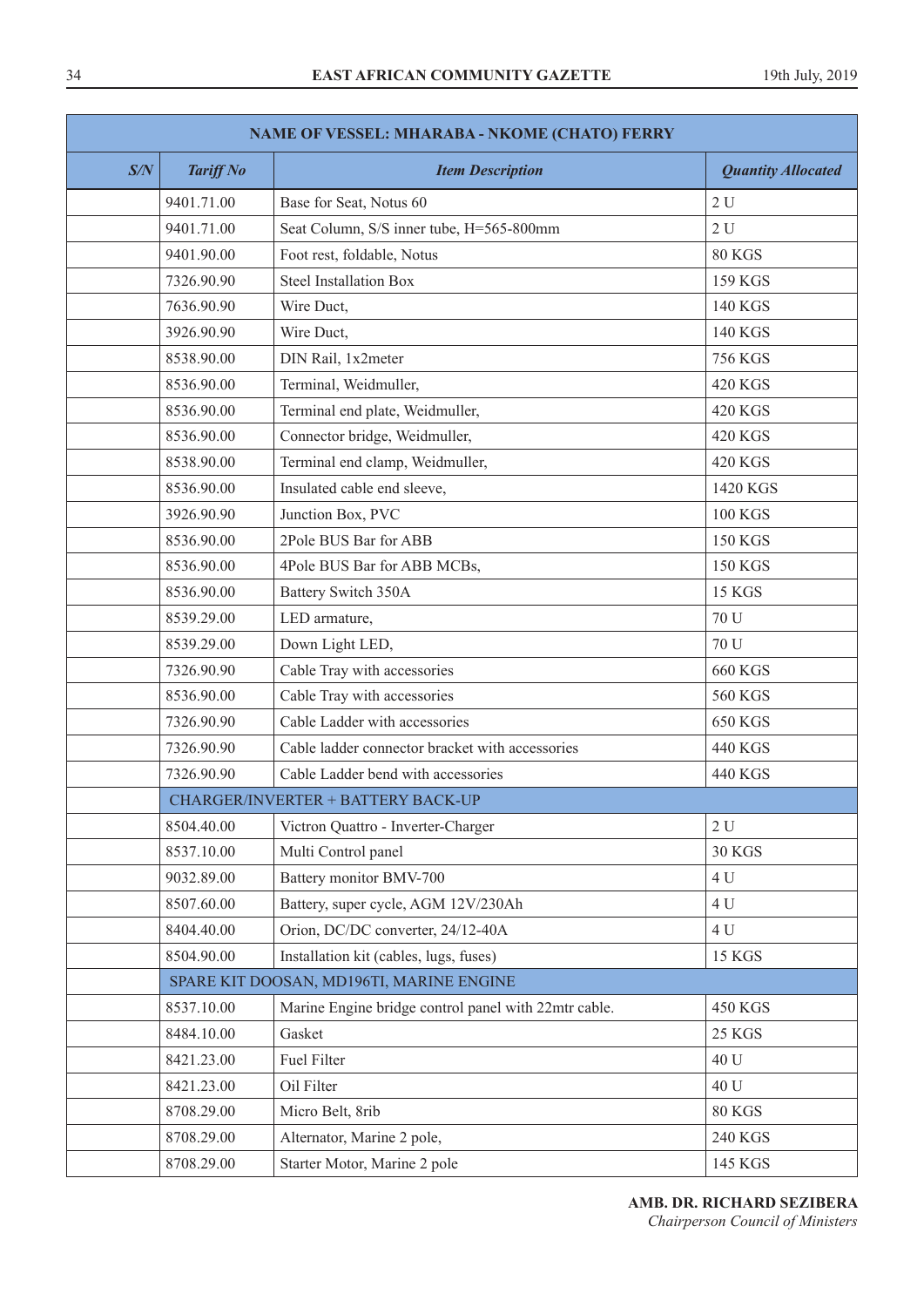| NAME OF VESSEL: MHARABA - NKOME (CHATO) FERRY | | | |
|---|---|---|---|
| ***S/N*** | ***Tariff No*** | ***Item Description*** | ***Quantity Allocated*** |
| | 9401.71.00 | Base for Seat, Notus 60 | 2 U |
| | 9401.71.00 | Seat Column, S/S inner tube, H=565-800mm | 2 U |
| | 9401.90.00 | Foot rest, foldable, Notus | 80 KGS |
| | 7326.90.90 | Steel Installation Box | 159 KGS |
| | 7636.90.90 | Wire Duct, | 140 KGS |
| | 3926.90.90 | Wire Duct, | 140 KGS |
| | 8538.90.00 | DIN Rail, 1x2meter | 756 KGS |
| | 8536.90.00 | Terminal, Weidmuller, | 420 KGS |
| | 8536.90.00 | Terminal end plate, Weidmuller, | 420 KGS |
| | 8536.90.00 | Connector bridge, Weidmuller, | 420 KGS |
| | 8538.90.00 | Terminal end clamp, Weidmuller, | 420 KGS |
| | 8536.90.00 | Insulated cable end sleeve, | 1420 KGS |
| | 3926.90.90 | Junction Box, PVC | 100 KGS |
| | 8536.90.00 | 2Pole BUS Bar for ABB | 150 KGS |
| | 8536.90.00 | 4Pole BUS Bar for ABB MCBs, | 150 KGS |
| | 8536.90.00 | Battery Switch 350A | 15 KGS |
| | 8539.29.00 | LED armature, | 70 U |
| | 8539.29.00 | Down Light LED, | 70 U |
| | 7326.90.90 | Cable Tray with accessories | 660 KGS |
| | 8536.90.00 | Cable Tray with accessories | 560 KGS |
| | 7326.90.90 | Cable Ladder with accessories | 650 KGS |
| | 7326.90.90 | Cable ladder connector bracket with accessories | 440 KGS |
| | 7326.90.90 | Cable Ladder bend with accessories | 440 KGS |
| | CHARGER/INVERTER + BATTERY BACK-UP | | |
| | 8504.40.00 | Victron Quattro - Inverter-Charger | 2 U |
| | 8537.10.00 | Multi Control panel | 30 KGS |
| | 9032.89.00 | Battery monitor BMV-700 | 4 U |
| | 8507.60.00 | Battery, super cycle, AGM 12V/230Ah | 4 U |
| | 8404.40.00 | Orion, DC/DC converter, 24/12-40A | 4 U |
| | 8504.90.00 | Installation kit (cables, lugs, fuses) | 15 KGS |
| | SPARE KIT DOOSAN, MD196TI, MARINE ENGINE | | |
| | 8537.10.00 | Marine Engine bridge control panel with 22mtr cable. | 450 KGS |
| | 8484.10.00 | Gasket | 25 KGS |
| | 8421.23.00 | Fuel Filter | 40 U |
| | 8421.23.00 | Oil Filter | 40 U |
| | 8708.29.00 | Micro Belt, 8rib | 80 KGS |
| | 8708.29.00 | Alternator, Marine 2 pole, | 240 KGS |
| | 8708.29.00 | Starter Motor, Marine 2 pole | 145 KGS |

**AMB. DR. RICHARD SEZIBERA**
*Chairperson Council of Ministers*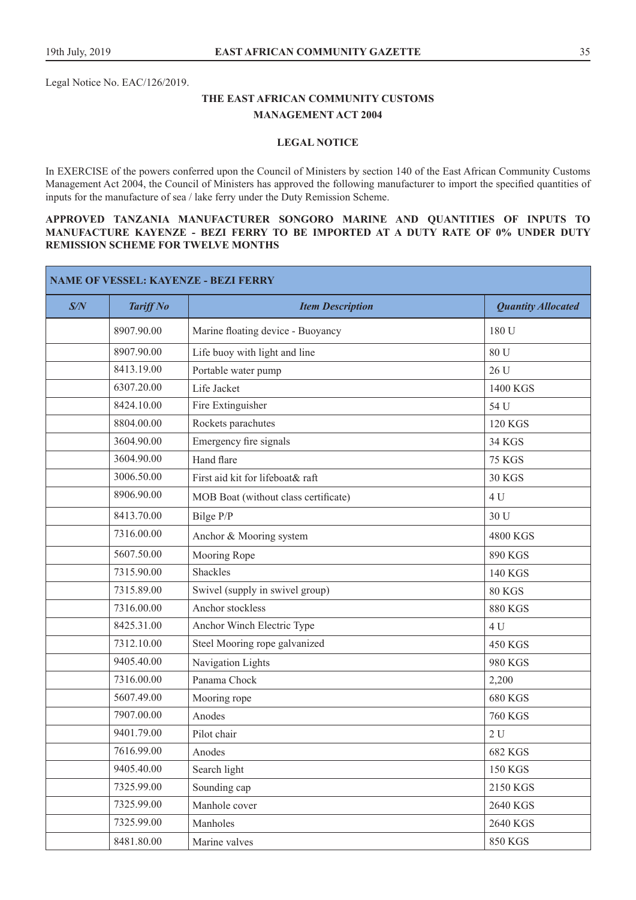Legal Notice No. EAC/126/2019.

## THE EAST AFRICAN COMMUNITY CUSTOMS MANAGEMENT ACT 2004

### LEGAL NOTICE

In EXERCISE of the powers conferred upon the Council of Ministers by section 140 of the East African Community Customs Management Act 2004, the Council of Ministers has approved the following manufacturer to import the specified quantities of inputs for the manufacture of sea / lake ferry under the Duty Remission Scheme.

**APPROVED TANZANIA MANUFACTURER SONGORO MARINE AND QUANTITIES OF INPUTS TO MANUFACTURE KAYENZE - BEZI FERRY TO BE IMPORTED AT A DUTY RATE OF 0% UNDER DUTY REMISSION SCHEME FOR TWELVE MONTHS**

| **NAME OF VESSEL: KAYENZE - BEZI FERRY** | | | |
|---|---|---|---|
| ***S/N*** | ***Tariff No*** | ***Item Description*** | ***Quantity Allocated*** |
| | 8907.90.00 | Marine floating device - Buoyancy | 180 U |
| | 8907.90.00 | Life buoy with light and line | 80 U |
| | 8413.19.00 | Portable water pump | 26 U |
| | 6307.20.00 | Life Jacket | 1400 KGS |
| | 8424.10.00 | Fire Extinguisher | 54 U |
| | 8804.00.00 | Rockets parachutes | 120 KGS |
| | 3604.90.00 | Emergency fire signals | 34 KGS |
| | 3604.90.00 | Hand flare | 75 KGS |
| | 3006.50.00 | First aid kit for lifeboat& raft | 30 KGS |
| | 8906.90.00 | MOB Boat (without class certificate) | 4 U |
| | 8413.70.00 | Bilge P/P | 30 U |
| | 7316.00.00 | Anchor & Mooring system | 4800 KGS |
| | 5607.50.00 | Mooring Rope | 890 KGS |
| | 7315.90.00 | Shackles | 140 KGS |
| | 7315.89.00 | Swivel (supply in swivel group) | 80 KGS |
| | 7316.00.00 | Anchor stockless | 880 KGS |
| | 8425.31.00 | Anchor Winch Electric Type | 4 U |
| | 7312.10.00 | Steel Mooring rope galvanized | 450 KGS |
| | 9405.40.00 | Navigation Lights | 980 KGS |
| | 7316.00.00 | Panama Chock | 2,200 |
| | 5607.49.00 | Mooring rope | 680 KGS |
| | 7907.00.00 | Anodes | 760 KGS |
| | 9401.79.00 | Pilot chair | 2 U |
| | 7616.99.00 | Anodes | 682 KGS |
| | 9405.40.00 | Search light | 150 KGS |
| | 7325.99.00 | Sounding cap | 2150 KGS |
| | 7325.99.00 | Manhole cover | 2640 KGS |
| | 7325.99.00 | Manholes | 2640 KGS |
| | 8481.80.00 | Marine valves | 850 KGS |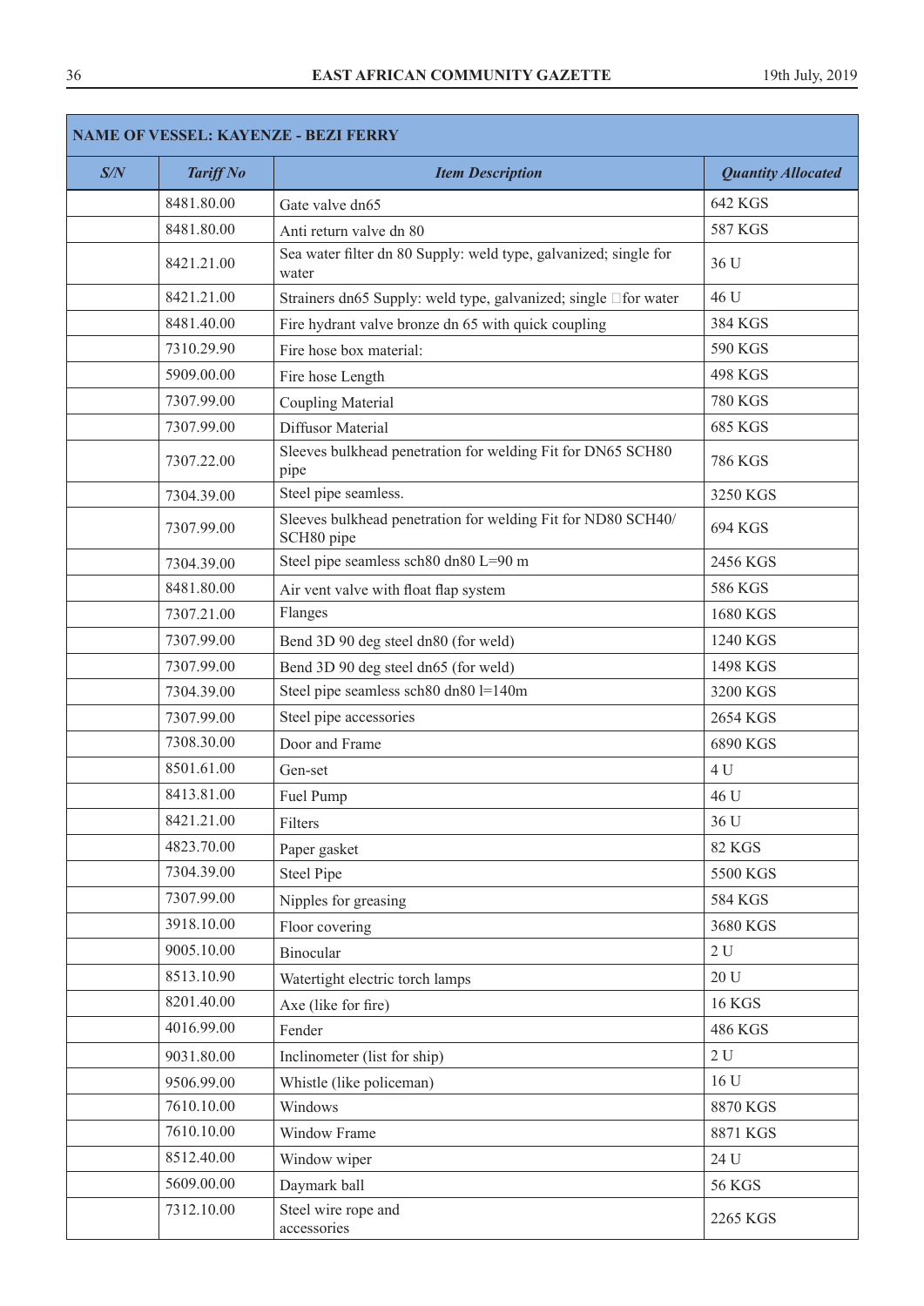| NAME OF VESSEL: KAYENZE - BEZI FERRY | | | |
|---|---|---|---|
| ***S/N*** | ***Tariff No*** | ***Item Description*** | ***Quantity Allocated*** |
| | 8481.80.00 | Gate valve dn65 | 642 KGS |
| | 8481.80.00 | Anti return valve dn 80 | 587 KGS |
| | 8421.21.00 | Sea water filter dn 80 Supply: weld type, galvanized; single for water | 36 U |
| | 8421.21.00 | Strainers dn65 Supply: weld type, galvanized; single for water | 46 U |
| | 8481.40.00 | Fire hydrant valve bronze dn 65 with quick coupling | 384 KGS |
| | 7310.29.90 | Fire hose box material: | 590 KGS |
| | 5909.00.00 | Fire hose Length | 498 KGS |
| | 7307.99.00 | Coupling Material | 780 KGS |
| | 7307.99.00 | Diffusor Material | 685 KGS |
| | 7307.22.00 | Sleeves bulkhead penetration for welding Fit for DN65 SCH80 pipe | 786 KGS |
| | 7304.39.00 | Steel pipe seamless. | 3250 KGS |
| | 7307.99.00 | Sleeves bulkhead penetration for welding Fit for ND80 SCH40/ SCH80 pipe | 694 KGS |
| | 7304.39.00 | Steel pipe seamless sch80 dn80 L=90 m | 2456 KGS |
| | 8481.80.00 | Air vent valve with float flap system | 586 KGS |
| | 7307.21.00 | Flanges | 1680 KGS |
| | 7307.99.00 | Bend 3D 90 deg steel dn80 (for weld) | 1240 KGS |
| | 7307.99.00 | Bend 3D 90 deg steel dn65 (for weld) | 1498 KGS |
| | 7304.39.00 | Steel pipe seamless sch80 dn80 l=140m | 3200 KGS |
| | 7307.99.00 | Steel pipe accessories | 2654 KGS |
| | 7308.30.00 | Door and Frame | 6890 KGS |
| | 8501.61.00 | Gen-set | 4 U |
| | 8413.81.00 | Fuel Pump | 46 U |
| | 8421.21.00 | Filters | 36 U |
| | 4823.70.00 | Paper gasket | 82 KGS |
| | 7304.39.00 | Steel Pipe | 5500 KGS |
| | 7307.99.00 | Nipples for greasing | 584 KGS |
| | 3918.10.00 | Floor covering | 3680 KGS |
| | 9005.10.00 | Binocular | 2 U |
| | 8513.10.90 | Watertight electric torch lamps | 20 U |
| | 8201.40.00 | Axe (like for fire) | 16 KGS |
| | 4016.99.00 | Fender | 486 KGS |
| | 9031.80.00 | Inclinometer (list for ship) | 2 U |
| | 9506.99.00 | Whistle (like policeman) | 16 U |
| | 7610.10.00 | Windows | 8870 KGS |
| | 7610.10.00 | Window Frame | 8871 KGS |
| | 8512.40.00 | Window wiper | 24 U |
| | 5609.00.00 | Daymark ball | 56 KGS |
| | 7312.10.00 | Steel wire rope and accessories | 2265 KGS |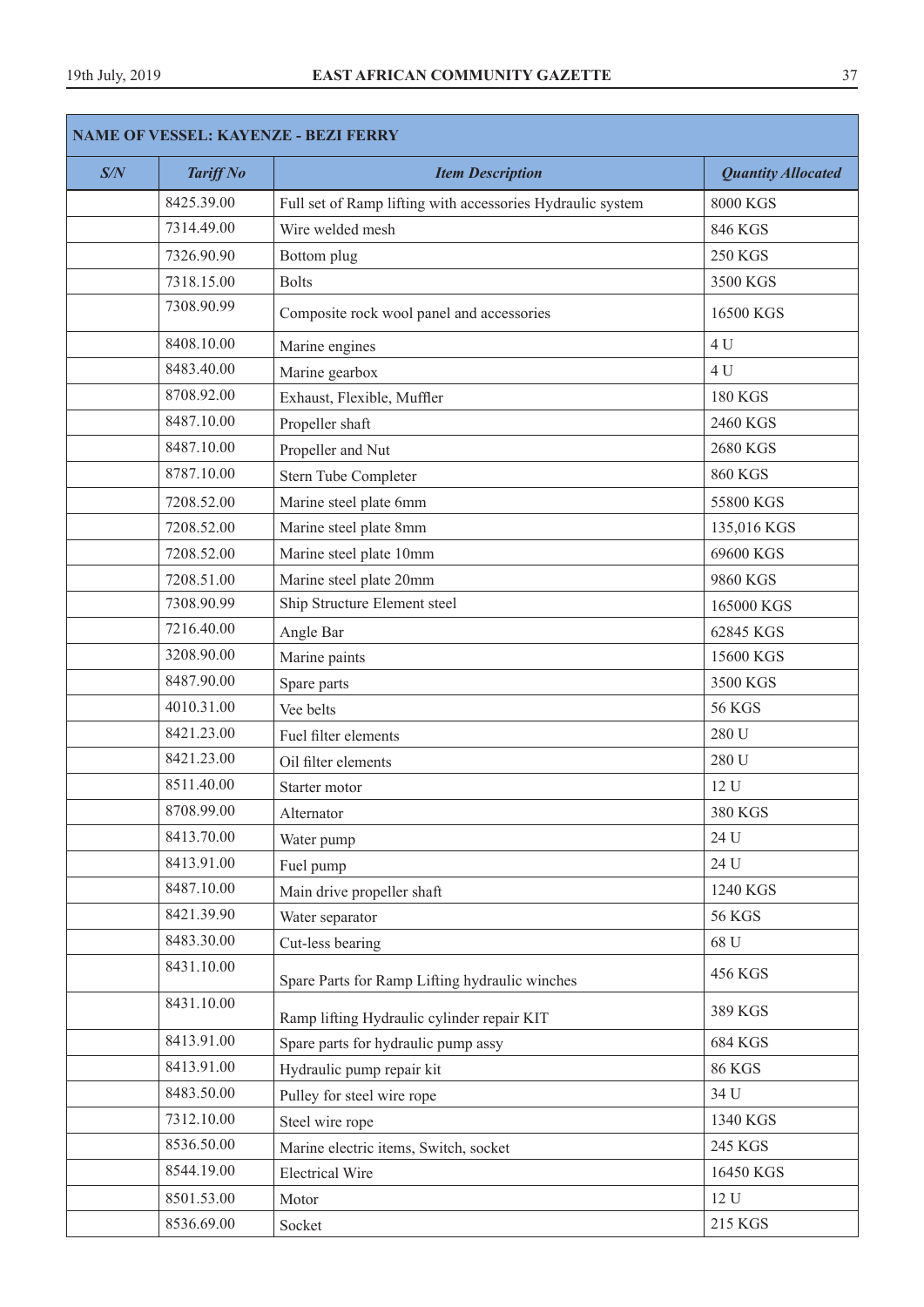| NAME OF VESSEL: KAYENZE - BEZI FERRY | | | |
|---|---|---|---|
| *S/N* | *Tariff No* | *Item Description* | *Quantity Allocated* |
| | 8425.39.00 | Full set of Ramp lifting with accessories Hydraulic system | 8000 KGS |
| | 7314.49.00 | Wire welded mesh | 846 KGS |
| | 7326.90.90 | Bottom plug | 250 KGS |
| | 7318.15.00 | Bolts | 3500 KGS |
| | 7308.90.99 | Composite rock wool panel and accessories | 16500 KGS |
| | 8408.10.00 | Marine engines | 4 U |
| | 8483.40.00 | Marine gearbox | 4 U |
| | 8708.92.00 | Exhaust, Flexible, Muffler | 180 KGS |
| | 8487.10.00 | Propeller shaft | 2460 KGS |
| | 8487.10.00 | Propeller and Nut | 2680 KGS |
| | 8787.10.00 | Stern Tube Completer | 860 KGS |
| | 7208.52.00 | Marine steel plate 6mm | 55800 KGS |
| | 7208.52.00 | Marine steel plate 8mm | 135,016 KGS |
| | 7208.52.00 | Marine steel plate 10mm | 69600 KGS |
| | 7208.51.00 | Marine steel plate 20mm | 9860 KGS |
| | 7308.90.99 | Ship Structure Element steel | 165000 KGS |
| | 7216.40.00 | Angle Bar | 62845 KGS |
| | 3208.90.00 | Marine paints | 15600 KGS |
| | 8487.90.00 | Spare parts | 3500 KGS |
| | 4010.31.00 | Vee belts | 56 KGS |
| | 8421.23.00 | Fuel filter elements | 280 U |
| | 8421.23.00 | Oil filter elements | 280 U |
| | 8511.40.00 | Starter motor | 12 U |
| | 8708.99.00 | Alternator | 380 KGS |
| | 8413.70.00 | Water pump | 24 U |
| | 8413.91.00 | Fuel pump | 24 U |
| | 8487.10.00 | Main drive propeller shaft | 1240 KGS |
| | 8421.39.90 | Water separator | 56 KGS |
| | 8483.30.00 | Cut-less bearing | 68 U |
| | 8431.10.00 | Spare Parts for Ramp Lifting hydraulic winches | 456 KGS |
| | 8431.10.00 | Ramp lifting Hydraulic cylinder repair KIT | 389 KGS |
| | 8413.91.00 | Spare parts for hydraulic pump assy | 684 KGS |
| | 8413.91.00 | Hydraulic pump repair kit | 86 KGS |
| | 8483.50.00 | Pulley for steel wire rope | 34 U |
| | 7312.10.00 | Steel wire rope | 1340 KGS |
| | 8536.50.00 | Marine electric items, Switch, socket | 245 KGS |
| | 8544.19.00 | Electrical Wire | 16450 KGS |
| | 8501.53.00 | Motor | 12 U |
| | 8536.69.00 | Socket | 215 KGS |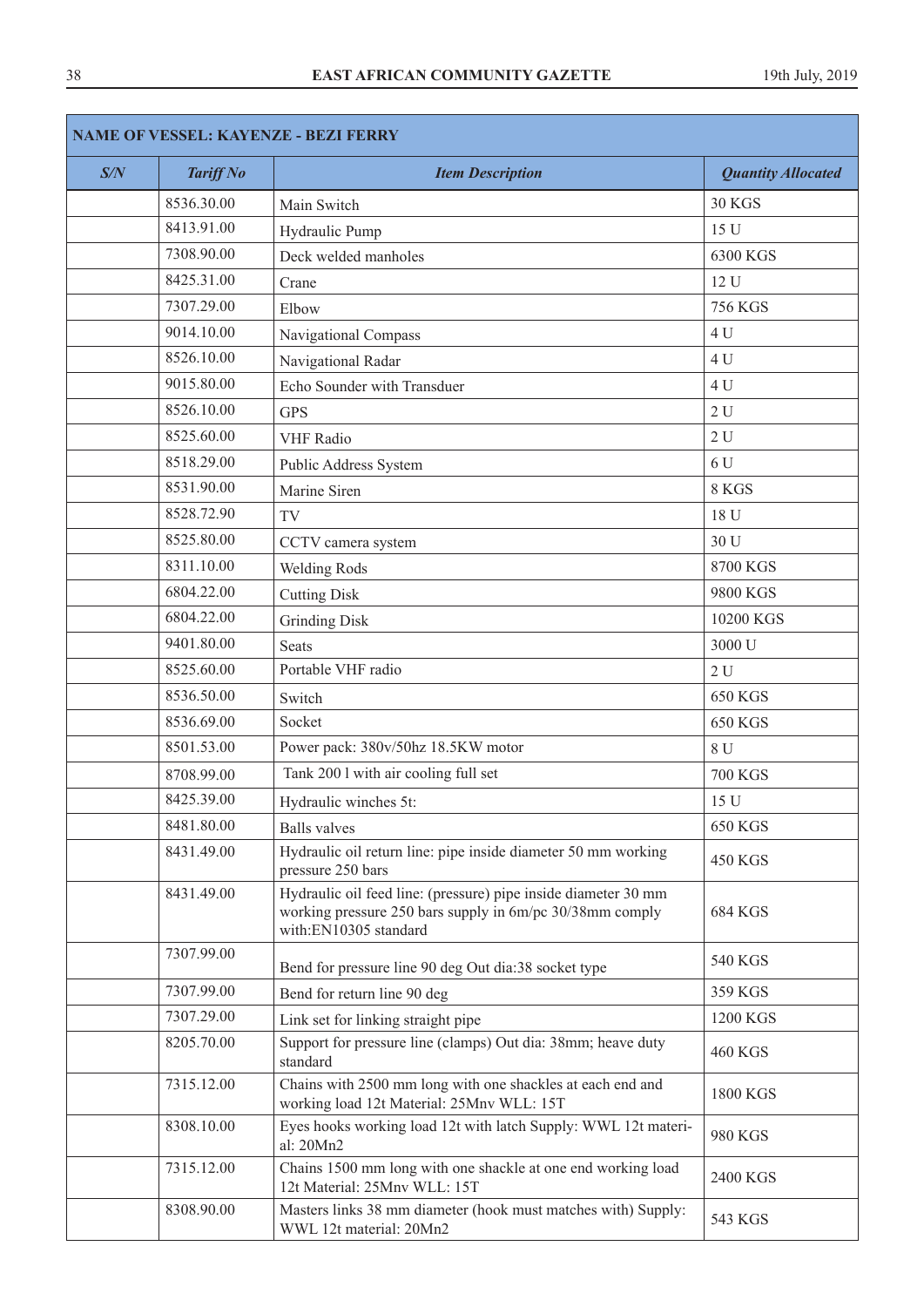| NAME OF VESSEL: KAYENZE - BEZI FERRY | | | |
|---|---|---|---|
| ***S/N*** | ***Tariff No*** | ***Item Description*** | ***Quantity Allocated*** |
| | 8536.30.00 | Main Switch | 30 KGS |
| | 8413.91.00 | Hydraulic Pump | 15 U |
| | 7308.90.00 | Deck welded manholes | 6300 KGS |
| | 8425.31.00 | Crane | 12 U |
| | 7307.29.00 | Elbow | 756 KGS |
| | 9014.10.00 | Navigational Compass | 4 U |
| | 8526.10.00 | Navigational Radar | 4 U |
| | 9015.80.00 | Echo Sounder with Transduer | 4 U |
| | 8526.10.00 | GPS | 2 U |
| | 8525.60.00 | VHF Radio | 2 U |
| | 8518.29.00 | Public Address System | 6 U |
| | 8531.90.00 | Marine Siren | 8 KGS |
| | 8528.72.90 | TV | 18 U |
| | 8525.80.00 | CCTV camera system | 30 U |
| | 8311.10.00 | Welding Rods | 8700 KGS |
| | 6804.22.00 | Cutting Disk | 9800 KGS |
| | 6804.22.00 | Grinding Disk | 10200 KGS |
| | 9401.80.00 | Seats | 3000 U |
| | 8525.60.00 | Portable VHF radio | 2 U |
| | 8536.50.00 | Switch | 650 KGS |
| | 8536.69.00 | Socket | 650 KGS |
| | 8501.53.00 | Power pack: 380v/50hz 18.5KW motor | 8 U |
| | 8708.99.00 | Tank 200 l with air cooling full set | 700 KGS |
| | 8425.39.00 | Hydraulic winches 5t: | 15 U |
| | 8481.80.00 | Balls valves | 650 KGS |
| | 8431.49.00 | Hydraulic oil return line: pipe inside diameter 50 mm working pressure 250 bars | 450 KGS |
| | 8431.49.00 | Hydraulic oil feed line: (pressure) pipe inside diameter 30 mm working pressure 250 bars supply in 6m/pc 30/38mm comply with:EN10305 standard | 684 KGS |
| | 7307.99.00 | Bend for pressure line 90 deg Out dia:38 socket type | 540 KGS |
| | 7307.99.00 | Bend for return line 90 deg | 359 KGS |
| | 7307.29.00 | Link set for linking straight pipe | 1200 KGS |
| | 8205.70.00 | Support for pressure line (clamps) Out dia: 38mm; heave duty standard | 460 KGS |
| | 7315.12.00 | Chains with 2500 mm long with one shackles at each end and working load 12t Material: 25Mnv WLL: 15T | 1800 KGS |
| | 8308.10.00 | Eyes hooks working load 12t with latch Supply: WWL 12t material: 20Mn2 | 980 KGS |
| | 7315.12.00 | Chains 1500 mm long with one shackle at one end working load 12t Material: 25Mnv WLL: 15T | 2400 KGS |
| | 8308.90.00 | Masters links 38 mm diameter (hook must matches with) Supply: WWL 12t material: 20Mn2 | 543 KGS |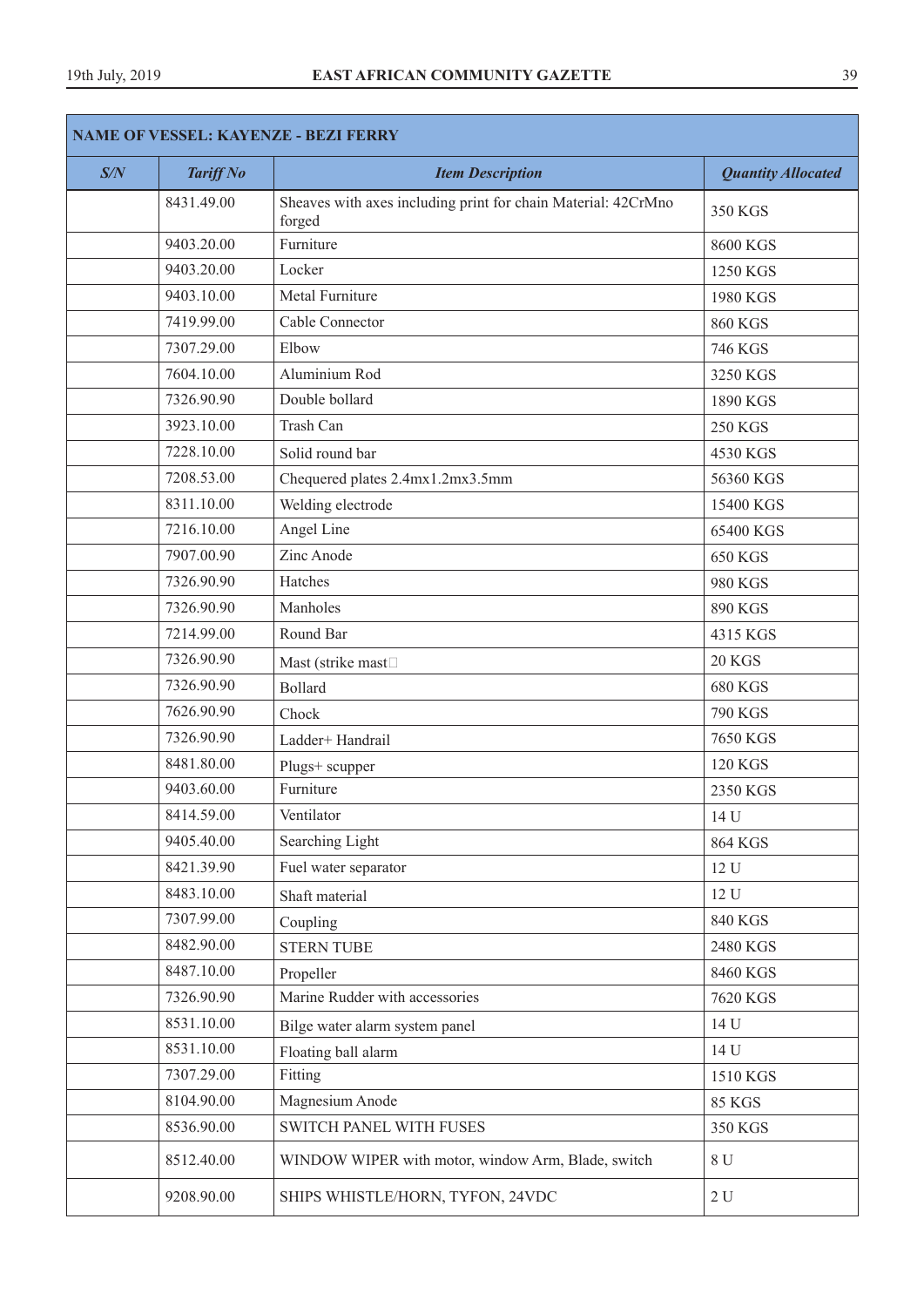| NAME OF VESSEL: KAYENZE - BEZI FERRY | | | |
|---|---|---|---|
| ***S/N*** | ***Tariff No*** | ***Item Description*** | ***Quantity Allocated*** |
| | 8431.49.00 | Sheaves with axes including print for chain Material: 42CrMno forged | 350 KGS |
| | 9403.20.00 | Furniture | 8600 KGS |
| | 9403.20.00 | Locker | 1250 KGS |
| | 9403.10.00 | Metal Furniture | 1980 KGS |
| | 7419.99.00 | Cable Connector | 860 KGS |
| | 7307.29.00 | Elbow | 746 KGS |
| | 7604.10.00 | Aluminium Rod | 3250 KGS |
| | 7326.90.90 | Double bollard | 1890 KGS |
| | 3923.10.00 | Trash Can | 250 KGS |
| | 7228.10.00 | Solid round bar | 4530 KGS |
| | 7208.53.00 | Chequered plates 2.4mx1.2mx3.5mm | 56360 KGS |
| | 8311.10.00 | Welding electrode | 15400 KGS |
| | 7216.10.00 | Angel Line | 65400 KGS |
| | 7907.00.90 | Zinc Anode | 650 KGS |
| | 7326.90.90 | Hatches | 980 KGS |
| | 7326.90.90 | Manholes | 890 KGS |
| | 7214.99.00 | Round Bar | 4315 KGS |
| | 7326.90.90 | Mast (strike mast | 20 KGS |
| | 7326.90.90 | Bollard | 680 KGS |
| | 7626.90.90 | Chock | 790 KGS |
| | 7326.90.90 | Ladder+ Handrail | 7650 KGS |
| | 8481.80.00 | Plugs+ scupper | 120 KGS |
| | 9403.60.00 | Furniture | 2350 KGS |
| | 8414.59.00 | Ventilator | 14 U |
| | 9405.40.00 | Searching Light | 864 KGS |
| | 8421.39.90 | Fuel water separator | 12 U |
| | 8483.10.00 | Shaft material | 12 U |
| | 7307.99.00 | Coupling | 840 KGS |
| | 8482.90.00 | STERN TUBE | 2480 KGS |
| | 8487.10.00 | Propeller | 8460 KGS |
| | 7326.90.90 | Marine Rudder with accessories | 7620 KGS |
| | 8531.10.00 | Bilge water alarm system panel | 14 U |
| | 8531.10.00 | Floating ball alarm | 14 U |
| | 7307.29.00 | Fitting | 1510 KGS |
| | 8104.90.00 | Magnesium Anode | 85 KGS |
| | 8536.90.00 | SWITCH PANEL WITH FUSES | 350 KGS |
| | 8512.40.00 | WINDOW WIPER with motor, window Arm, Blade, switch | 8 U |
| | 9208.90.00 | SHIPS WHISTLE/HORN, TYFON, 24VDC | 2 U |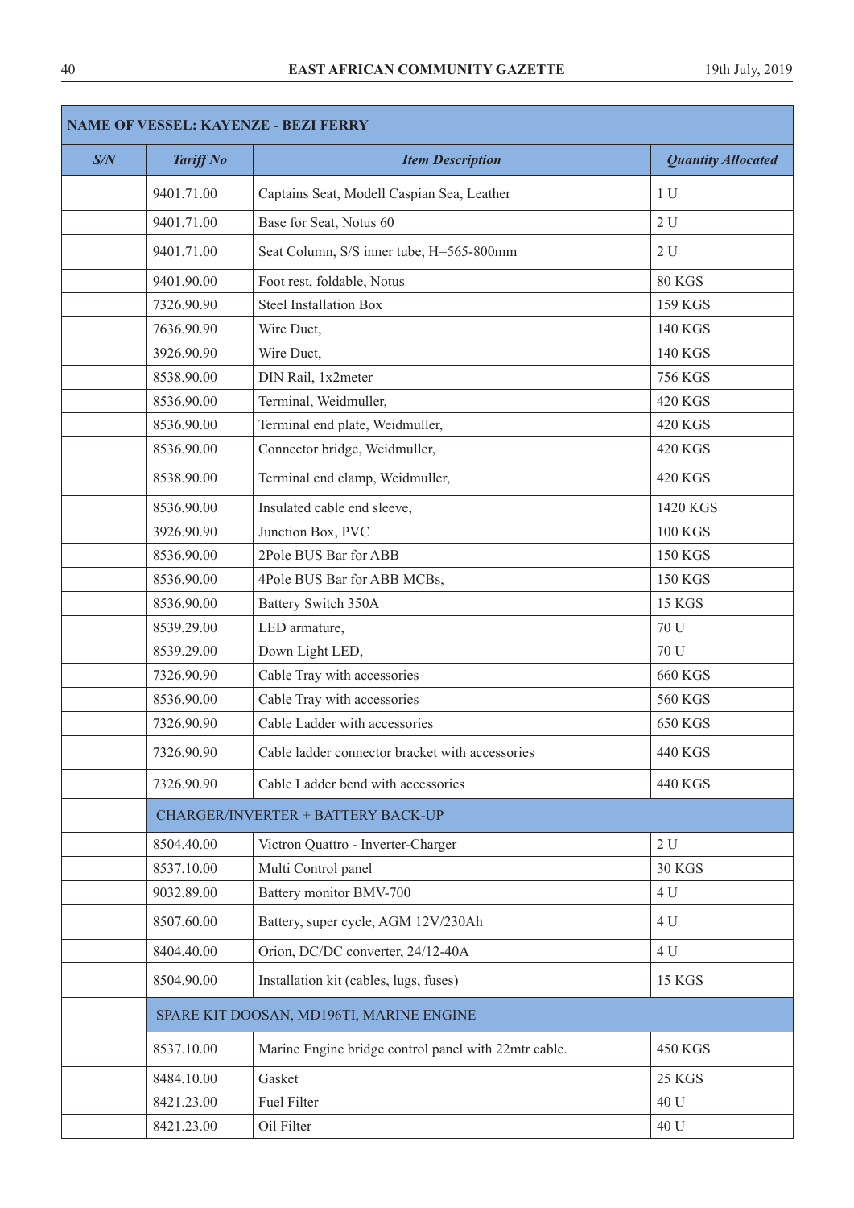| NAME OF VESSEL: KAYENZE - BEZI FERRY | | | |
|---|---|---|---|
| ***S/N*** | ***Tariff No*** | ***Item Description*** | ***Quantity Allocated*** |
| | 9401.71.00 | Captains Seat, Modell Caspian Sea, Leather | 1 U |
| | 9401.71.00 | Base for Seat, Notus 60 | 2 U |
| | 9401.71.00 | Seat Column, S/S inner tube, H=565-800mm | 2 U |
| | 9401.90.00 | Foot rest, foldable, Notus | 80 KGS |
| | 7326.90.90 | Steel Installation Box | 159 KGS |
| | 7636.90.90 | Wire Duct, | 140 KGS |
| | 3926.90.90 | Wire Duct, | 140 KGS |
| | 8538.90.00 | DIN Rail, 1x2meter | 756 KGS |
| | 8536.90.00 | Terminal, Weidmuller, | 420 KGS |
| | 8536.90.00 | Terminal end plate, Weidmuller, | 420 KGS |
| | 8536.90.00 | Connector bridge, Weidmuller, | 420 KGS |
| | 8538.90.00 | Terminal end clamp, Weidmuller, | 420 KGS |
| | 8536.90.00 | Insulated cable end sleeve, | 1420 KGS |
| | 3926.90.90 | Junction Box, PVC | 100 KGS |
| | 8536.90.00 | 2Pole BUS Bar for ABB | 150 KGS |
| | 8536.90.00 | 4Pole BUS Bar for ABB MCBs, | 150 KGS |
| | 8536.90.00 | Battery Switch 350A | 15 KGS |
| | 8539.29.00 | LED armature, | 70 U |
| | 8539.29.00 | Down Light LED, | 70 U |
| | 7326.90.90 | Cable Tray with accessories | 660 KGS |
| | 8536.90.00 | Cable Tray with accessories | 560 KGS |
| | 7326.90.90 | Cable Ladder with accessories | 650 KGS |
| | 7326.90.90 | Cable ladder connector bracket with accessories | 440 KGS |
| | 7326.90.90 | Cable Ladder bend with accessories | 440 KGS |
| | CHARGER/INVERTER + BATTERY BACK-UP | | |
| | 8504.40.00 | Victron Quattro - Inverter-Charger | 2 U |
| | 8537.10.00 | Multi Control panel | 30 KGS |
| | 9032.89.00 | Battery monitor BMV-700 | 4 U |
| | 8507.60.00 | Battery, super cycle, AGM 12V/230Ah | 4 U |
| | 8404.40.00 | Orion, DC/DC converter, 24/12-40A | 4 U |
| | 8504.90.00 | Installation kit (cables, lugs, fuses) | 15 KGS |
| | SPARE KIT DOOSAN, MD196TI, MARINE ENGINE | | |
| | 8537.10.00 | Marine Engine bridge control panel with 22mtr cable. | 450 KGS |
| | 8484.10.00 | Gasket | 25 KGS |
| | 8421.23.00 | Fuel Filter | 40 U |
| | 8421.23.00 | Oil Filter | 40 U |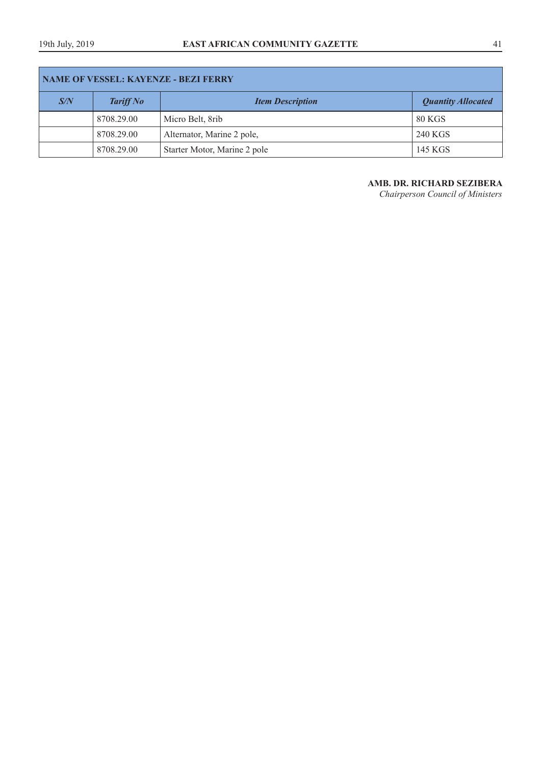| NAME OF VESSEL: KAYENZE - BEZI FERRY | | | |
|---|---|---|---|
| ***S/N*** | ***Tariff No*** | ***Item Description*** | ***Quantity Allocated*** |
| | 8708.29.00 | Micro Belt, 8rib | 80 KGS |
| | 8708.29.00 | Alternator, Marine 2 pole, | 240 KGS |
| | 8708.29.00 | Starter Motor, Marine 2 pole | 145 KGS |

**AMB. DR. RICHARD SEZIBERA**
*Chairperson Council of Ministers*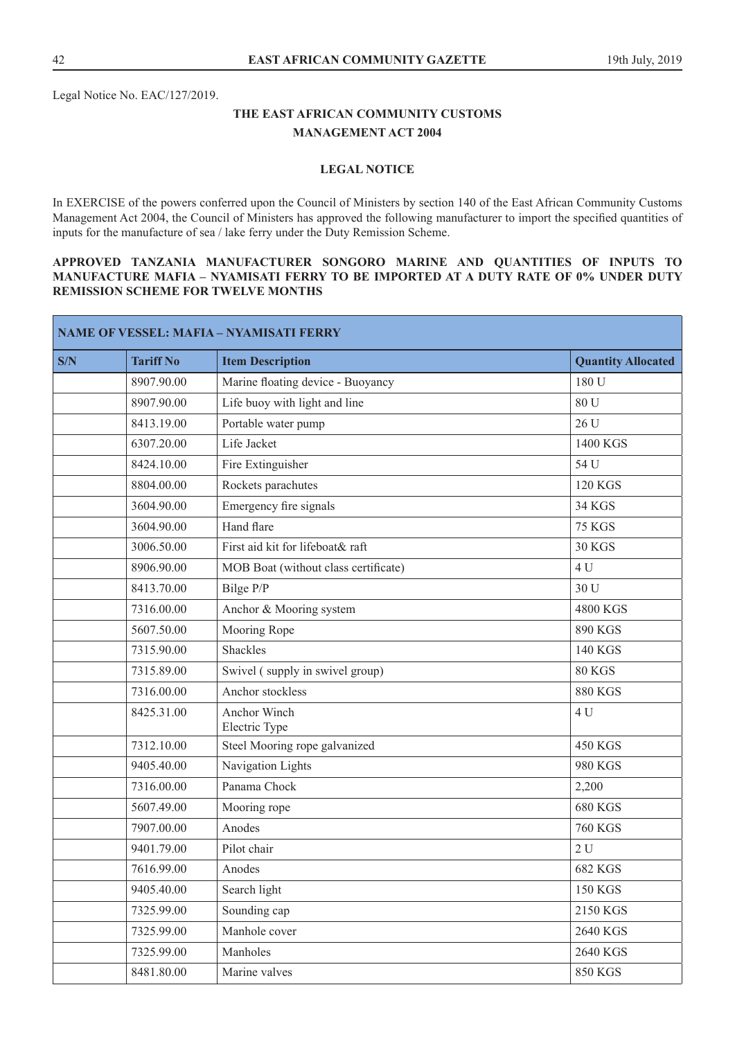Legal Notice No. EAC/127/2019.

## THE EAST AFRICAN COMMUNITY CUSTOMS MANAGEMENT ACT 2004

### LEGAL NOTICE

In EXERCISE of the powers conferred upon the Council of Ministers by section 140 of the East African Community Customs Management Act 2004, the Council of Ministers has approved the following manufacturer to import the specified quantities of inputs for the manufacture of sea / lake ferry under the Duty Remission Scheme.

**APPROVED TANZANIA MANUFACTURER SONGORO MARINE AND QUANTITIES OF INPUTS TO MANUFACTURE MAFIA – NYAMISATI FERRY TO BE IMPORTED AT A DUTY RATE OF 0% UNDER DUTY REMISSION SCHEME FOR TWELVE MONTHS**

| NAME OF VESSEL: MAFIA – NYAMISATI FERRY | | | |
|---|---|---|---|
| **S/N** | **Tariff No** | **Item Description** | **Quantity Allocated** |
| | 8907.90.00 | Marine floating device - Buoyancy | 180 U |
| | 8907.90.00 | Life buoy with light and line | 80 U |
| | 8413.19.00 | Portable water pump | 26 U |
| | 6307.20.00 | Life Jacket | 1400 KGS |
| | 8424.10.00 | Fire Extinguisher | 54 U |
| | 8804.00.00 | Rockets parachutes | 120 KGS |
| | 3604.90.00 | Emergency fire signals | 34 KGS |
| | 3604.90.00 | Hand flare | 75 KGS |
| | 3006.50.00 | First aid kit for lifeboat& raft | 30 KGS |
| | 8906.90.00 | MOB Boat (without class certificate) | 4 U |
| | 8413.70.00 | Bilge P/P | 30 U |
| | 7316.00.00 | Anchor & Mooring system | 4800 KGS |
| | 5607.50.00 | Mooring Rope | 890 KGS |
| | 7315.90.00 | Shackles | 140 KGS |
| | 7315.89.00 | Swivel ( supply in swivel group) | 80 KGS |
| | 7316.00.00 | Anchor stockless | 880 KGS |
| | 8425.31.00 | Anchor Winch Electric Type | 4 U |
| | 7312.10.00 | Steel Mooring rope galvanized | 450 KGS |
| | 9405.40.00 | Navigation Lights | 980 KGS |
| | 7316.00.00 | Panama Chock | 2,200 |
| | 5607.49.00 | Mooring rope | 680 KGS |
| | 7907.00.00 | Anodes | 760 KGS |
| | 9401.79.00 | Pilot chair | 2 U |
| | 7616.99.00 | Anodes | 682 KGS |
| | 9405.40.00 | Search light | 150 KGS |
| | 7325.99.00 | Sounding cap | 2150 KGS |
| | 7325.99.00 | Manhole cover | 2640 KGS |
| | 7325.99.00 | Manholes | 2640 KGS |
| | 8481.80.00 | Marine valves | 850 KGS |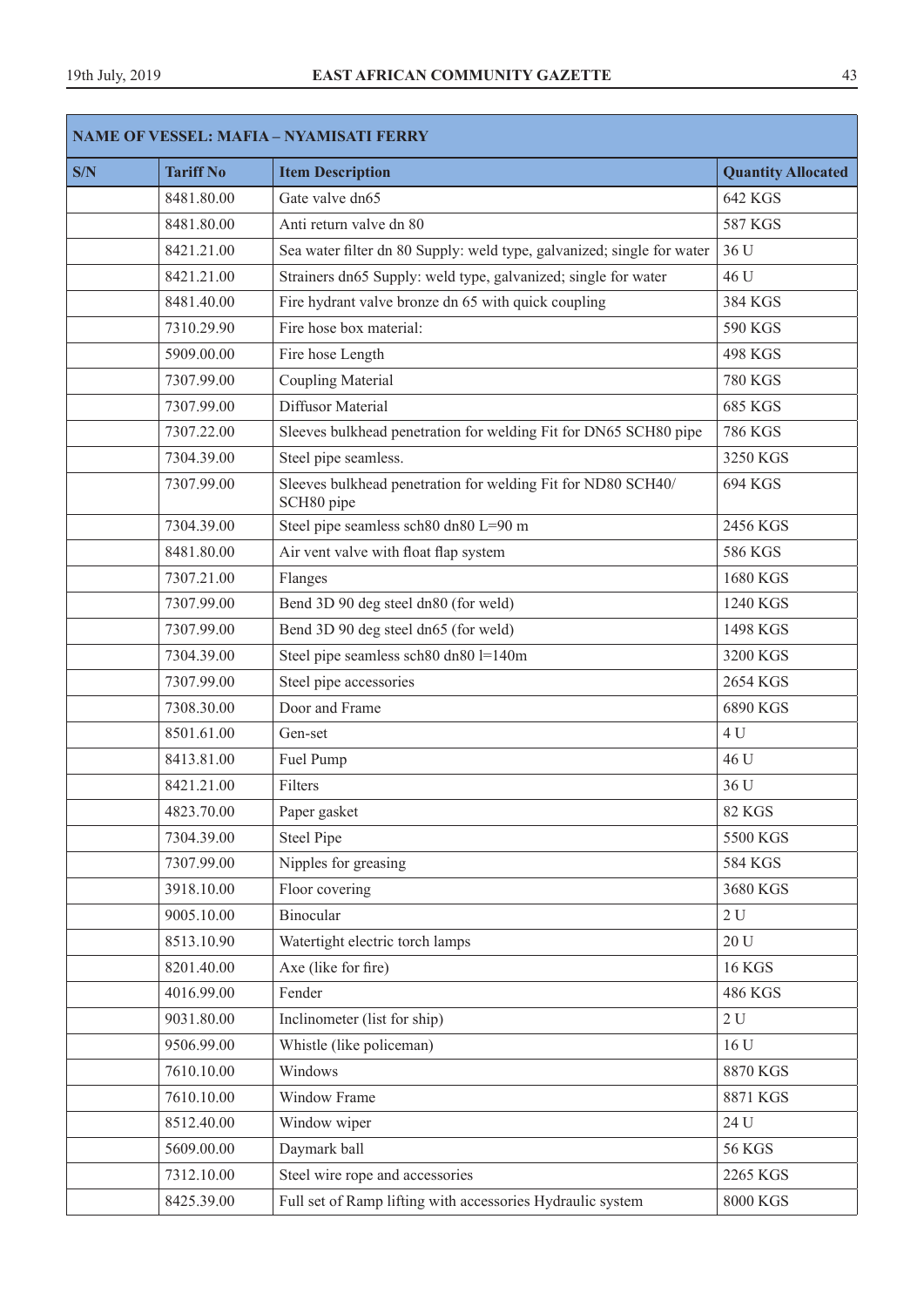| NAME OF VESSEL: MAFIA – NYAMISATI FERRY | | | |
|---|---|---|---|
| **S/N** | **Tariff No** | **Item Description** | **Quantity Allocated** |
| | 8481.80.00 | Gate valve dn65 | 642 KGS |
| | 8481.80.00 | Anti return valve dn 80 | 587 KGS |
| | 8421.21.00 | Sea water filter dn 80 Supply: weld type, galvanized; single for water | 36 U |
| | 8421.21.00 | Strainers dn65 Supply: weld type, galvanized; single for water | 46 U |
| | 8481.40.00 | Fire hydrant valve bronze dn 65 with quick coupling | 384 KGS |
| | 7310.29.90 | Fire hose box material: | 590 KGS |
| | 5909.00.00 | Fire hose Length | 498 KGS |
| | 7307.99.00 | Coupling Material | 780 KGS |
| | 7307.99.00 | Diffusor Material | 685 KGS |
| | 7307.22.00 | Sleeves bulkhead penetration for welding Fit for DN65 SCH80 pipe | 786 KGS |
| | 7304.39.00 | Steel pipe seamless. | 3250 KGS |
| | 7307.99.00 | Sleeves bulkhead penetration for welding Fit for ND80 SCH40/ SCH80 pipe | 694 KGS |
| | 7304.39.00 | Steel pipe seamless sch80 dn80 L=90 m | 2456 KGS |
| | 8481.80.00 | Air vent valve with float flap system | 586 KGS |
| | 7307.21.00 | Flanges | 1680 KGS |
| | 7307.99.00 | Bend 3D 90 deg steel dn80 (for weld) | 1240 KGS |
| | 7307.99.00 | Bend 3D 90 deg steel dn65 (for weld) | 1498 KGS |
| | 7304.39.00 | Steel pipe seamless sch80 dn80 l=140m | 3200 KGS |
| | 7307.99.00 | Steel pipe accessories | 2654 KGS |
| | 7308.30.00 | Door and Frame | 6890 KGS |
| | 8501.61.00 | Gen-set | 4 U |
| | 8413.81.00 | Fuel Pump | 46 U |
| | 8421.21.00 | Filters | 36 U |
| | 4823.70.00 | Paper gasket | 82 KGS |
| | 7304.39.00 | Steel Pipe | 5500 KGS |
| | 7307.99.00 | Nipples for greasing | 584 KGS |
| | 3918.10.00 | Floor covering | 3680 KGS |
| | 9005.10.00 | Binocular | 2 U |
| | 8513.10.90 | Watertight electric torch lamps | 20 U |
| | 8201.40.00 | Axe (like for fire) | 16 KGS |
| | 4016.99.00 | Fender | 486 KGS |
| | 9031.80.00 | Inclinometer (list for ship) | 2 U |
| | 9506.99.00 | Whistle (like policeman) | 16 U |
| | 7610.10.00 | Windows | 8870 KGS |
| | 7610.10.00 | Window Frame | 8871 KGS |
| | 8512.40.00 | Window wiper | 24 U |
| | 5609.00.00 | Daymark ball | 56 KGS |
| | 7312.10.00 | Steel wire rope and accessories | 2265 KGS |
| | 8425.39.00 | Full set of Ramp lifting with accessories Hydraulic system | 8000 KGS |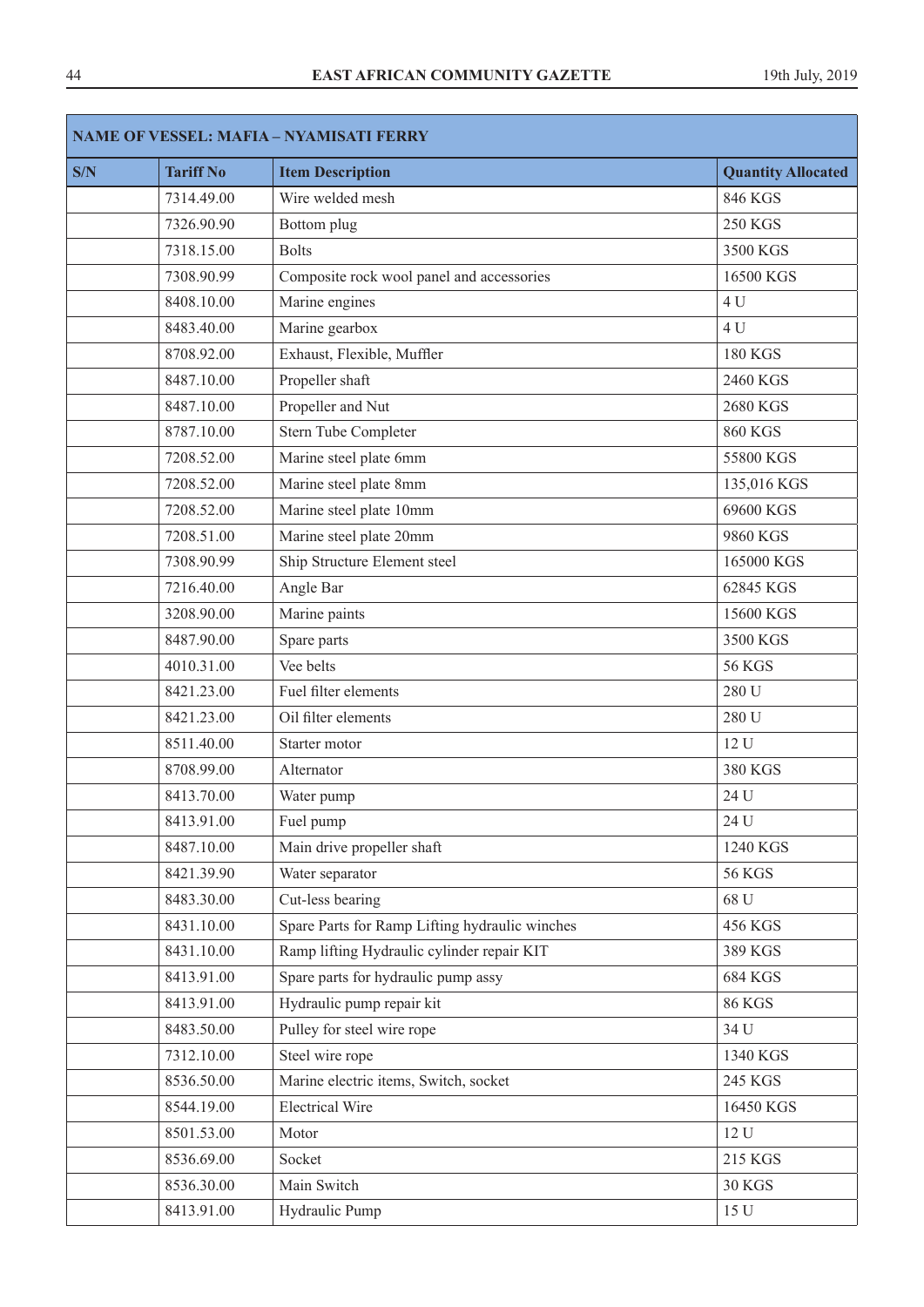| NAME OF VESSEL: MAFIA – NYAMISATI FERRY | | | |
|---|---|---|---|
| **S/N** | **Tariff No** | **Item Description** | **Quantity Allocated** |
| | 7314.49.00 | Wire welded mesh | 846 KGS |
| | 7326.90.90 | Bottom plug | 250 KGS |
| | 7318.15.00 | Bolts | 3500 KGS |
| | 7308.90.99 | Composite rock wool panel and accessories | 16500 KGS |
| | 8408.10.00 | Marine engines | 4 U |
| | 8483.40.00 | Marine gearbox | 4 U |
| | 8708.92.00 | Exhaust, Flexible, Muffler | 180 KGS |
| | 8487.10.00 | Propeller shaft | 2460 KGS |
| | 8487.10.00 | Propeller and Nut | 2680 KGS |
| | 8787.10.00 | Stern Tube Completer | 860 KGS |
| | 7208.52.00 | Marine steel plate 6mm | 55800 KGS |
| | 7208.52.00 | Marine steel plate 8mm | 135,016 KGS |
| | 7208.52.00 | Marine steel plate 10mm | 69600 KGS |
| | 7208.51.00 | Marine steel plate 20mm | 9860 KGS |
| | 7308.90.99 | Ship Structure Element steel | 165000 KGS |
| | 7216.40.00 | Angle Bar | 62845 KGS |
| | 3208.90.00 | Marine paints | 15600 KGS |
| | 8487.90.00 | Spare parts | 3500 KGS |
| | 4010.31.00 | Vee belts | 56 KGS |
| | 8421.23.00 | Fuel filter elements | 280 U |
| | 8421.23.00 | Oil filter elements | 280 U |
| | 8511.40.00 | Starter motor | 12 U |
| | 8708.99.00 | Alternator | 380 KGS |
| | 8413.70.00 | Water pump | 24 U |
| | 8413.91.00 | Fuel pump | 24 U |
| | 8487.10.00 | Main drive propeller shaft | 1240 KGS |
| | 8421.39.90 | Water separator | 56 KGS |
| | 8483.30.00 | Cut-less bearing | 68 U |
| | 8431.10.00 | Spare Parts for Ramp Lifting hydraulic winches | 456 KGS |
| | 8431.10.00 | Ramp lifting Hydraulic cylinder repair KIT | 389 KGS |
| | 8413.91.00 | Spare parts for hydraulic pump assy | 684 KGS |
| | 8413.91.00 | Hydraulic pump repair kit | 86 KGS |
| | 8483.50.00 | Pulley for steel wire rope | 34 U |
| | 7312.10.00 | Steel wire rope | 1340 KGS |
| | 8536.50.00 | Marine electric items, Switch, socket | 245 KGS |
| | 8544.19.00 | Electrical Wire | 16450 KGS |
| | 8501.53.00 | Motor | 12 U |
| | 8536.69.00 | Socket | 215 KGS |
| | 8536.30.00 | Main Switch | 30 KGS |
| | 8413.91.00 | Hydraulic Pump | 15 U |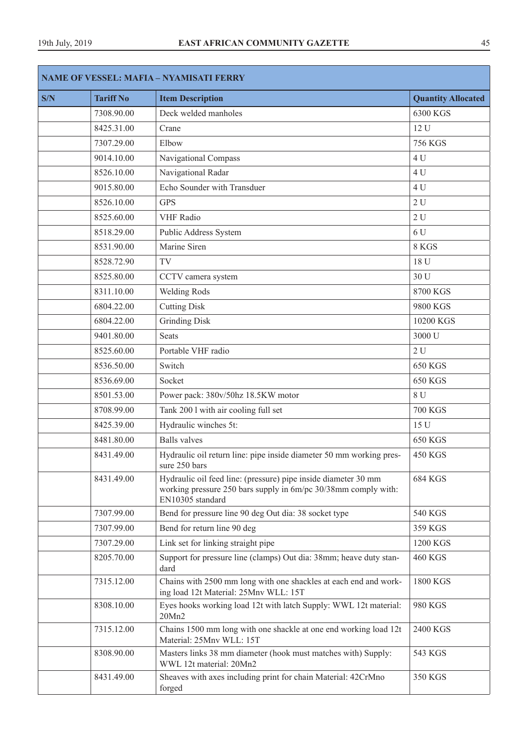| NAME OF VESSEL: MAFIA – NYAMISATI FERRY | | | |
|---|---|---|---|
| **S/N** | **Tariff No** | **Item Description** | **Quantity Allocated** |
| | 7308.90.00 | Deck welded manholes | 6300 KGS |
| | 8425.31.00 | Crane | 12 U |
| | 7307.29.00 | Elbow | 756 KGS |
| | 9014.10.00 | Navigational Compass | 4 U |
| | 8526.10.00 | Navigational Radar | 4 U |
| | 9015.80.00 | Echo Sounder with Transduer | 4 U |
| | 8526.10.00 | GPS | 2 U |
| | 8525.60.00 | VHF Radio | 2 U |
| | 8518.29.00 | Public Address System | 6 U |
| | 8531.90.00 | Marine Siren | 8 KGS |
| | 8528.72.90 | TV | 18 U |
| | 8525.80.00 | CCTV camera system | 30 U |
| | 8311.10.00 | Welding Rods | 8700 KGS |
| | 6804.22.00 | Cutting Disk | 9800 KGS |
| | 6804.22.00 | Grinding Disk | 10200 KGS |
| | 9401.80.00 | Seats | 3000 U |
| | 8525.60.00 | Portable VHF radio | 2 U |
| | 8536.50.00 | Switch | 650 KGS |
| | 8536.69.00 | Socket | 650 KGS |
| | 8501.53.00 | Power pack: 380v/50hz 18.5KW motor | 8 U |
| | 8708.99.00 | Tank 200 l with air cooling full set | 700 KGS |
| | 8425.39.00 | Hydraulic winches 5t: | 15 U |
| | 8481.80.00 | Balls valves | 650 KGS |
| | 8431.49.00 | Hydraulic oil return line: pipe inside diameter 50 mm working pressure 250 bars | 450 KGS |
| | 8431.49.00 | Hydraulic oil feed line: (pressure) pipe inside diameter 30 mm working pressure 250 bars supply in 6m/pc 30/38mm comply with: EN10305 standard | 684 KGS |
| | 7307.99.00 | Bend for pressure line 90 deg Out dia: 38 socket type | 540 KGS |
| | 7307.99.00 | Bend for return line 90 deg | 359 KGS |
| | 7307.29.00 | Link set for linking straight pipe | 1200 KGS |
| | 8205.70.00 | Support for pressure line (clamps) Out dia: 38mm; heave duty standard | 460 KGS |
| | 7315.12.00 | Chains with 2500 mm long with one shackles at each end and working load 12t Material: 25Mnv WLL: 15T | 1800 KGS |
| | 8308.10.00 | Eyes hooks working load 12t with latch Supply: WWL 12t material: 20Mn2 | 980 KGS |
| | 7315.12.00 | Chains 1500 mm long with one shackle at one end working load 12t Material: 25Mnv WLL: 15T | 2400 KGS |
| | 8308.90.00 | Masters links 38 mm diameter (hook must matches with) Supply: WWL 12t material: 20Mn2 | 543 KGS |
| | 8431.49.00 | Sheaves with axes including print for chain Material: 42CrMno forged | 350 KGS |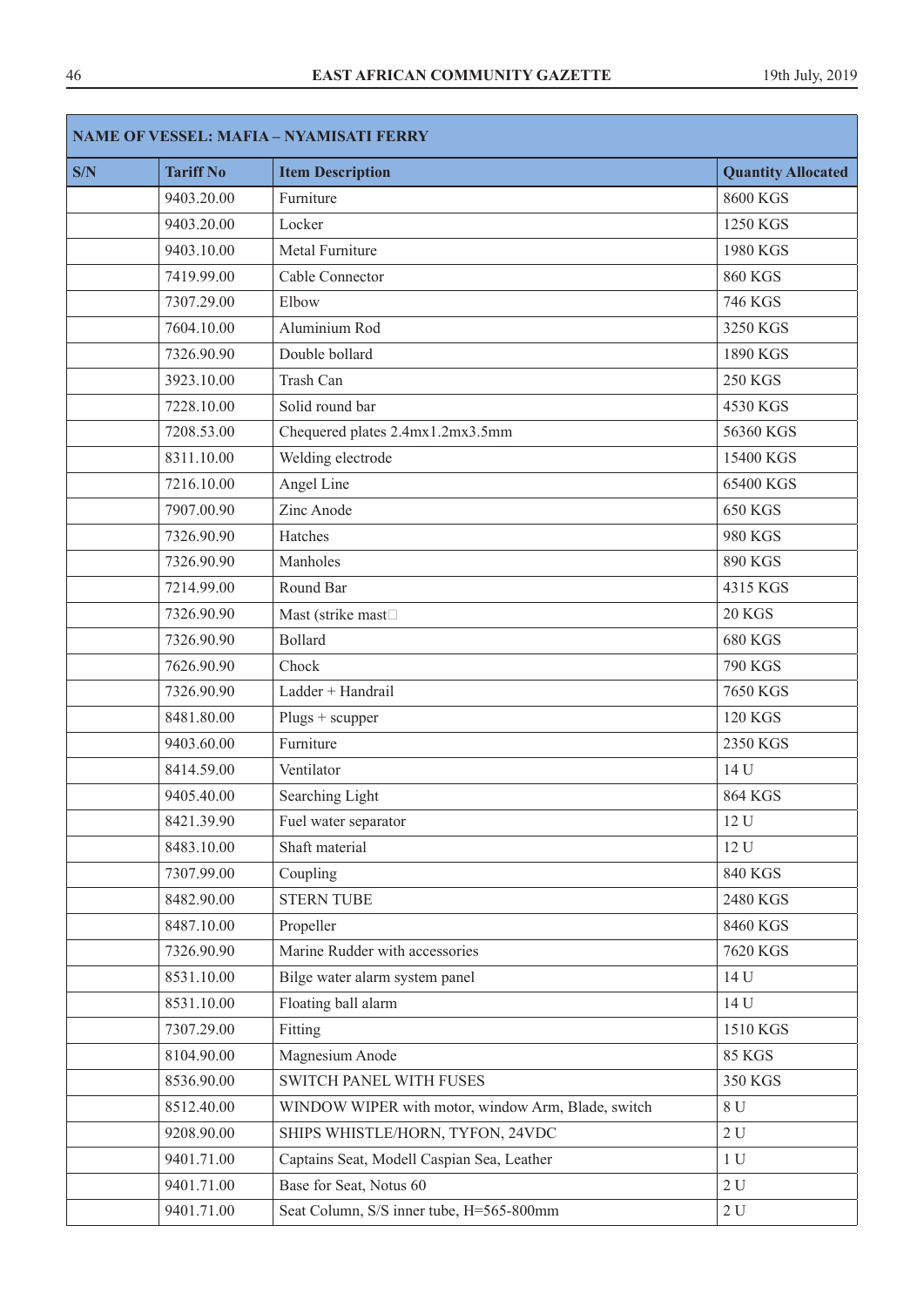| NAME OF VESSEL: MAFIA – NYAMISATI FERRY | | | |
|---|---|---|---|
| S/N | Tariff No | Item Description | Quantity Allocated |
| | 9403.20.00 | Furniture | 8600 KGS |
| | 9403.20.00 | Locker | 1250 KGS |
| | 9403.10.00 | Metal Furniture | 1980 KGS |
| | 7419.99.00 | Cable Connector | 860 KGS |
| | 7307.29.00 | Elbow | 746 KGS |
| | 7604.10.00 | Aluminium Rod | 3250 KGS |
| | 7326.90.90 | Double bollard | 1890 KGS |
| | 3923.10.00 | Trash Can | 250 KGS |
| | 7228.10.00 | Solid round bar | 4530 KGS |
| | 7208.53.00 | Chequered plates 2.4mx1.2mx3.5mm | 56360 KGS |
| | 8311.10.00 | Welding electrode | 15400 KGS |
| | 7216.10.00 | Angel Line | 65400 KGS |
| | 7907.00.90 | Zinc Anode | 650 KGS |
| | 7326.90.90 | Hatches | 980 KGS |
| | 7326.90.90 | Manholes | 890 KGS |
| | 7214.99.00 | Round Bar | 4315 KGS |
| | 7326.90.90 | Mast (strike mast | 20 KGS |
| | 7326.90.90 | Bollard | 680 KGS |
| | 7626.90.90 | Chock | 790 KGS |
| | 7326.90.90 | Ladder + Handrail | 7650 KGS |
| | 8481.80.00 | Plugs + scupper | 120 KGS |
| | 9403.60.00 | Furniture | 2350 KGS |
| | 8414.59.00 | Ventilator | 14 U |
| | 9405.40.00 | Searching Light | 864 KGS |
| | 8421.39.90 | Fuel water separator | 12 U |
| | 8483.10.00 | Shaft material | 12 U |
| | 7307.99.00 | Coupling | 840 KGS |
| | 8482.90.00 | STERN TUBE | 2480 KGS |
| | 8487.10.00 | Propeller | 8460 KGS |
| | 7326.90.90 | Marine Rudder with accessories | 7620 KGS |
| | 8531.10.00 | Bilge water alarm system panel | 14 U |
| | 8531.10.00 | Floating ball alarm | 14 U |
| | 7307.29.00 | Fitting | 1510 KGS |
| | 8104.90.00 | Magnesium Anode | 85 KGS |
| | 8536.90.00 | SWITCH PANEL WITH FUSES | 350 KGS |
| | 8512.40.00 | WINDOW WIPER with motor, window Arm, Blade, switch | 8 U |
| | 9208.90.00 | SHIPS WHISTLE/HORN, TYFON, 24VDC | 2 U |
| | 9401.71.00 | Captains Seat, Modell Caspian Sea, Leather | 1 U |
| | 9401.71.00 | Base for Seat, Notus 60 | 2 U |
| | 9401.71.00 | Seat Column, S/S inner tube, H=565-800mm | 2 U |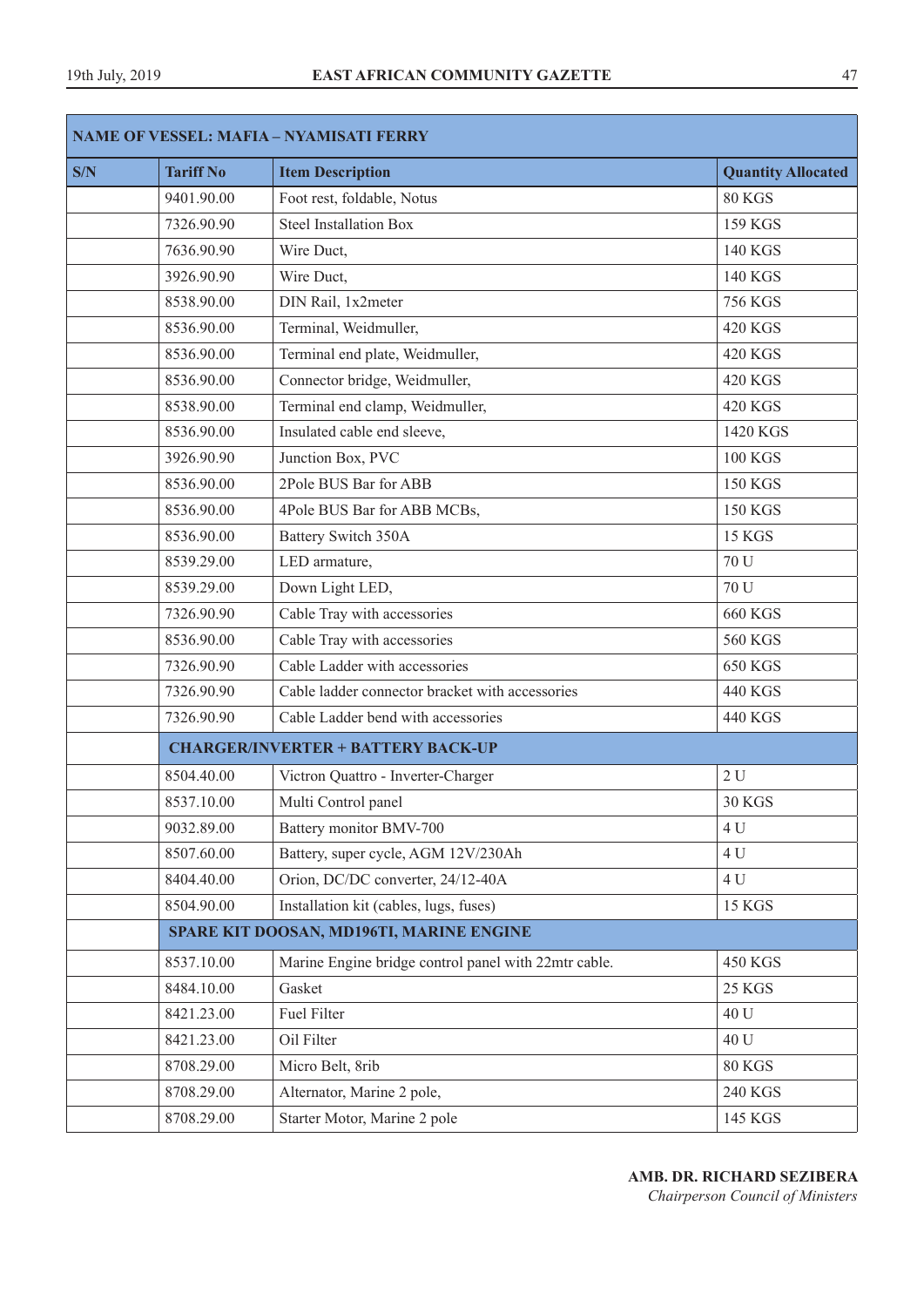| NAME OF VESSEL: MAFIA – NYAMISATI FERRY | | | |
|---|---|---|---|
| **S/N** | **Tariff No** | **Item Description** | **Quantity Allocated** |
| | 9401.90.00 | Foot rest, foldable, Notus | 80 KGS |
| | 7326.90.90 | Steel Installation Box | 159 KGS |
| | 7636.90.90 | Wire Duct, | 140 KGS |
| | 3926.90.90 | Wire Duct, | 140 KGS |
| | 8538.90.00 | DIN Rail, 1x2meter | 756 KGS |
| | 8536.90.00 | Terminal, Weidmuller, | 420 KGS |
| | 8536.90.00 | Terminal end plate, Weidmuller, | 420 KGS |
| | 8536.90.00 | Connector bridge, Weidmuller, | 420 KGS |
| | 8538.90.00 | Terminal end clamp, Weidmuller, | 420 KGS |
| | 8536.90.00 | Insulated cable end sleeve, | 1420 KGS |
| | 3926.90.90 | Junction Box, PVC | 100 KGS |
| | 8536.90.00 | 2Pole BUS Bar for ABB | 150 KGS |
| | 8536.90.00 | 4Pole BUS Bar for ABB MCBs, | 150 KGS |
| | 8536.90.00 | Battery Switch 350A | 15 KGS |
| | 8539.29.00 | LED armature, | 70 U |
| | 8539.29.00 | Down Light LED, | 70 U |
| | 7326.90.90 | Cable Tray with accessories | 660 KGS |
| | 8536.90.00 | Cable Tray with accessories | 560 KGS |
| | 7326.90.90 | Cable Ladder with accessories | 650 KGS |
| | 7326.90.90 | Cable ladder connector bracket with accessories | 440 KGS |
| | 7326.90.90 | Cable Ladder bend with accessories | 440 KGS |
| | **CHARGER/INVERTER + BATTERY BACK-UP** | | |
| | 8504.40.00 | Victron Quattro - Inverter-Charger | 2 U |
| | 8537.10.00 | Multi Control panel | 30 KGS |
| | 9032.89.00 | Battery monitor BMV-700 | 4 U |
| | 8507.60.00 | Battery, super cycle, AGM 12V/230Ah | 4 U |
| | 8404.40.00 | Orion, DC/DC converter, 24/12-40A | 4 U |
| | 8504.90.00 | Installation kit (cables, lugs, fuses) | 15 KGS |
| | **SPARE KIT DOOSAN, MD196TI, MARINE ENGINE** | | |
| | 8537.10.00 | Marine Engine bridge control panel with 22mtr cable. | 450 KGS |
| | 8484.10.00 | Gasket | 25 KGS |
| | 8421.23.00 | Fuel Filter | 40 U |
| | 8421.23.00 | Oil Filter | 40 U |
| | 8708.29.00 | Micro Belt, 8rib | 80 KGS |
| | 8708.29.00 | Alternator, Marine 2 pole, | 240 KGS |
| | 8708.29.00 | Starter Motor, Marine 2 pole | 145 KGS |

**AMB. DR. RICHARD SEZIBERA**
*Chairperson Council of Ministers*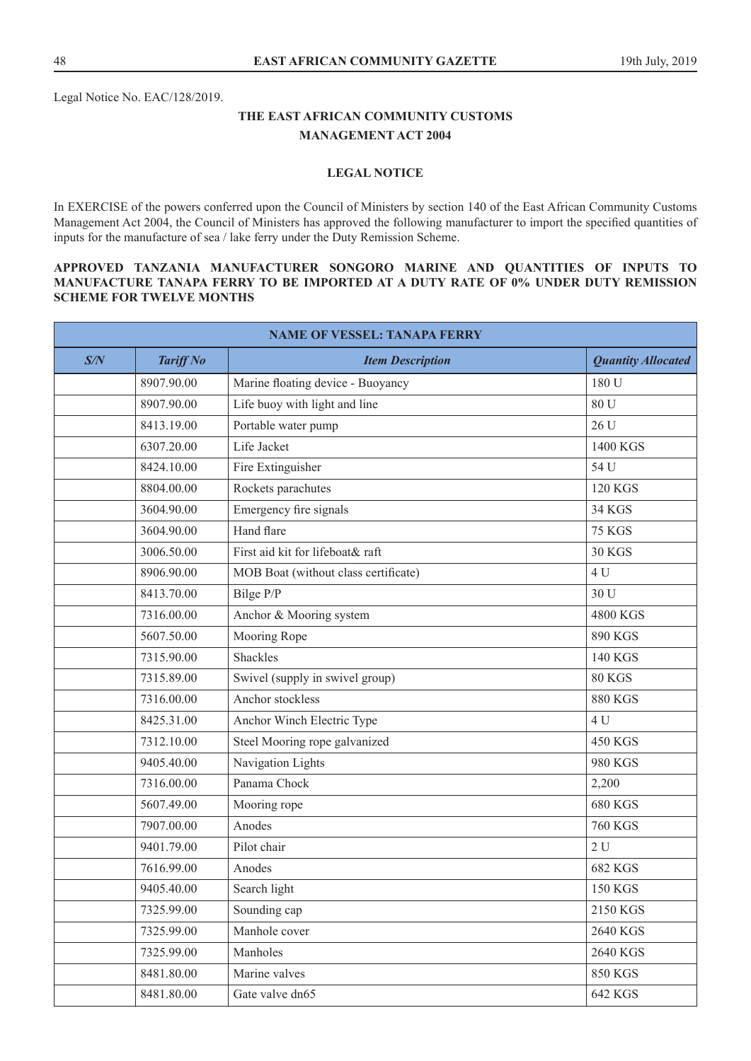Legal Notice No. EAC/128/2019.

**THE EAST AFRICAN COMMUNITY CUSTOMS MANAGEMENT ACT 2004**

**LEGAL NOTICE**

In EXERCISE of the powers conferred upon the Council of Ministers by section 140 of the East African Community Customs Management Act 2004, the Council of Ministers has approved the following manufacturer to import the specified quantities of inputs for the manufacture of sea / lake ferry under the Duty Remission Scheme.

**APPROVED TANZANIA MANUFACTURER SONGORO MARINE AND QUANTITIES OF INPUTS TO MANUFACTURE TANAPA FERRY TO BE IMPORTED AT A DUTY RATE OF 0% UNDER DUTY REMISSION SCHEME FOR TWELVE MONTHS**

| **NAME OF VESSEL: TANAPA FERRY** | | | |
|---|---|---|---|
| ***S/N*** | ***Tariff No*** | ***Item Description*** | ***Quantity Allocated*** |
| | 8907.90.00 | Marine floating device - Buoyancy | 180 U |
| | 8907.90.00 | Life buoy with light and line | 80 U |
| | 8413.19.00 | Portable water pump | 26 U |
| | 6307.20.00 | Life Jacket | 1400 KGS |
| | 8424.10.00 | Fire Extinguisher | 54 U |
| | 8804.00.00 | Rockets parachutes | 120 KGS |
| | 3604.90.00 | Emergency fire signals | 34 KGS |
| | 3604.90.00 | Hand flare | 75 KGS |
| | 3006.50.00 | First aid kit for lifeboat& raft | 30 KGS |
| | 8906.90.00 | MOB Boat (without class certificate) | 4 U |
| | 8413.70.00 | Bilge P/P | 30 U |
| | 7316.00.00 | Anchor & Mooring system | 4800 KGS |
| | 5607.50.00 | Mooring Rope | 890 KGS |
| | 7315.90.00 | Shackles | 140 KGS |
| | 7315.89.00 | Swivel (supply in swivel group) | 80 KGS |
| | 7316.00.00 | Anchor stockless | 880 KGS |
| | 8425.31.00 | Anchor Winch Electric Type | 4 U |
| | 7312.10.00 | Steel Mooring rope galvanized | 450 KGS |
| | 9405.40.00 | Navigation Lights | 980 KGS |
| | 7316.00.00 | Panama Chock | 2,200 |
| | 5607.49.00 | Mooring rope | 680 KGS |
| | 7907.00.00 | Anodes | 760 KGS |
| | 9401.79.00 | Pilot chair | 2 U |
| | 7616.99.00 | Anodes | 682 KGS |
| | 9405.40.00 | Search light | 150 KGS |
| | 7325.99.00 | Sounding cap | 2150 KGS |
| | 7325.99.00 | Manhole cover | 2640 KGS |
| | 7325.99.00 | Manholes | 2640 KGS |
| | 8481.80.00 | Marine valves | 850 KGS |
| | 8481.80.00 | Gate valve dn65 | 642 KGS |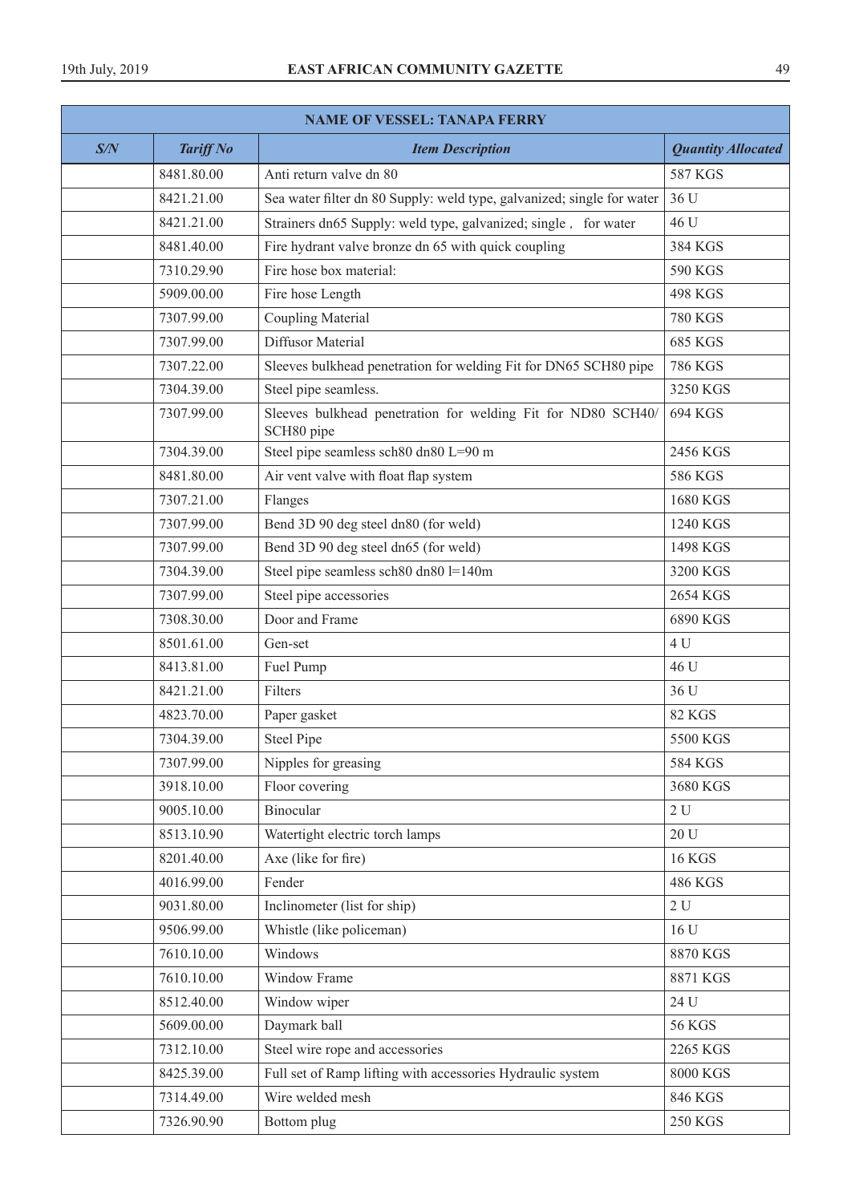| NAME OF VESSEL: TANAPA FERRY | | | |
|---|---|---|---|
| ***S/N*** | ***Tariff No*** | ***Item Description*** | ***Quantity Allocated*** |
| | 8481.80.00 | Anti return valve dn 80 | 587 KGS |
| | 8421.21.00 | Sea water filter dn 80 Supply: weld type, galvanized; single for water | 36 U |
| | 8421.21.00 | Strainers dn65 Supply: weld type, galvanized; single , for water | 46 U |
| | 8481.40.00 | Fire hydrant valve bronze dn 65 with quick coupling | 384 KGS |
| | 7310.29.90 | Fire hose box material: | 590 KGS |
| | 5909.00.00 | Fire hose Length | 498 KGS |
| | 7307.99.00 | Coupling Material | 780 KGS |
| | 7307.99.00 | Diffusor Material | 685 KGS |
| | 7307.22.00 | Sleeves bulkhead penetration for welding Fit for DN65 SCH80 pipe | 786 KGS |
| | 7304.39.00 | Steel pipe seamless. | 3250 KGS |
| | 7307.99.00 | Sleeves bulkhead penetration for welding Fit for ND80 SCH40/ SCH80 pipe | 694 KGS |
| | 7304.39.00 | Steel pipe seamless sch80 dn80 L=90 m | 2456 KGS |
| | 8481.80.00 | Air vent valve with float flap system | 586 KGS |
| | 7307.21.00 | Flanges | 1680 KGS |
| | 7307.99.00 | Bend 3D 90 deg steel dn80 (for weld) | 1240 KGS |
| | 7307.99.00 | Bend 3D 90 deg steel dn65 (for weld) | 1498 KGS |
| | 7304.39.00 | Steel pipe seamless sch80 dn80 l=140m | 3200 KGS |
| | 7307.99.00 | Steel pipe accessories | 2654 KGS |
| | 7308.30.00 | Door and Frame | 6890 KGS |
| | 8501.61.00 | Gen-set | 4 U |
| | 8413.81.00 | Fuel Pump | 46 U |
| | 8421.21.00 | Filters | 36 U |
| | 4823.70.00 | Paper gasket | 82 KGS |
| | 7304.39.00 | Steel Pipe | 5500 KGS |
| | 7307.99.00 | Nipples for greasing | 584 KGS |
| | 3918.10.00 | Floor covering | 3680 KGS |
| | 9005.10.00 | Binocular | 2 U |
| | 8513.10.90 | Watertight electric torch lamps | 20 U |
| | 8201.40.00 | Axe (like for fire) | 16 KGS |
| | 4016.99.00 | Fender | 486 KGS |
| | 9031.80.00 | Inclinometer (list for ship) | 2 U |
| | 9506.99.00 | Whistle (like policeman) | 16 U |
| | 7610.10.00 | Windows | 8870 KGS |
| | 7610.10.00 | Window Frame | 8871 KGS |
| | 8512.40.00 | Window wiper | 24 U |
| | 5609.00.00 | Daymark ball | 56 KGS |
| | 7312.10.00 | Steel wire rope and accessories | 2265 KGS |
| | 8425.39.00 | Full set of Ramp lifting with accessories Hydraulic system | 8000 KGS |
| | 7314.49.00 | Wire welded mesh | 846 KGS |
| | 7326.90.90 | Bottom plug | 250 KGS |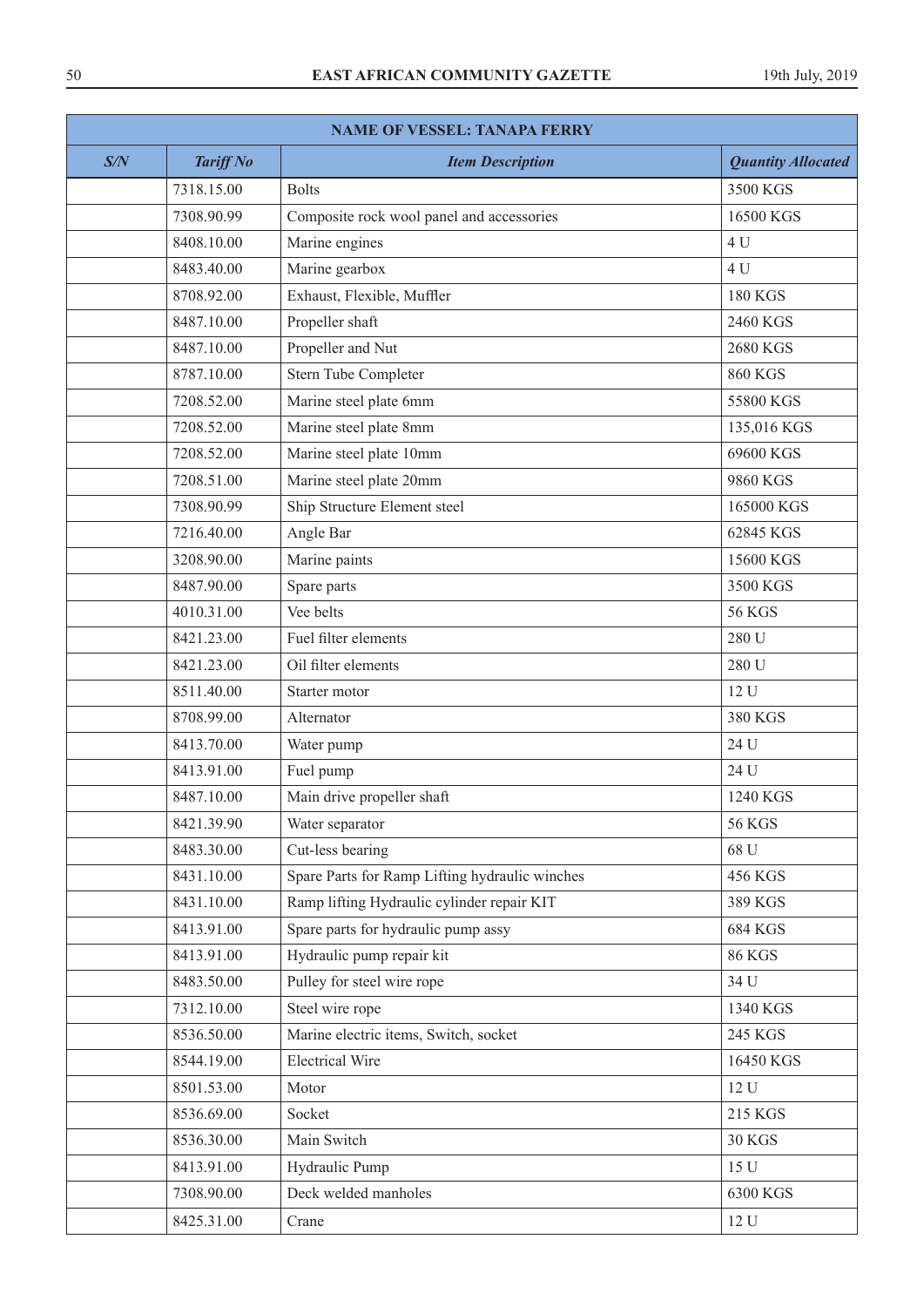| NAME OF VESSEL: TANAPA FERRY | | | |
|---|---|---|---|
| *S/N* | *Tariff No* | *Item Description* | *Quantity Allocated* |
| | 7318.15.00 | Bolts | 3500 KGS |
| | 7308.90.99 | Composite rock wool panel and accessories | 16500 KGS |
| | 8408.10.00 | Marine engines | 4 U |
| | 8483.40.00 | Marine gearbox | 4 U |
| | 8708.92.00 | Exhaust, Flexible, Muffler | 180 KGS |
| | 8487.10.00 | Propeller shaft | 2460 KGS |
| | 8487.10.00 | Propeller and Nut | 2680 KGS |
| | 8787.10.00 | Stern Tube Completer | 860 KGS |
| | 7208.52.00 | Marine steel plate 6mm | 55800 KGS |
| | 7208.52.00 | Marine steel plate 8mm | 135,016 KGS |
| | 7208.52.00 | Marine steel plate 10mm | 69600 KGS |
| | 7208.51.00 | Marine steel plate 20mm | 9860 KGS |
| | 7308.90.99 | Ship Structure Element steel | 165000 KGS |
| | 7216.40.00 | Angle Bar | 62845 KGS |
| | 3208.90.00 | Marine paints | 15600 KGS |
| | 8487.90.00 | Spare parts | 3500 KGS |
| | 4010.31.00 | Vee belts | 56 KGS |
| | 8421.23.00 | Fuel filter elements | 280 U |
| | 8421.23.00 | Oil filter elements | 280 U |
| | 8511.40.00 | Starter motor | 12 U |
| | 8708.99.00 | Alternator | 380 KGS |
| | 8413.70.00 | Water pump | 24 U |
| | 8413.91.00 | Fuel pump | 24 U |
| | 8487.10.00 | Main drive propeller shaft | 1240 KGS |
| | 8421.39.90 | Water separator | 56 KGS |
| | 8483.30.00 | Cut-less bearing | 68 U |
| | 8431.10.00 | Spare Parts for Ramp Lifting hydraulic winches | 456 KGS |
| | 8431.10.00 | Ramp lifting Hydraulic cylinder repair KIT | 389 KGS |
| | 8413.91.00 | Spare parts for hydraulic pump assy | 684 KGS |
| | 8413.91.00 | Hydraulic pump repair kit | 86 KGS |
| | 8483.50.00 | Pulley for steel wire rope | 34 U |
| | 7312.10.00 | Steel wire rope | 1340 KGS |
| | 8536.50.00 | Marine electric items, Switch, socket | 245 KGS |
| | 8544.19.00 | Electrical Wire | 16450 KGS |
| | 8501.53.00 | Motor | 12 U |
| | 8536.69.00 | Socket | 215 KGS |
| | 8536.30.00 | Main Switch | 30 KGS |
| | 8413.91.00 | Hydraulic Pump | 15 U |
| | 7308.90.00 | Deck welded manholes | 6300 KGS |
| | 8425.31.00 | Crane | 12 U |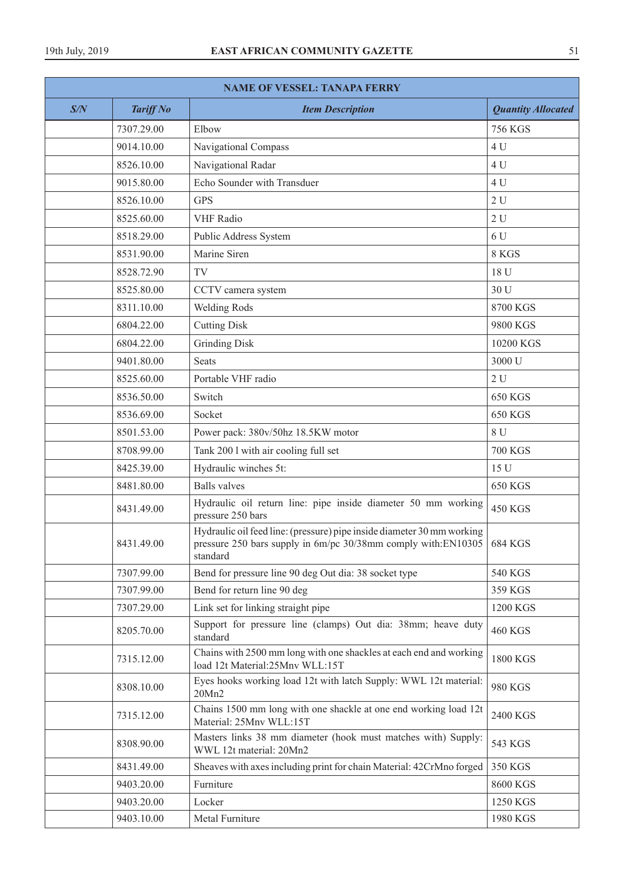| NAME OF VESSEL: TANAPA FERRY | | | |
|---|---|---|---|
| ***S/N*** | ***Tariff No*** | ***Item Description*** | ***Quantity Allocated*** |
| | 7307.29.00 | Elbow | 756 KGS |
| | 9014.10.00 | Navigational Compass | 4 U |
| | 8526.10.00 | Navigational Radar | 4 U |
| | 9015.80.00 | Echo Sounder with Transduer | 4 U |
| | 8526.10.00 | GPS | 2 U |
| | 8525.60.00 | VHF Radio | 2 U |
| | 8518.29.00 | Public Address System | 6 U |
| | 8531.90.00 | Marine Siren | 8 KGS |
| | 8528.72.90 | TV | 18 U |
| | 8525.80.00 | CCTV camera system | 30 U |
| | 8311.10.00 | Welding Rods | 8700 KGS |
| | 6804.22.00 | Cutting Disk | 9800 KGS |
| | 6804.22.00 | Grinding Disk | 10200 KGS |
| | 9401.80.00 | Seats | 3000 U |
| | 8525.60.00 | Portable VHF radio | 2 U |
| | 8536.50.00 | Switch | 650 KGS |
| | 8536.69.00 | Socket | 650 KGS |
| | 8501.53.00 | Power pack: 380v/50hz 18.5KW motor | 8 U |
| | 8708.99.00 | Tank 200 l with air cooling full set | 700 KGS |
| | 8425.39.00 | Hydraulic winches 5t: | 15 U |
| | 8481.80.00 | Balls valves | 650 KGS |
| | 8431.49.00 | Hydraulic oil return line: pipe inside diameter 50 mm working pressure 250 bars | 450 KGS |
| | 8431.49.00 | Hydraulic oil feed line: (pressure) pipe inside diameter 30 mm working pressure 250 bars supply in 6m/pc 30/38mm comply with:EN10305 standard | 684 KGS |
| | 7307.99.00 | Bend for pressure line 90 deg Out dia: 38 socket type | 540 KGS |
| | 7307.99.00 | Bend for return line 90 deg | 359 KGS |
| | 7307.29.00 | Link set for linking straight pipe | 1200 KGS |
| | 8205.70.00 | Support for pressure line (clamps) Out dia: 38mm; heave duty standard | 460 KGS |
| | 7315.12.00 | Chains with 2500 mm long with one shackles at each end and working load 12t Material:25Mnv WLL:15T | 1800 KGS |
| | 8308.10.00 | Eyes hooks working load 12t with latch Supply: WWL 12t material: 20Mn2 | 980 KGS |
| | 7315.12.00 | Chains 1500 mm long with one shackle at one end working load 12t Material: 25Mnv WLL:15T | 2400 KGS |
| | 8308.90.00 | Masters links 38 mm diameter (hook must matches with) Supply: WWL 12t material: 20Mn2 | 543 KGS |
| | 8431.49.00 | Sheaves with axes including print for chain Material: 42CrMno forged | 350 KGS |
| | 9403.20.00 | Furniture | 8600 KGS |
| | 9403.20.00 | Locker | 1250 KGS |
| | 9403.10.00 | Metal Furniture | 1980 KGS |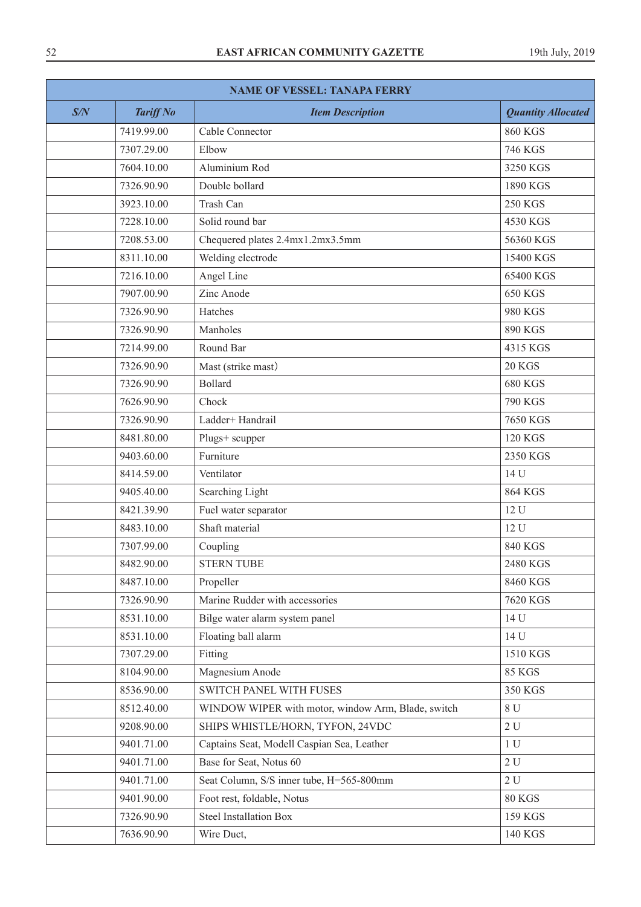| NAME OF VESSEL: TANAPA FERRY | | | |
|---|---|---|---|
| ***S/N*** | ***Tariff No*** | ***Item Description*** | ***Quantity Allocated*** |
| | 7419.99.00 | Cable Connector | 860 KGS |
| | 7307.29.00 | Elbow | 746 KGS |
| | 7604.10.00 | Aluminium Rod | 3250 KGS |
| | 7326.90.90 | Double bollard | 1890 KGS |
| | 3923.10.00 | Trash Can | 250 KGS |
| | 7228.10.00 | Solid round bar | 4530 KGS |
| | 7208.53.00 | Chequered plates 2.4mx1.2mx3.5mm | 56360 KGS |
| | 8311.10.00 | Welding electrode | 15400 KGS |
| | 7216.10.00 | Angel Line | 65400 KGS |
| | 7907.00.90 | Zinc Anode | 650 KGS |
| | 7326.90.90 | Hatches | 980 KGS |
| | 7326.90.90 | Manholes | 890 KGS |
| | 7214.99.00 | Round Bar | 4315 KGS |
| | 7326.90.90 | Mast (strike mast) | 20 KGS |
| | 7326.90.90 | Bollard | 680 KGS |
| | 7626.90.90 | Chock | 790 KGS |
| | 7326.90.90 | Ladder+ Handrail | 7650 KGS |
| | 8481.80.00 | Plugs+ scupper | 120 KGS |
| | 9403.60.00 | Furniture | 2350 KGS |
| | 8414.59.00 | Ventilator | 14 U |
| | 9405.40.00 | Searching Light | 864 KGS |
| | 8421.39.90 | Fuel water separator | 12 U |
| | 8483.10.00 | Shaft material | 12 U |
| | 7307.99.00 | Coupling | 840 KGS |
| | 8482.90.00 | STERN TUBE | 2480 KGS |
| | 8487.10.00 | Propeller | 8460 KGS |
| | 7326.90.90 | Marine Rudder with accessories | 7620 KGS |
| | 8531.10.00 | Bilge water alarm system panel | 14 U |
| | 8531.10.00 | Floating ball alarm | 14 U |
| | 7307.29.00 | Fitting | 1510 KGS |
| | 8104.90.00 | Magnesium Anode | 85 KGS |
| | 8536.90.00 | SWITCH PANEL WITH FUSES | 350 KGS |
| | 8512.40.00 | WINDOW WIPER with motor, window Arm, Blade, switch | 8 U |
| | 9208.90.00 | SHIPS WHISTLE/HORN, TYFON, 24VDC | 2 U |
| | 9401.71.00 | Captains Seat, Modell Caspian Sea, Leather | 1 U |
| | 9401.71.00 | Base for Seat, Notus 60 | 2 U |
| | 9401.71.00 | Seat Column, S/S inner tube, H=565-800mm | 2 U |
| | 9401.90.00 | Foot rest, foldable, Notus | 80 KGS |
| | 7326.90.90 | Steel Installation Box | 159 KGS |
| | 7636.90.90 | Wire Duct, | 140 KGS |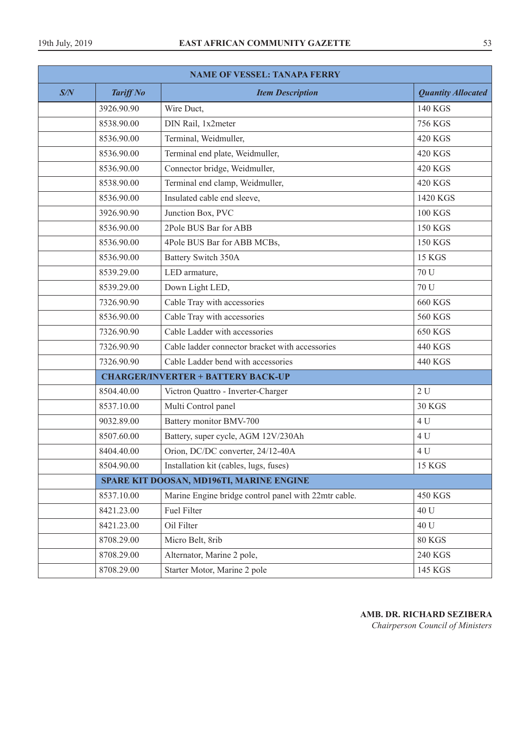| NAME OF VESSEL: TANAPA FERRY | | | |
|---|---|---|---|
| ***S/N*** | ***Tariff No*** | ***Item Description*** | ***Quantity Allocated*** |
| | 3926.90.90 | Wire Duct, | 140 KGS |
| | 8538.90.00 | DIN Rail, 1x2meter | 756 KGS |
| | 8536.90.00 | Terminal, Weidmuller, | 420 KGS |
| | 8536.90.00 | Terminal end plate, Weidmuller, | 420 KGS |
| | 8536.90.00 | Connector bridge, Weidmuller, | 420 KGS |
| | 8538.90.00 | Terminal end clamp, Weidmuller, | 420 KGS |
| | 8536.90.00 | Insulated cable end sleeve, | 1420 KGS |
| | 3926.90.90 | Junction Box, PVC | 100 KGS |
| | 8536.90.00 | 2Pole BUS Bar for ABB | 150 KGS |
| | 8536.90.00 | 4Pole BUS Bar for ABB MCBs, | 150 KGS |
| | 8536.90.00 | Battery Switch 350A | 15 KGS |
| | 8539.29.00 | LED armature, | 70 U |
| | 8539.29.00 | Down Light LED, | 70 U |
| | 7326.90.90 | Cable Tray with accessories | 660 KGS |
| | 8536.90.00 | Cable Tray with accessories | 560 KGS |
| | 7326.90.90 | Cable Ladder with accessories | 650 KGS |
| | 7326.90.90 | Cable ladder connector bracket with accessories | 440 KGS |
| | 7326.90.90 | Cable Ladder bend with accessories | 440 KGS |
| | **CHARGER/INVERTER + BATTERY BACK-UP** | | |
| | 8504.40.00 | Victron Quattro - Inverter-Charger | 2 U |
| | 8537.10.00 | Multi Control panel | 30 KGS |
| | 9032.89.00 | Battery monitor BMV-700 | 4 U |
| | 8507.60.00 | Battery, super cycle, AGM 12V/230Ah | 4 U |
| | 8404.40.00 | Orion, DC/DC converter, 24/12-40A | 4 U |
| | 8504.90.00 | Installation kit (cables, lugs, fuses) | 15 KGS |
| | **SPARE KIT DOOSAN, MD196TI, MARINE ENGINE** | | |
| | 8537.10.00 | Marine Engine bridge control panel with 22mtr cable. | 450 KGS |
| | 8421.23.00 | Fuel Filter | 40 U |
| | 8421.23.00 | Oil Filter | 40 U |
| | 8708.29.00 | Micro Belt, 8rib | 80 KGS |
| | 8708.29.00 | Alternator, Marine 2 pole, | 240 KGS |
| | 8708.29.00 | Starter Motor, Marine 2 pole | 145 KGS |

**AMB. DR. RICHARD SEZIBERA**
*Chairperson Council of Ministers*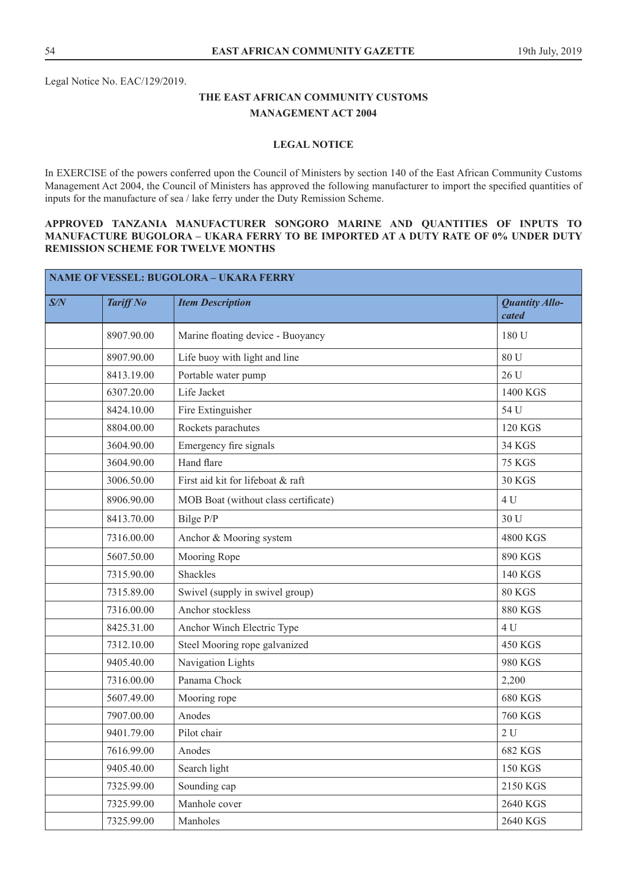Legal Notice No. EAC/129/2019.

## THE EAST AFRICAN COMMUNITY CUSTOMS MANAGEMENT ACT 2004

### LEGAL NOTICE

In EXERCISE of the powers conferred upon the Council of Ministers by section 140 of the East African Community Customs Management Act 2004, the Council of Ministers has approved the following manufacturer to import the specified quantities of inputs for the manufacture of sea / lake ferry under the Duty Remission Scheme.

**APPROVED TANZANIA MANUFACTURER SONGORO MARINE AND QUANTITIES OF INPUTS TO MANUFACTURE BUGOLORA – UKARA FERRY TO BE IMPORTED AT A DUTY RATE OF 0% UNDER DUTY REMISSION SCHEME FOR TWELVE MONTHS**

| **NAME OF VESSEL: BUGOLORA – UKARA FERRY** | | | |
|---|---|---|---|
| ***S/N*** | ***Tariff No*** | ***Item Description*** | ***Quantity Allocated*** |
| | 8907.90.00 | Marine floating device - Buoyancy | 180 U |
| | 8907.90.00 | Life buoy with light and line | 80 U |
| | 8413.19.00 | Portable water pump | 26 U |
| | 6307.20.00 | Life Jacket | 1400 KGS |
| | 8424.10.00 | Fire Extinguisher | 54 U |
| | 8804.00.00 | Rockets parachutes | 120 KGS |
| | 3604.90.00 | Emergency fire signals | 34 KGS |
| | 3604.90.00 | Hand flare | 75 KGS |
| | 3006.50.00 | First aid kit for lifeboat & raft | 30 KGS |
| | 8906.90.00 | MOB Boat (without class certificate) | 4 U |
| | 8413.70.00 | Bilge P/P | 30 U |
| | 7316.00.00 | Anchor & Mooring system | 4800 KGS |
| | 5607.50.00 | Mooring Rope | 890 KGS |
| | 7315.90.00 | Shackles | 140 KGS |
| | 7315.89.00 | Swivel (supply in swivel group) | 80 KGS |
| | 7316.00.00 | Anchor stockless | 880 KGS |
| | 8425.31.00 | Anchor Winch Electric Type | 4 U |
| | 7312.10.00 | Steel Mooring rope galvanized | 450 KGS |
| | 9405.40.00 | Navigation Lights | 980 KGS |
| | 7316.00.00 | Panama Chock | 2,200 |
| | 5607.49.00 | Mooring rope | 680 KGS |
| | 7907.00.00 | Anodes | 760 KGS |
| | 9401.79.00 | Pilot chair | 2 U |
| | 7616.99.00 | Anodes | 682 KGS |
| | 9405.40.00 | Search light | 150 KGS |
| | 7325.99.00 | Sounding cap | 2150 KGS |
| | 7325.99.00 | Manhole cover | 2640 KGS |
| | 7325.99.00 | Manholes | 2640 KGS |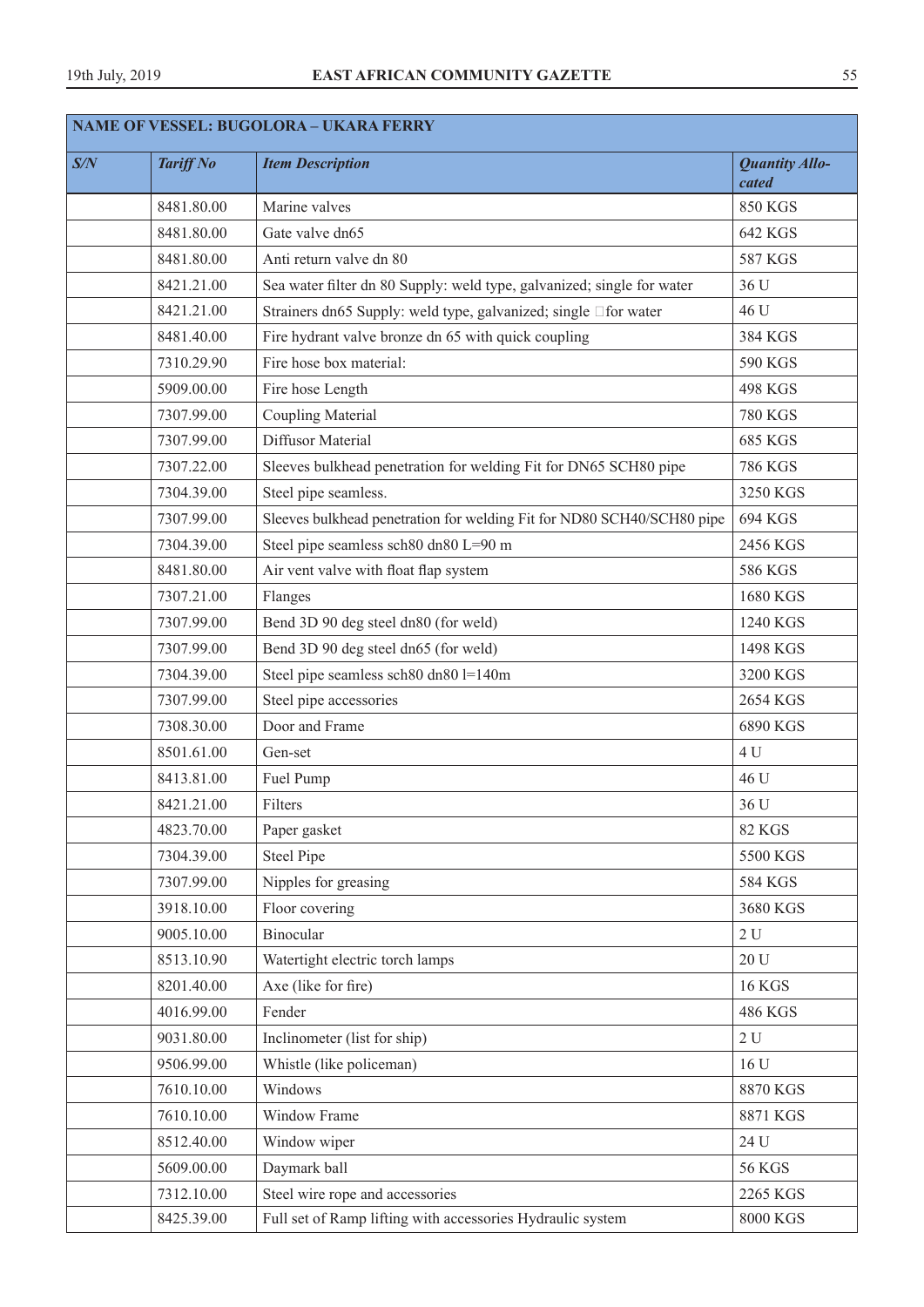| NAME OF VESSEL: BUGOLORA – UKARA FERRY | | | |
|---|---|---|---|
| ***S/N*** | ***Tariff No*** | ***Item Description*** | ***Quantity Allocated*** |
| | 8481.80.00 | Marine valves | 850 KGS |
| | 8481.80.00 | Gate valve dn65 | 642 KGS |
| | 8481.80.00 | Anti return valve dn 80 | 587 KGS |
| | 8421.21.00 | Sea water filter dn 80 Supply: weld type, galvanized; single for water | 36 U |
| | 8421.21.00 | Strainers dn65 Supply: weld type, galvanized; single for water | 46 U |
| | 8481.40.00 | Fire hydrant valve bronze dn 65 with quick coupling | 384 KGS |
| | 7310.29.90 | Fire hose box material: | 590 KGS |
| | 5909.00.00 | Fire hose Length | 498 KGS |
| | 7307.99.00 | Coupling Material | 780 KGS |
| | 7307.99.00 | Diffusor Material | 685 KGS |
| | 7307.22.00 | Sleeves bulkhead penetration for welding Fit for DN65 SCH80 pipe | 786 KGS |
| | 7304.39.00 | Steel pipe seamless. | 3250 KGS |
| | 7307.99.00 | Sleeves bulkhead penetration for welding Fit for ND80 SCH40/SCH80 pipe | 694 KGS |
| | 7304.39.00 | Steel pipe seamless sch80 dn80 L=90 m | 2456 KGS |
| | 8481.80.00 | Air vent valve with float flap system | 586 KGS |
| | 7307.21.00 | Flanges | 1680 KGS |
| | 7307.99.00 | Bend 3D 90 deg steel dn80 (for weld) | 1240 KGS |
| | 7307.99.00 | Bend 3D 90 deg steel dn65 (for weld) | 1498 KGS |
| | 7304.39.00 | Steel pipe seamless sch80 dn80 l=140m | 3200 KGS |
| | 7307.99.00 | Steel pipe accessories | 2654 KGS |
| | 7308.30.00 | Door and Frame | 6890 KGS |
| | 8501.61.00 | Gen-set | 4 U |
| | 8413.81.00 | Fuel Pump | 46 U |
| | 8421.21.00 | Filters | 36 U |
| | 4823.70.00 | Paper gasket | 82 KGS |
| | 7304.39.00 | Steel Pipe | 5500 KGS |
| | 7307.99.00 | Nipples for greasing | 584 KGS |
| | 3918.10.00 | Floor covering | 3680 KGS |
| | 9005.10.00 | Binocular | 2 U |
| | 8513.10.90 | Watertight electric torch lamps | 20 U |
| | 8201.40.00 | Axe (like for fire) | 16 KGS |
| | 4016.99.00 | Fender | 486 KGS |
| | 9031.80.00 | Inclinometer (list for ship) | 2 U |
| | 9506.99.00 | Whistle (like policeman) | 16 U |
| | 7610.10.00 | Windows | 8870 KGS |
| | 7610.10.00 | Window Frame | 8871 KGS |
| | 8512.40.00 | Window wiper | 24 U |
| | 5609.00.00 | Daymark ball | 56 KGS |
| | 7312.10.00 | Steel wire rope and accessories | 2265 KGS |
| | 8425.39.00 | Full set of Ramp lifting with accessories Hydraulic system | 8000 KGS |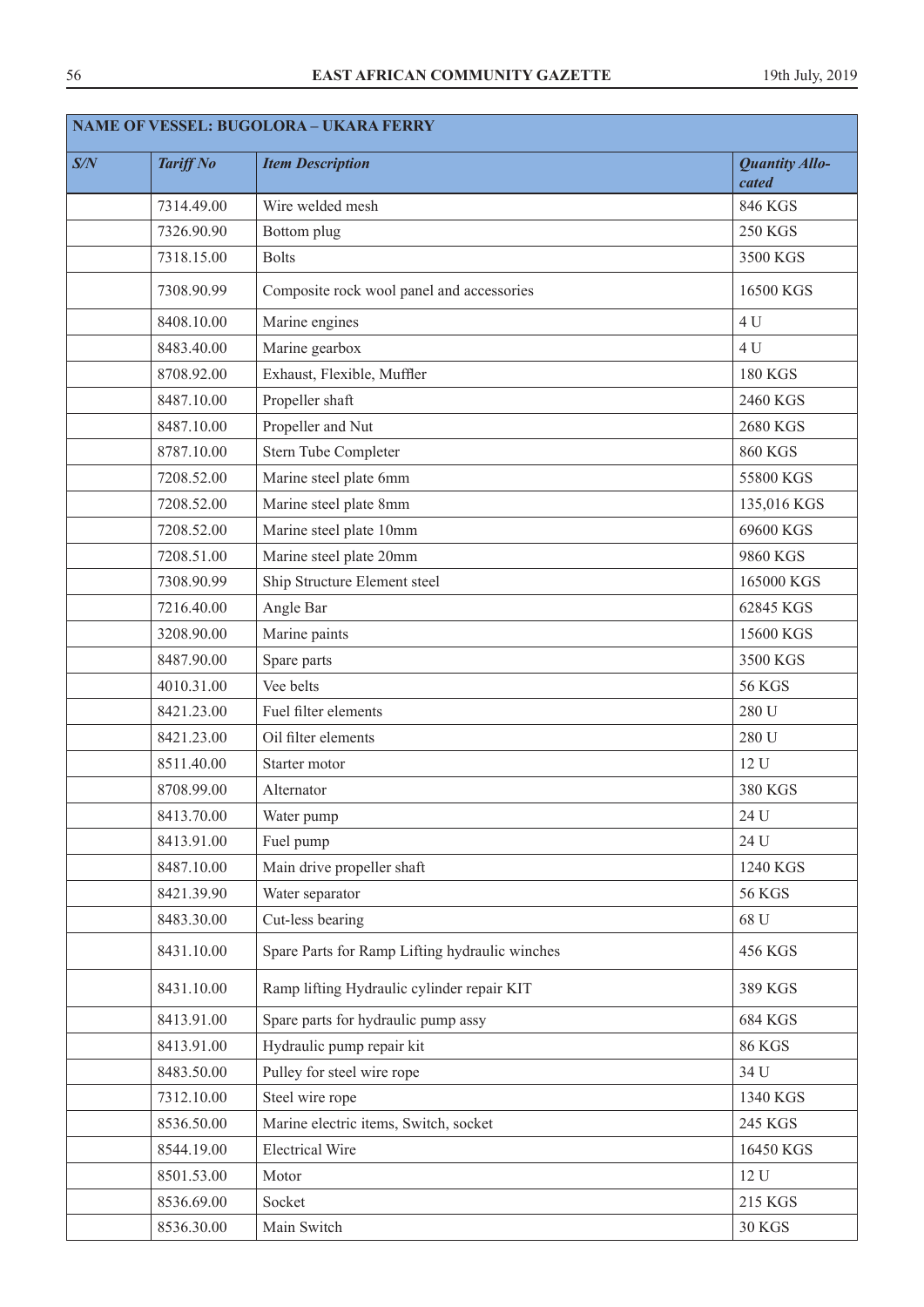| NAME OF VESSEL: BUGOLORA – UKARA FERRY | | | |
|---|---|---|---|
| ***S/N*** | ***Tariff No*** | ***Item Description*** | ***Quantity Allocated*** |
| | 7314.49.00 | Wire welded mesh | 846 KGS |
| | 7326.90.90 | Bottom plug | 250 KGS |
| | 7318.15.00 | Bolts | 3500 KGS |
| | 7308.90.99 | Composite rock wool panel and accessories | 16500 KGS |
| | 8408.10.00 | Marine engines | 4 U |
| | 8483.40.00 | Marine gearbox | 4 U |
| | 8708.92.00 | Exhaust, Flexible, Muffler | 180 KGS |
| | 8487.10.00 | Propeller shaft | 2460 KGS |
| | 8487.10.00 | Propeller and Nut | 2680 KGS |
| | 8787.10.00 | Stern Tube Completer | 860 KGS |
| | 7208.52.00 | Marine steel plate 6mm | 55800 KGS |
| | 7208.52.00 | Marine steel plate 8mm | 135,016 KGS |
| | 7208.52.00 | Marine steel plate 10mm | 69600 KGS |
| | 7208.51.00 | Marine steel plate 20mm | 9860 KGS |
| | 7308.90.99 | Ship Structure Element steel | 165000 KGS |
| | 7216.40.00 | Angle Bar | 62845 KGS |
| | 3208.90.00 | Marine paints | 15600 KGS |
| | 8487.90.00 | Spare parts | 3500 KGS |
| | 4010.31.00 | Vee belts | 56 KGS |
| | 8421.23.00 | Fuel filter elements | 280 U |
| | 8421.23.00 | Oil filter elements | 280 U |
| | 8511.40.00 | Starter motor | 12 U |
| | 8708.99.00 | Alternator | 380 KGS |
| | 8413.70.00 | Water pump | 24 U |
| | 8413.91.00 | Fuel pump | 24 U |
| | 8487.10.00 | Main drive propeller shaft | 1240 KGS |
| | 8421.39.90 | Water separator | 56 KGS |
| | 8483.30.00 | Cut-less bearing | 68 U |
| | 8431.10.00 | Spare Parts for Ramp Lifting hydraulic winches | 456 KGS |
| | 8431.10.00 | Ramp lifting Hydraulic cylinder repair KIT | 389 KGS |
| | 8413.91.00 | Spare parts for hydraulic pump assy | 684 KGS |
| | 8413.91.00 | Hydraulic pump repair kit | 86 KGS |
| | 8483.50.00 | Pulley for steel wire rope | 34 U |
| | 7312.10.00 | Steel wire rope | 1340 KGS |
| | 8536.50.00 | Marine electric items, Switch, socket | 245 KGS |
| | 8544.19.00 | Electrical Wire | 16450 KGS |
| | 8501.53.00 | Motor | 12 U |
| | 8536.69.00 | Socket | 215 KGS |
| | 8536.30.00 | Main Switch | 30 KGS |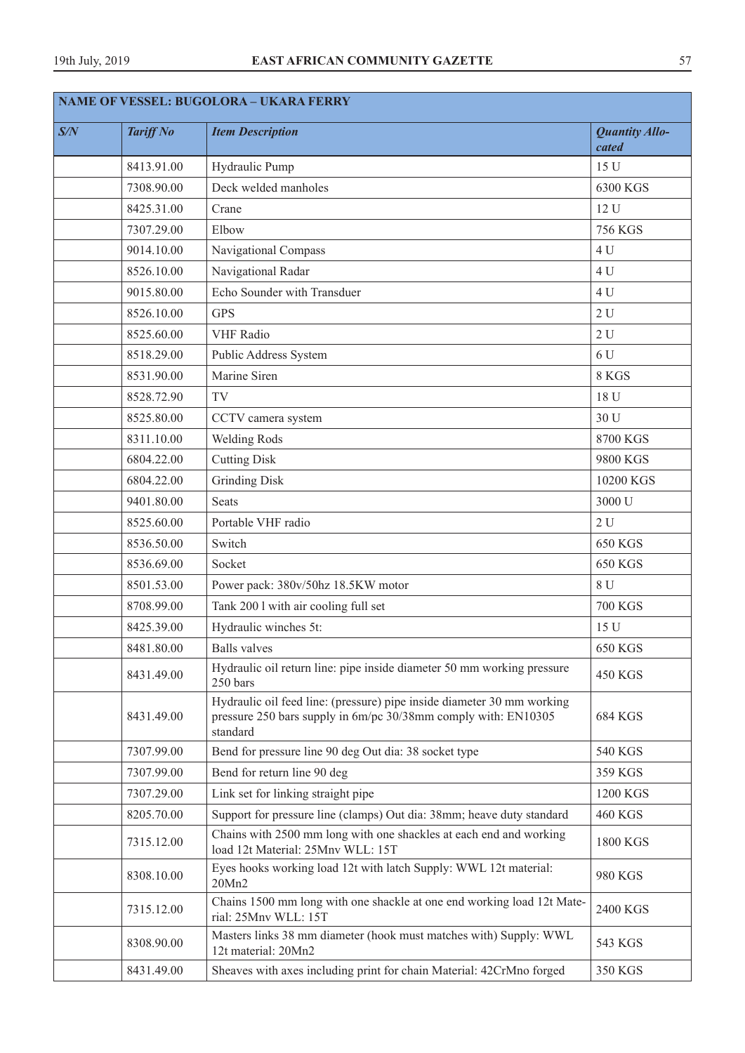| NAME OF VESSEL: BUGOLORA – UKARA FERRY | | | |
|---|---|---|---|
| ***S/N*** | ***Tariff No*** | ***Item Description*** | ***Quantity Allocated*** |
| | 8413.91.00 | Hydraulic Pump | 15 U |
| | 7308.90.00 | Deck welded manholes | 6300 KGS |
| | 8425.31.00 | Crane | 12 U |
| | 7307.29.00 | Elbow | 756 KGS |
| | 9014.10.00 | Navigational Compass | 4 U |
| | 8526.10.00 | Navigational Radar | 4 U |
| | 9015.80.00 | Echo Sounder with Transduer | 4 U |
| | 8526.10.00 | GPS | 2 U |
| | 8525.60.00 | VHF Radio | 2 U |
| | 8518.29.00 | Public Address System | 6 U |
| | 8531.90.00 | Marine Siren | 8 KGS |
| | 8528.72.90 | TV | 18 U |
| | 8525.80.00 | CCTV camera system | 30 U |
| | 8311.10.00 | Welding Rods | 8700 KGS |
| | 6804.22.00 | Cutting Disk | 9800 KGS |
| | 6804.22.00 | Grinding Disk | 10200 KGS |
| | 9401.80.00 | Seats | 3000 U |
| | 8525.60.00 | Portable VHF radio | 2 U |
| | 8536.50.00 | Switch | 650 KGS |
| | 8536.69.00 | Socket | 650 KGS |
| | 8501.53.00 | Power pack: 380v/50hz 18.5KW motor | 8 U |
| | 8708.99.00 | Tank 200 l with air cooling full set | 700 KGS |
| | 8425.39.00 | Hydraulic winches 5t: | 15 U |
| | 8481.80.00 | Balls valves | 650 KGS |
| | 8431.49.00 | Hydraulic oil return line: pipe inside diameter 50 mm working pressure 250 bars | 450 KGS |
| | 8431.49.00 | Hydraulic oil feed line: (pressure) pipe inside diameter 30 mm working pressure 250 bars supply in 6m/pc 30/38mm comply with: EN10305 standard | 684 KGS |
| | 7307.99.00 | Bend for pressure line 90 deg Out dia: 38 socket type | 540 KGS |
| | 7307.99.00 | Bend for return line 90 deg | 359 KGS |
| | 7307.29.00 | Link set for linking straight pipe | 1200 KGS |
| | 8205.70.00 | Support for pressure line (clamps) Out dia: 38mm; heave duty standard | 460 KGS |
| | 7315.12.00 | Chains with 2500 mm long with one shackles at each end and working load 12t Material: 25Mnv WLL: 15T | 1800 KGS |
| | 8308.10.00 | Eyes hooks working load 12t with latch Supply: WWL 12t material: 20Mn2 | 980 KGS |
| | 7315.12.00 | Chains 1500 mm long with one shackle at one end working load 12t Material: 25Mnv WLL: 15T | 2400 KGS |
| | 8308.90.00 | Masters links 38 mm diameter (hook must matches with) Supply: WWL 12t material: 20Mn2 | 543 KGS |
| | 8431.49.00 | Sheaves with axes including print for chain Material: 42CrMno forged | 350 KGS |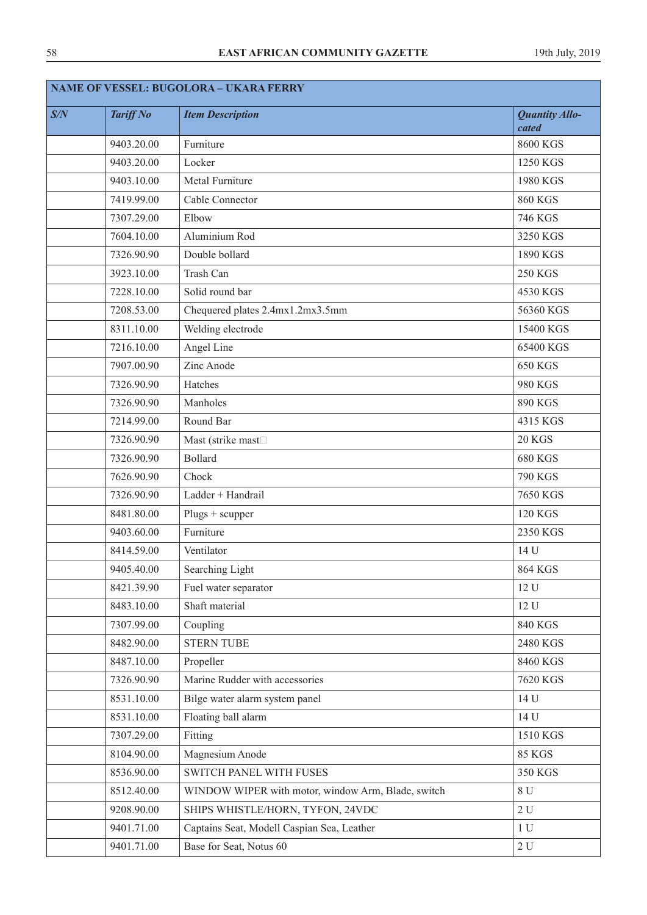| NAME OF VESSEL: BUGOLORA – UKARA FERRY | | | |
|---|---|---|---|
| *S/N* | *Tariff No* | *Item Description* | *Quantity Allocated* |
| | 9403.20.00 | Furniture | 8600 KGS |
| | 9403.20.00 | Locker | 1250 KGS |
| | 9403.10.00 | Metal Furniture | 1980 KGS |
| | 7419.99.00 | Cable Connector | 860 KGS |
| | 7307.29.00 | Elbow | 746 KGS |
| | 7604.10.00 | Aluminium Rod | 3250 KGS |
| | 7326.90.90 | Double bollard | 1890 KGS |
| | 3923.10.00 | Trash Can | 250 KGS |
| | 7228.10.00 | Solid round bar | 4530 KGS |
| | 7208.53.00 | Chequered plates 2.4mx1.2mx3.5mm | 56360 KGS |
| | 8311.10.00 | Welding electrode | 15400 KGS |
| | 7216.10.00 | Angel Line | 65400 KGS |
| | 7907.00.90 | Zinc Anode | 650 KGS |
| | 7326.90.90 | Hatches | 980 KGS |
| | 7326.90.90 | Manholes | 890 KGS |
| | 7214.99.00 | Round Bar | 4315 KGS |
| | 7326.90.90 | Mast (strike mast | 20 KGS |
| | 7326.90.90 | Bollard | 680 KGS |
| | 7626.90.90 | Chock | 790 KGS |
| | 7326.90.90 | Ladder + Handrail | 7650 KGS |
| | 8481.80.00 | Plugs + scupper | 120 KGS |
| | 9403.60.00 | Furniture | 2350 KGS |
| | 8414.59.00 | Ventilator | 14 U |
| | 9405.40.00 | Searching Light | 864 KGS |
| | 8421.39.90 | Fuel water separator | 12 U |
| | 8483.10.00 | Shaft material | 12 U |
| | 7307.99.00 | Coupling | 840 KGS |
| | 8482.90.00 | STERN TUBE | 2480 KGS |
| | 8487.10.00 | Propeller | 8460 KGS |
| | 7326.90.90 | Marine Rudder with accessories | 7620 KGS |
| | 8531.10.00 | Bilge water alarm system panel | 14 U |
| | 8531.10.00 | Floating ball alarm | 14 U |
| | 7307.29.00 | Fitting | 1510 KGS |
| | 8104.90.00 | Magnesium Anode | 85 KGS |
| | 8536.90.00 | SWITCH PANEL WITH FUSES | 350 KGS |
| | 8512.40.00 | WINDOW WIPER with motor, window Arm, Blade, switch | 8 U |
| | 9208.90.00 | SHIPS WHISTLE/HORN, TYFON, 24VDC | 2 U |
| | 9401.71.00 | Captains Seat, Modell Caspian Sea, Leather | 1 U |
| | 9401.71.00 | Base for Seat, Notus 60 | 2 U |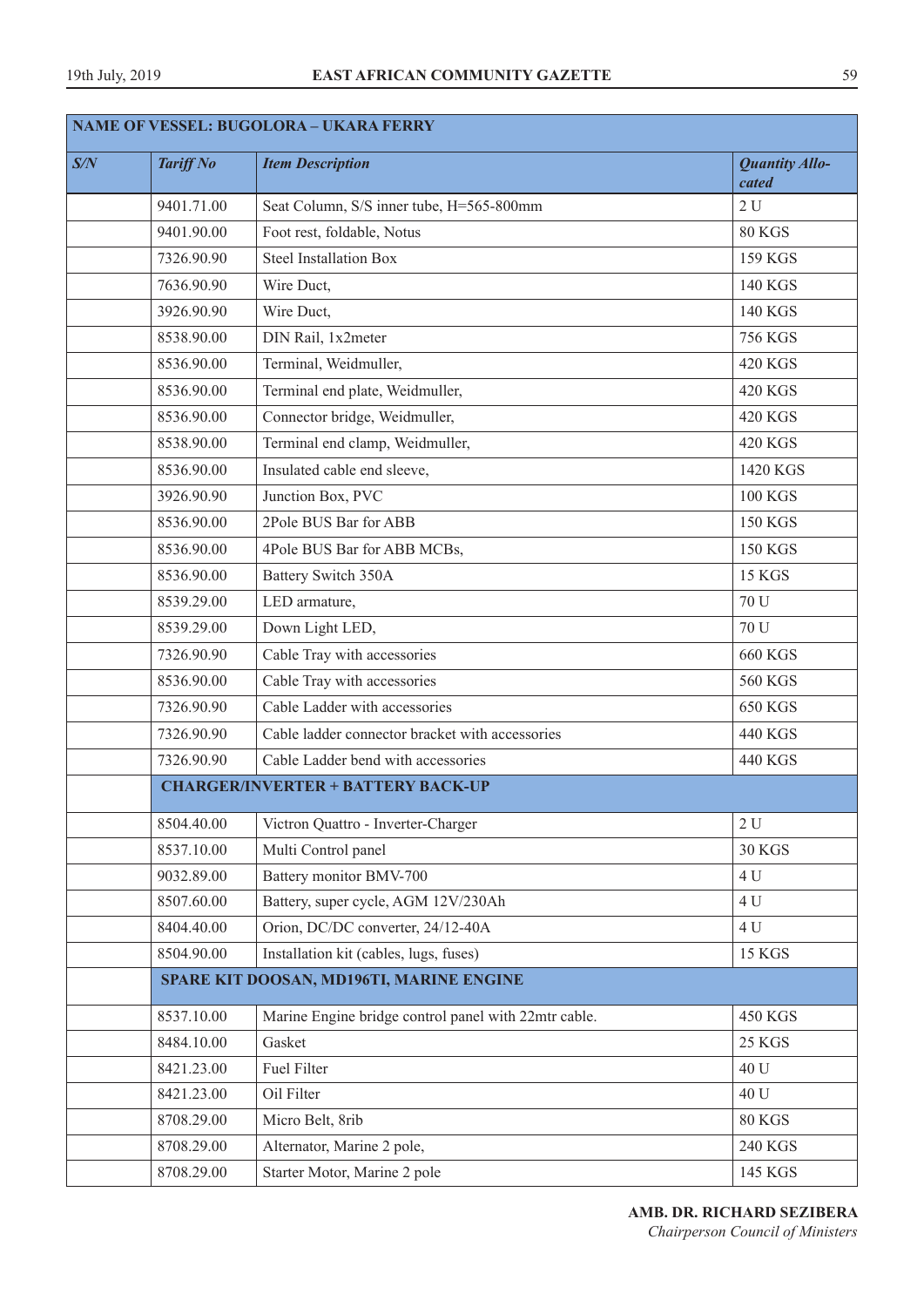| NAME OF VESSEL: BUGOLORA – UKARA FERRY | | | |
|---|---|---|---|
| ***S/N*** | ***Tariff No*** | ***Item Description*** | ***Quantity Allocated*** |
| | 9401.71.00 | Seat Column, S/S inner tube, H=565-800mm | 2 U |
| | 9401.90.00 | Foot rest, foldable, Notus | 80 KGS |
| | 7326.90.90 | Steel Installation Box | 159 KGS |
| | 7636.90.90 | Wire Duct, | 140 KGS |
| | 3926.90.90 | Wire Duct, | 140 KGS |
| | 8538.90.00 | DIN Rail, 1x2meter | 756 KGS |
| | 8536.90.00 | Terminal, Weidmuller, | 420 KGS |
| | 8536.90.00 | Terminal end plate, Weidmuller, | 420 KGS |
| | 8536.90.00 | Connector bridge, Weidmuller, | 420 KGS |
| | 8538.90.00 | Terminal end clamp, Weidmuller, | 420 KGS |
| | 8536.90.00 | Insulated cable end sleeve, | 1420 KGS |
| | 3926.90.90 | Junction Box, PVC | 100 KGS |
| | 8536.90.00 | 2Pole BUS Bar for ABB | 150 KGS |
| | 8536.90.00 | 4Pole BUS Bar for ABB MCBs, | 150 KGS |
| | 8536.90.00 | Battery Switch 350A | 15 KGS |
| | 8539.29.00 | LED armature, | 70 U |
| | 8539.29.00 | Down Light LED, | 70 U |
| | 7326.90.90 | Cable Tray with accessories | 660 KGS |
| | 8536.90.00 | Cable Tray with accessories | 560 KGS |
| | 7326.90.90 | Cable Ladder with accessories | 650 KGS |
| | 7326.90.90 | Cable ladder connector bracket with accessories | 440 KGS |
| | 7326.90.90 | Cable Ladder bend with accessories | 440 KGS |
| | **CHARGER/INVERTER + BATTERY BACK-UP** | | |
| | 8504.40.00 | Victron Quattro - Inverter-Charger | 2 U |
| | 8537.10.00 | Multi Control panel | 30 KGS |
| | 9032.89.00 | Battery monitor BMV-700 | 4 U |
| | 8507.60.00 | Battery, super cycle, AGM 12V/230Ah | 4 U |
| | 8404.40.00 | Orion, DC/DC converter, 24/12-40A | 4 U |
| | 8504.90.00 | Installation kit (cables, lugs, fuses) | 15 KGS |
| | **SPARE KIT DOOSAN, MD196TI, MARINE ENGINE** | | |
| | 8537.10.00 | Marine Engine bridge control panel with 22mtr cable. | 450 KGS |
| | 8484.10.00 | Gasket | 25 KGS |
| | 8421.23.00 | Fuel Filter | 40 U |
| | 8421.23.00 | Oil Filter | 40 U |
| | 8708.29.00 | Micro Belt, 8rib | 80 KGS |
| | 8708.29.00 | Alternator, Marine 2 pole, | 240 KGS |
| | 8708.29.00 | Starter Motor, Marine 2 pole | 145 KGS |

**AMB. DR. RICHARD SEZIBERA**
*Chairperson Council of Ministers*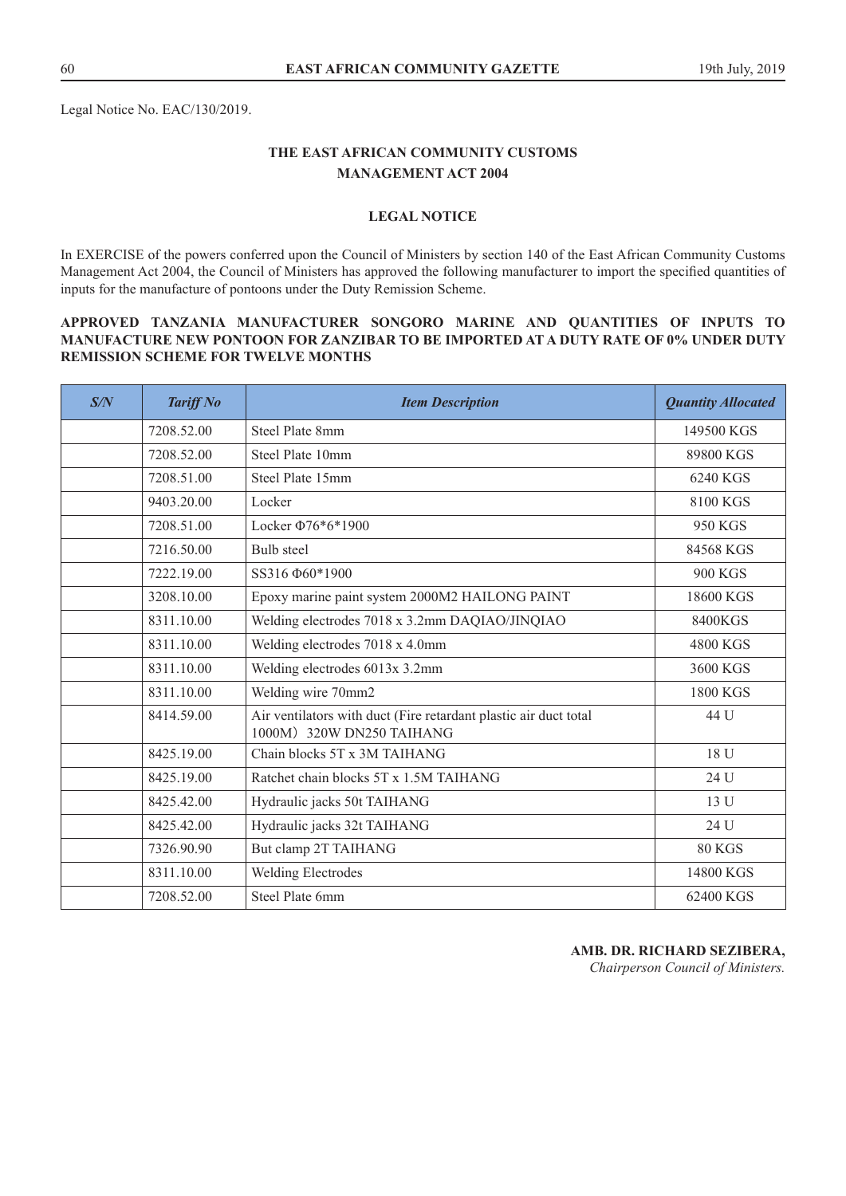Legal Notice No. EAC/130/2019.

## THE EAST AFRICAN COMMUNITY CUSTOMS MANAGEMENT ACT 2004

### LEGAL NOTICE

In EXERCISE of the powers conferred upon the Council of Ministers by section 140 of the East African Community Customs Management Act 2004, the Council of Ministers has approved the following manufacturer to import the specified quantities of inputs for the manufacture of pontoons under the Duty Remission Scheme.

**APPROVED TANZANIA MANUFACTURER SONGORO MARINE AND QUANTITIES OF INPUTS TO MANUFACTURE NEW PONTOON FOR ZANZIBAR TO BE IMPORTED AT A DUTY RATE OF 0% UNDER DUTY REMISSION SCHEME FOR TWELVE MONTHS**

| *S/N* | *Tariff No* | *Item Description* | *Quantity Allocated* |
|---|---|---|---|
| | 7208.52.00 | Steel Plate 8mm | 149500 KGS |
| | 7208.52.00 | Steel Plate 10mm | 89800 KGS |
| | 7208.51.00 | Steel Plate 15mm | 6240 KGS |
| | 9403.20.00 | Locker | 8100 KGS |
| | 7208.51.00 | Locker Φ76*6*1900 | 950 KGS |
| | 7216.50.00 | Bulb steel | 84568 KGS |
| | 7222.19.00 | SS316 Φ60*1900 | 900 KGS |
| | 3208.10.00 | Epoxy marine paint system 2000M2 HAILONG PAINT | 18600 KGS |
| | 8311.10.00 | Welding electrodes 7018 x 3.2mm DAQIAO/JINQIAO | 8400KGS |
| | 8311.10.00 | Welding electrodes 7018 x 4.0mm | 4800 KGS |
| | 8311.10.00 | Welding electrodes 6013x 3.2mm | 3600 KGS |
| | 8311.10.00 | Welding wire 70mm2 | 1800 KGS |
| | 8414.59.00 | Air ventilators with duct (Fire retardant plastic air duct total 1000M） 320W DN250 TAIHANG | 44 U |
| | 8425.19.00 | Chain blocks 5T x 3M TAIHANG | 18 U |
| | 8425.19.00 | Ratchet chain blocks 5T x 1.5M TAIHANG | 24 U |
| | 8425.42.00 | Hydraulic jacks 50t TAIHANG | 13 U |
| | 8425.42.00 | Hydraulic jacks 32t TAIHANG | 24 U |
| | 7326.90.90 | But clamp 2T TAIHANG | 80 KGS |
| | 8311.10.00 | Welding Electrodes | 14800 KGS |
| | 7208.52.00 | Steel Plate 6mm | 62400 KGS |

**AMB. DR. RICHARD SEZIBERA,**
*Chairperson Council of Ministers.*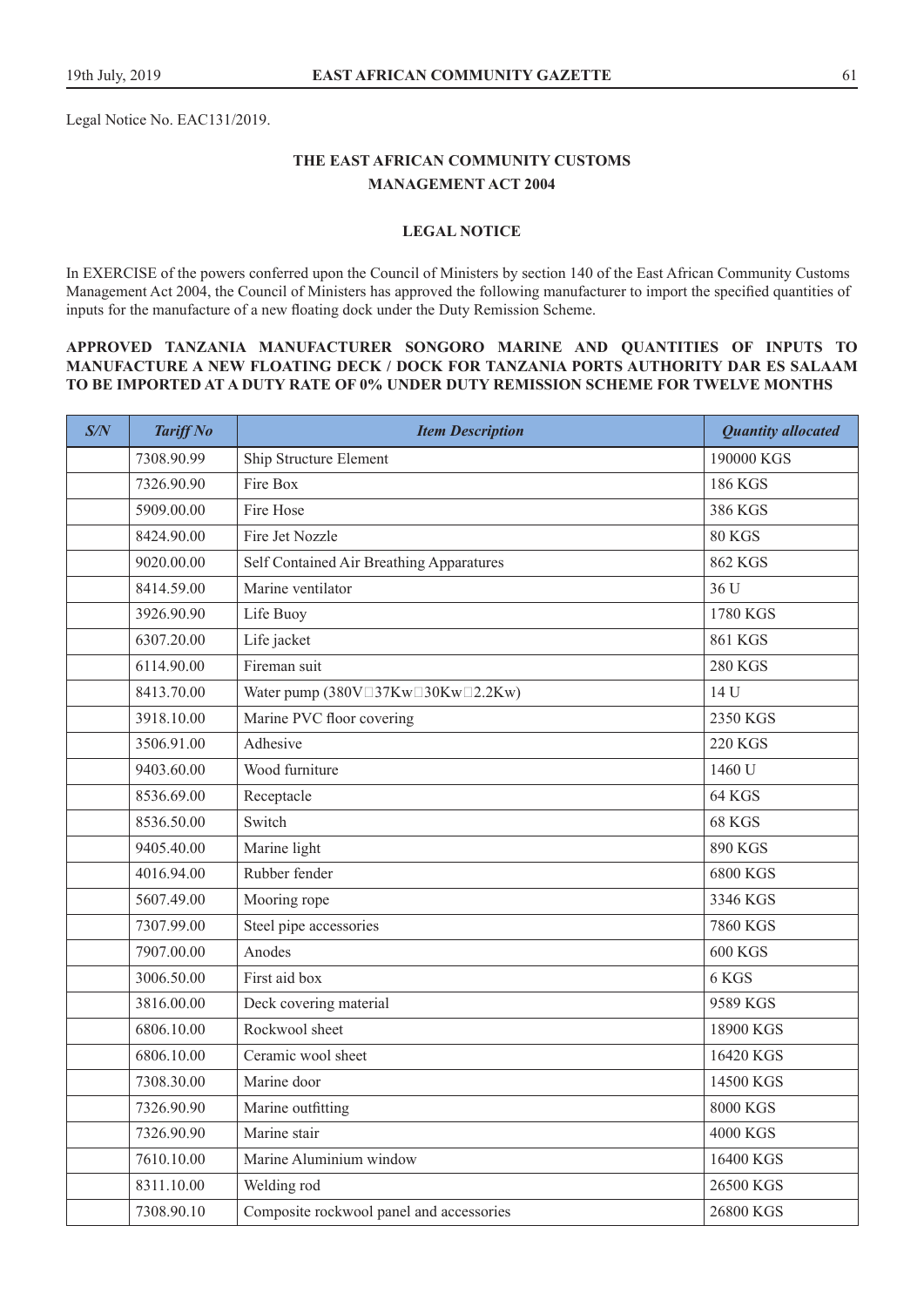Legal Notice No. EAC131/2019.

## THE EAST AFRICAN COMMUNITY CUSTOMS MANAGEMENT ACT 2004

### LEGAL NOTICE

In EXERCISE of the powers conferred upon the Council of Ministers by section 140 of the East African Community Customs Management Act 2004, the Council of Ministers has approved the following manufacturer to import the specified quantities of inputs for the manufacture of a new floating dock under the Duty Remission Scheme.

**APPROVED TANZANIA MANUFACTURER SONGORO MARINE AND QUANTITIES OF INPUTS TO MANUFACTURE A NEW FLOATING DECK / DOCK FOR TANZANIA PORTS AUTHORITY DAR ES SALAAM TO BE IMPORTED AT A DUTY RATE OF 0% UNDER DUTY REMISSION SCHEME FOR TWELVE MONTHS**

| *S/N* | *Tariff No* | *Item Description* | *Quantity allocated* |
|---|---|---|---|
| | 7308.90.99 | Ship Structure Element | 190000 KGS |
| | 7326.90.90 | Fire Box | 186 KGS |
| | 5909.00.00 | Fire Hose | 386 KGS |
| | 8424.90.00 | Fire Jet Nozzle | 80 KGS |
| | 9020.00.00 | Self Contained Air Breathing Apparatures | 862 KGS |
| | 8414.59.00 | Marine ventilator | 36 U |
| | 3926.90.90 | Life Buoy | 1780 KGS |
| | 6307.20.00 | Life jacket | 861 KGS |
| | 6114.90.00 | Fireman suit | 280 KGS |
| | 8413.70.00 | Water pump (380V□37Kw□30Kw□2.2Kw) | 14 U |
| | 3918.10.00 | Marine PVC floor covering | 2350 KGS |
| | 3506.91.00 | Adhesive | 220 KGS |
| | 9403.60.00 | Wood furniture | 1460 U |
| | 8536.69.00 | Receptacle | 64 KGS |
| | 8536.50.00 | Switch | 68 KGS |
| | 9405.40.00 | Marine light | 890 KGS |
| | 4016.94.00 | Rubber fender | 6800 KGS |
| | 5607.49.00 | Mooring rope | 3346 KGS |
| | 7307.99.00 | Steel pipe accessories | 7860 KGS |
| | 7907.00.00 | Anodes | 600 KGS |
| | 3006.50.00 | First aid box | 6 KGS |
| | 3816.00.00 | Deck covering material | 9589 KGS |
| | 6806.10.00 | Rockwool sheet | 18900 KGS |
| | 6806.10.00 | Ceramic wool sheet | 16420 KGS |
| | 7308.30.00 | Marine door | 14500 KGS |
| | 7326.90.90 | Marine outfitting | 8000 KGS |
| | 7326.90.90 | Marine stair | 4000 KGS |
| | 7610.10.00 | Marine Aluminium window | 16400 KGS |
| | 8311.10.00 | Welding rod | 26500 KGS |
| | 7308.90.10 | Composite rockwool panel and accessories | 26800 KGS |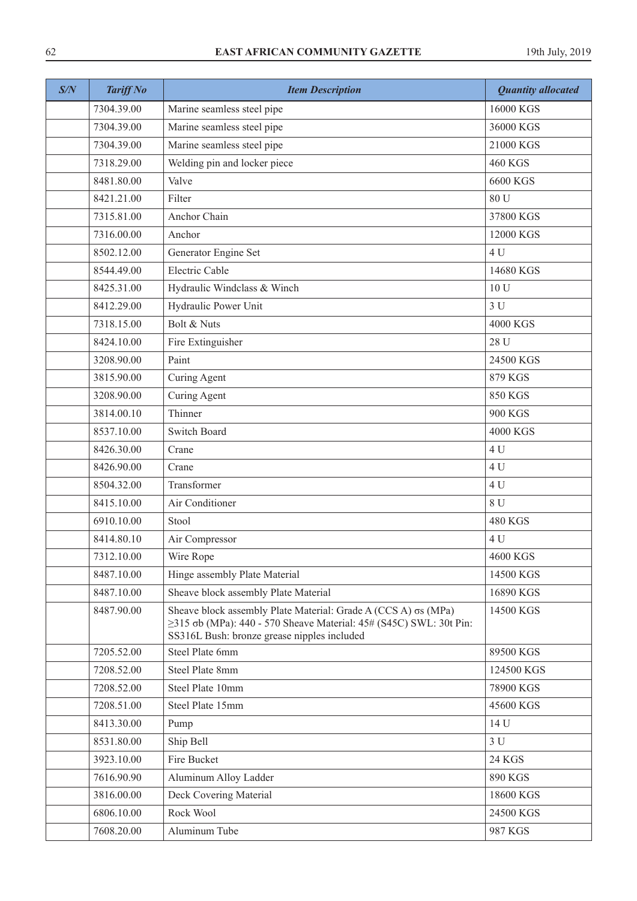| S/N | Tariff No | Item Description | Quantity allocated |
|---|---|---|---|
| | 7304.39.00 | Marine seamless steel pipe | 16000 KGS |
| | 7304.39.00 | Marine seamless steel pipe | 36000 KGS |
| | 7304.39.00 | Marine seamless steel pipe | 21000 KGS |
| | 7318.29.00 | Welding pin and locker piece | 460 KGS |
| | 8481.80.00 | Valve | 6600 KGS |
| | 8421.21.00 | Filter | 80 U |
| | 7315.81.00 | Anchor Chain | 37800 KGS |
| | 7316.00.00 | Anchor | 12000 KGS |
| | 8502.12.00 | Generator Engine Set | 4 U |
| | 8544.49.00 | Electric Cable | 14680 KGS |
| | 8425.31.00 | Hydraulic Windclass & Winch | 10 U |
| | 8412.29.00 | Hydraulic Power Unit | 3 U |
| | 7318.15.00 | Bolt & Nuts | 4000 KGS |
| | 8424.10.00 | Fire Extinguisher | 28 U |
| | 3208.90.00 | Paint | 24500 KGS |
| | 3815.90.00 | Curing Agent | 879 KGS |
| | 3208.90.00 | Curing Agent | 850 KGS |
| | 3814.00.10 | Thinner | 900 KGS |
| | 8537.10.00 | Switch Board | 4000 KGS |
| | 8426.30.00 | Crane | 4 U |
| | 8426.90.00 | Crane | 4 U |
| | 8504.32.00 | Transformer | 4 U |
| | 8415.10.00 | Air Conditioner | 8 U |
| | 6910.10.00 | Stool | 480 KGS |
| | 8414.80.10 | Air Compressor | 4 U |
| | 7312.10.00 | Wire Rope | 4600 KGS |
| | 8487.10.00 | Hinge assembly Plate Material | 14500 KGS |
| | 8487.10.00 | Sheave block assembly Plate Material | 16890 KGS |
| | 8487.90.00 | Sheave block assembly Plate Material: Grade A (CCS A) σs (MPa) ≥315 σb (MPa): 440 - 570 Sheave Material: 45# (S45C) SWL: 30t Pin: SS316L Bush: bronze grease nipples included | 14500 KGS |
| | 7205.52.00 | Steel Plate 6mm | 89500 KGS |
| | 7208.52.00 | Steel Plate 8mm | 124500 KGS |
| | 7208.52.00 | Steel Plate 10mm | 78900 KGS |
| | 7208.51.00 | Steel Plate 15mm | 45600 KGS |
| | 8413.30.00 | Pump | 14 U |
| | 8531.80.00 | Ship Bell | 3 U |
| | 3923.10.00 | Fire Bucket | 24 KGS |
| | 7616.90.90 | Aluminum Alloy Ladder | 890 KGS |
| | 3816.00.00 | Deck Covering Material | 18600 KGS |
| | 6806.10.00 | Rock Wool | 24500 KGS |
| | 7608.20.00 | Aluminum Tube | 987 KGS |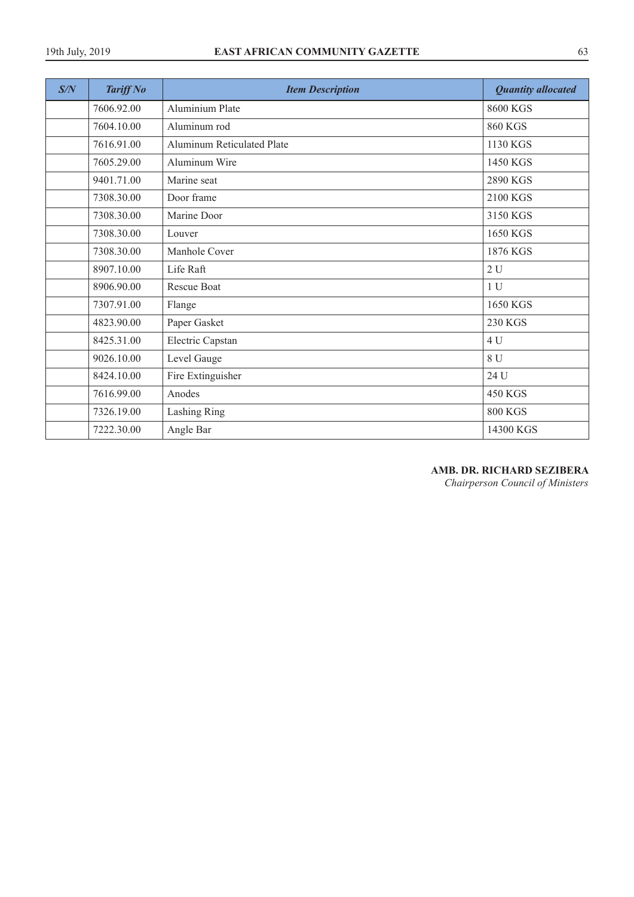| *S/N* | *Tariff No* | *Item Description* | *Quantity allocated* |
|---|---|---|---|
| | 7606.92.00 | Aluminium Plate | 8600 KGS |
| | 7604.10.00 | Aluminum rod | 860 KGS |
| | 7616.91.00 | Aluminum Reticulated Plate | 1130 KGS |
| | 7605.29.00 | Aluminum Wire | 1450 KGS |
| | 9401.71.00 | Marine seat | 2890 KGS |
| | 7308.30.00 | Door frame | 2100 KGS |
| | 7308.30.00 | Marine Door | 3150 KGS |
| | 7308.30.00 | Louver | 1650 KGS |
| | 7308.30.00 | Manhole Cover | 1876 KGS |
| | 8907.10.00 | Life Raft | 2 U |
| | 8906.90.00 | Rescue Boat | 1 U |
| | 7307.91.00 | Flange | 1650 KGS |
| | 4823.90.00 | Paper Gasket | 230 KGS |
| | 8425.31.00 | Electric Capstan | 4 U |
| | 9026.10.00 | Level Gauge | 8 U |
| | 8424.10.00 | Fire Extinguisher | 24 U |
| | 7616.99.00 | Anodes | 450 KGS |
| | 7326.19.00 | Lashing Ring | 800 KGS |
| | 7222.30.00 | Angle Bar | 14300 KGS |

**AMB. DR. RICHARD SEZIBERA**
*Chairperson Council of Ministers*